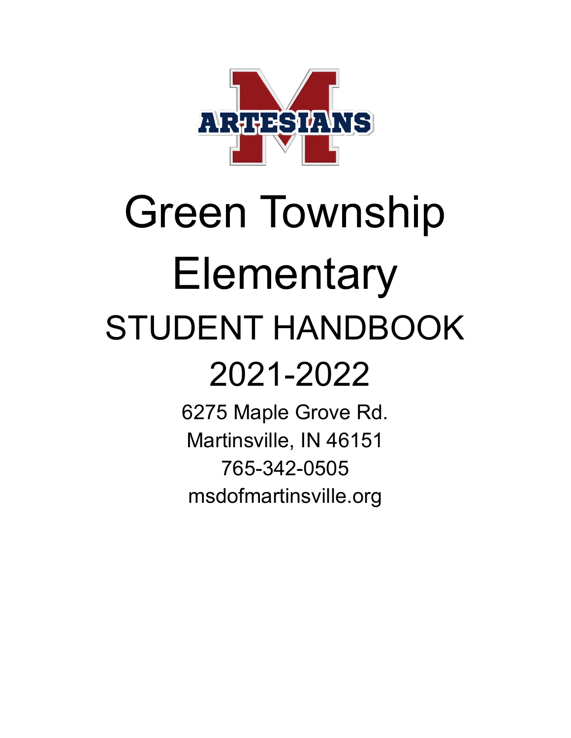ARTESIANS

# Green Township Elementary

## STUDENT HANDBOOK

## 2021-2022

6275 Maple Grove Rd.
Martinsville, IN 46151
765-342-0505
msdofmartinsville.org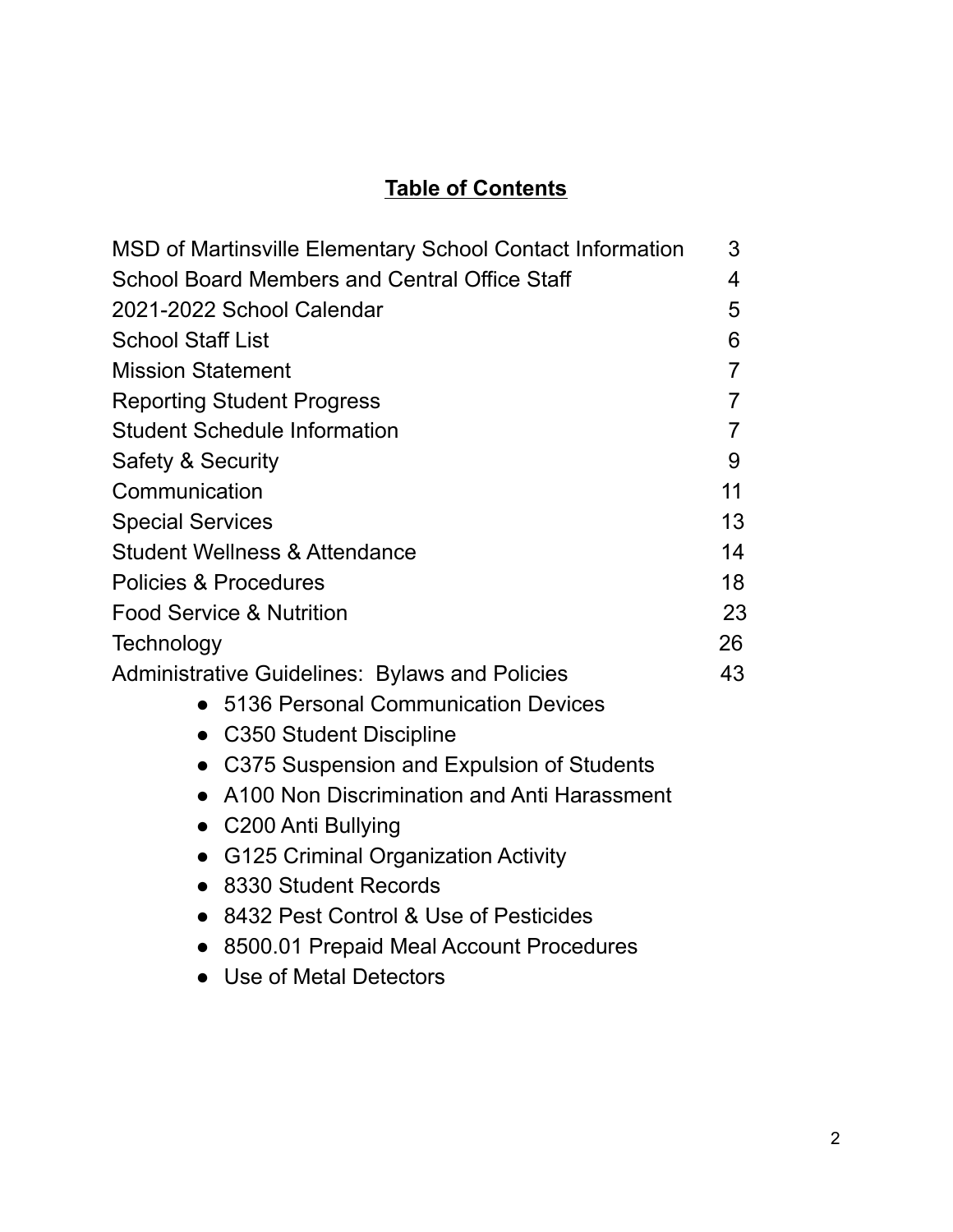# Table of Contents

| | |
|---|---|
| MSD of Martinsville Elementary School Contact Information | 3 |
| School Board Members and Central Office Staff | 4 |
| 2021-2022 School Calendar | 5 |
| School Staff List | 6 |
| Mission Statement | 7 |
| Reporting Student Progress | 7 |
| Student Schedule Information | 7 |
| Safety & Security | 9 |
| Communication | 11 |
| Special Services | 13 |
| Student Wellness & Attendance | 14 |
| Policies & Procedures | 18 |
| Food Service & Nutrition | 23 |
| Technology | 26 |
| Administrative Guidelines: Bylaws and Policies | 43 |

- 5136 Personal Communication Devices
- C350 Student Discipline
- C375 Suspension and Expulsion of Students
- A100 Non Discrimination and Anti Harassment
- C200 Anti Bullying
- G125 Criminal Organization Activity
- 8330 Student Records
- 8432 Pest Control & Use of Pesticides
- 8500.01 Prepaid Meal Account Procedures
- Use of Metal Detectors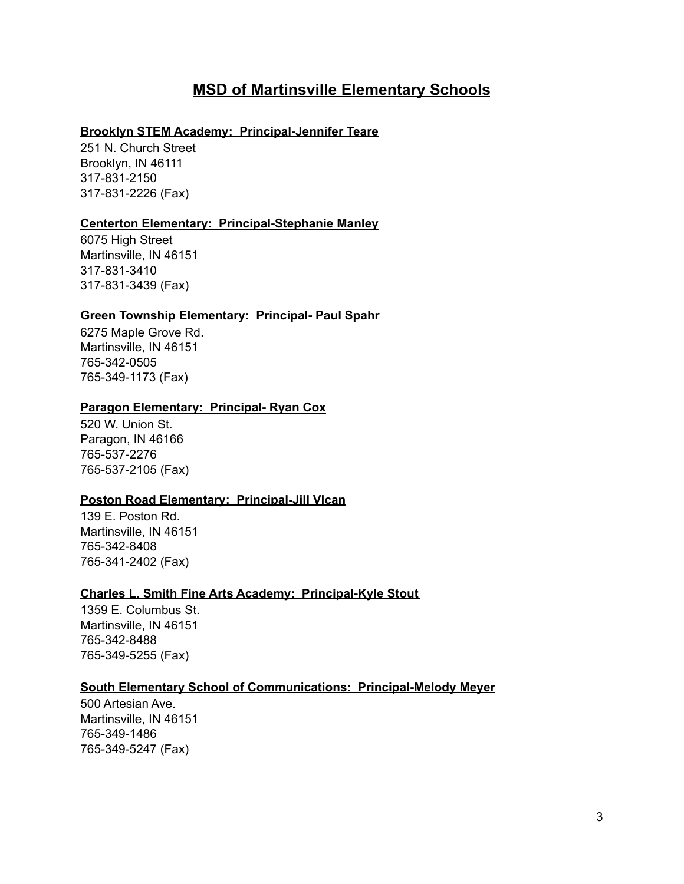# MSD of Martinsville Elementary Schools

**Brooklyn STEM Academy: Principal-Jennifer Teare**

251 N. Church Street
Brooklyn, IN 46111
317-831-2150
317-831-2226 (Fax)

**Centerton Elementary: Principal-Stephanie Manley**

6075 High Street
Martinsville, IN 46151
317-831-3410
317-831-3439 (Fax)

**Green Township Elementary: Principal- Paul Spahr**

6275 Maple Grove Rd.
Martinsville, IN 46151
765-342-0505
765-349-1173 (Fax)

**Paragon Elementary: Principal- Ryan Cox**

520 W. Union St.
Paragon, IN 46166
765-537-2276
765-537-2105 (Fax)

**Poston Road Elementary: Principal-Jill Vlcan**

139 E. Poston Rd.
Martinsville, IN 46151
765-342-8408
765-341-2402 (Fax)

**Charles L. Smith Fine Arts Academy: Principal-Kyle Stout**

1359 E. Columbus St.
Martinsville, IN 46151
765-342-8488
765-349-5255 (Fax)

**South Elementary School of Communications: Principal-Melody Meyer**

500 Artesian Ave.
Martinsville, IN 46151
765-349-1486
765-349-5247 (Fax)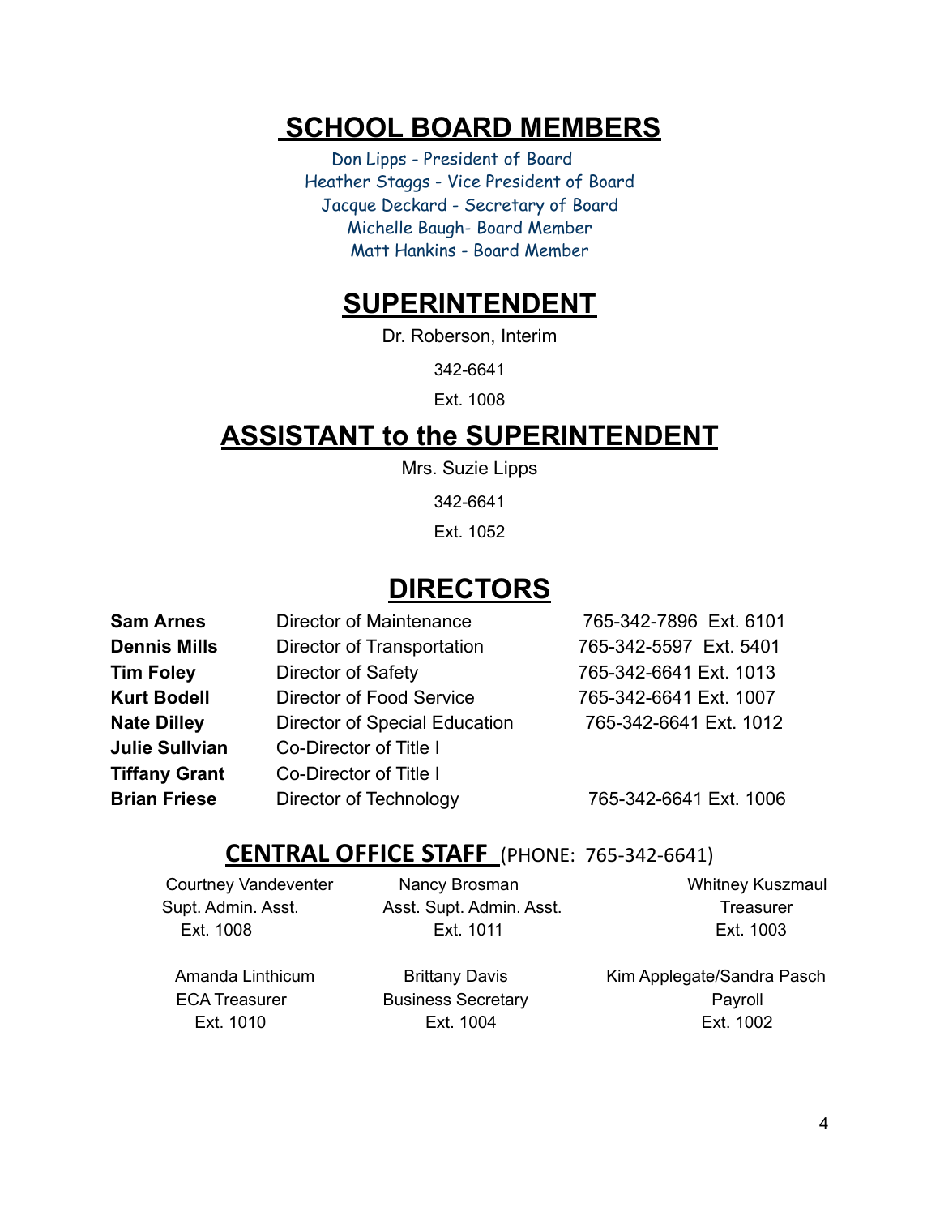# SCHOOL BOARD MEMBERS

Don Lipps - President of Board
Heather Staggs - Vice President of Board
Jacque Deckard - Secretary of Board
Michelle Baugh- Board Member
Matt Hankins - Board Member

# SUPERINTENDENT

Dr. Roberson, Interim

342-6641

Ext. 1008

# ASSISTANT to the SUPERINTENDENT

Mrs. Suzie Lipps

342-6641

Ext. 1052

# DIRECTORS

| | | |
|---|---|---|
| **Sam Arnes** | Director of Maintenance | 765-342-7896 Ext. 6101 |
| **Dennis Mills** | Director of Transportation | 765-342-5597 Ext. 5401 |
| **Tim Foley** | Director of Safety | 765-342-6641 Ext. 1013 |
| **Kurt Bodell** | Director of Food Service | 765-342-6641 Ext. 1007 |
| **Nate Dilley** | Director of Special Education | 765-342-6641 Ext. 1012 |
| **Julie Sullvian** | Co-Director of Title I | |
| **Tiffany Grant** | Co-Director of Title I | |
| **Brian Friese** | Director of Technology | 765-342-6641 Ext. 1006 |

## CENTRAL OFFICE STAFF (PHONE: 765-342-6641)

| | | |
|---|---|---|
| Courtney Vandeventer<br>Supt. Admin. Asst.<br>Ext. 1008 | Nancy Brosman<br>Asst. Supt. Admin. Asst.<br>Ext. 1011 | Whitney Kuszmaul<br>Treasurer<br>Ext. 1003 |
| Amanda Linthicum<br>ECA Treasurer<br>Ext. 1010 | Brittany Davis<br>Business Secretary<br>Ext. 1004 | Kim Applegate/Sandra Pasch<br>Payroll<br>Ext. 1002 |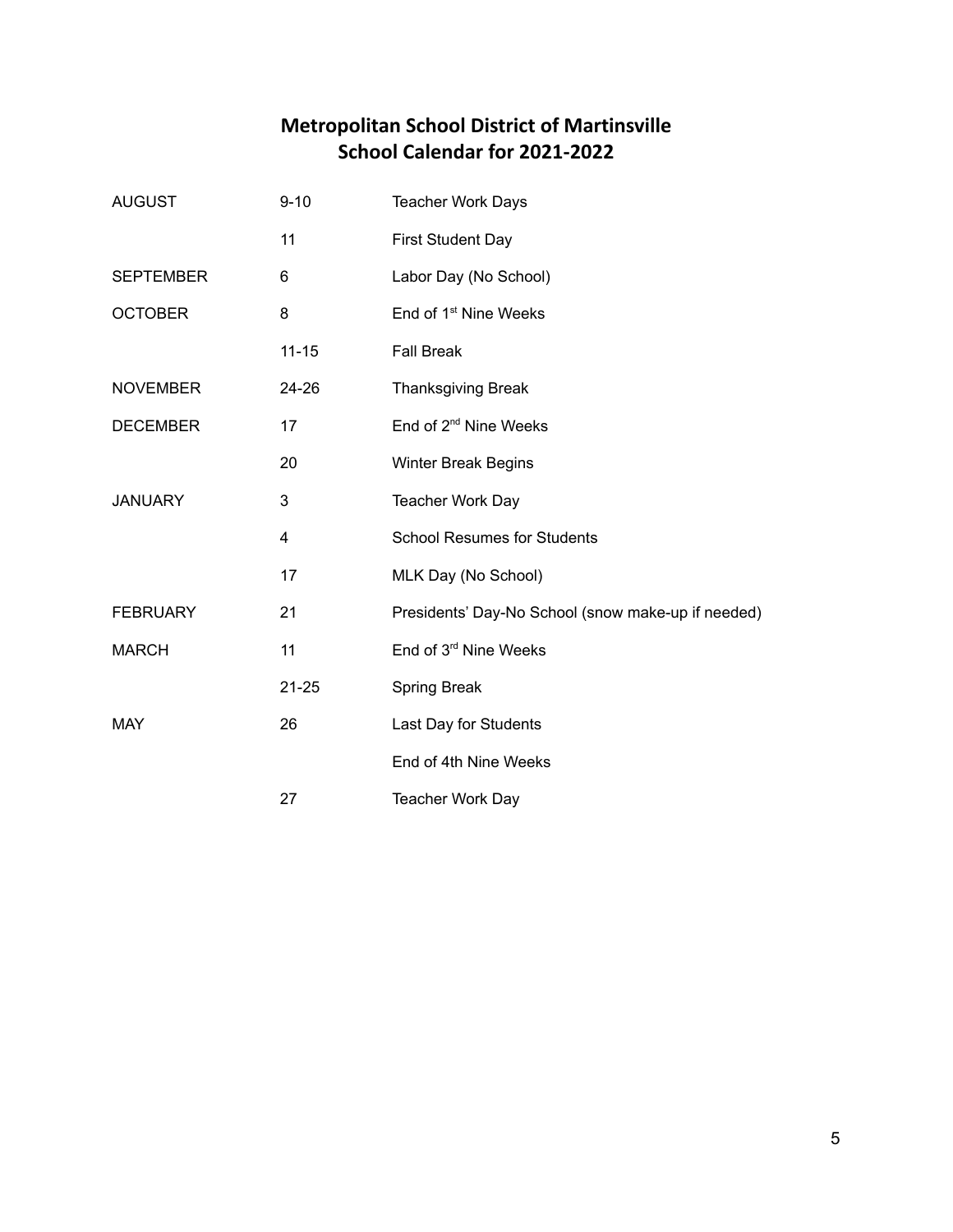# Metropolitan School District of Martinsville
# School Calendar for 2021-2022

| | | |
|---|---|---|
| AUGUST | 9-10 | Teacher Work Days |
| | 11 | First Student Day |
| SEPTEMBER | 6 | Labor Day (No School) |
| OCTOBER | 8 | End of 1st Nine Weeks |
| | 11-15 | Fall Break |
| NOVEMBER | 24-26 | Thanksgiving Break |
| DECEMBER | 17 | End of 2nd Nine Weeks |
| | 20 | Winter Break Begins |
| JANUARY | 3 | Teacher Work Day |
| | 4 | School Resumes for Students |
| | 17 | MLK Day (No School) |
| FEBRUARY | 21 | Presidents' Day-No School (snow make-up if needed) |
| MARCH | 11 | End of 3rd Nine Weeks |
| | 21-25 | Spring Break |
| MAY | 26 | Last Day for Students |
| | | End of 4th Nine Weeks |
| | 27 | Teacher Work Day |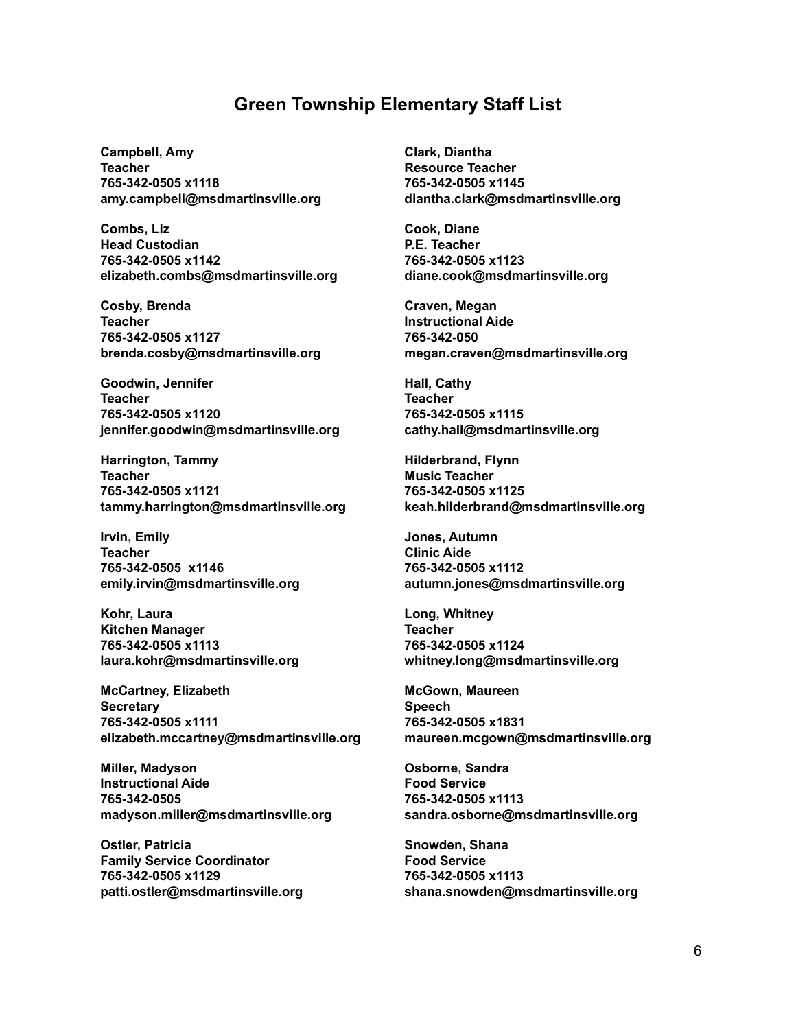## Green Township Elementary Staff List

**Campbell, Amy**
**Teacher**
**765-342-0505 x1118**
**amy.campbell@msdmartinsville.org**

**Clark, Diantha**
**Resource Teacher**
**765-342-0505 x1145**
**diantha.clark@msdmartinsville.org**

**Combs, Liz**
**Head Custodian**
**765-342-0505 x1142**
**elizabeth.combs@msdmartinsville.org**

**Cook, Diane**
**P.E. Teacher**
**765-342-0505 x1123**
**diane.cook@msdmartinsville.org**

**Cosby, Brenda**
**Teacher**
**765-342-0505 x1127**
**brenda.cosby@msdmartinsville.org**

**Craven, Megan**
**Instructional Aide**
**765-342-050**
**megan.craven@msdmartinsville.org**

**Goodwin, Jennifer**
**Teacher**
**765-342-0505 x1120**
**jennifer.goodwin@msdmartinsville.org**

**Hall, Cathy**
**Teacher**
**765-342-0505 x1115**
**cathy.hall@msdmartinsville.org**

**Harrington, Tammy**
**Teacher**
**765-342-0505 x1121**
**tammy.harrington@msdmartinsville.org**

**Hilderbrand, Flynn**
**Music Teacher**
**765-342-0505 x1125**
**keah.hilderbrand@msdmartinsville.org**

**Irvin, Emily**
**Teacher**
**765-342-0505 x1146**
**emily.irvin@msdmartinsville.org**

**Jones, Autumn**
**Clinic Aide**
**765-342-0505 x1112**
**autumn.jones@msdmartinsville.org**

**Kohr, Laura**
**Kitchen Manager**
**765-342-0505 x1113**
**laura.kohr@msdmartinsville.org**

**Long, Whitney**
**Teacher**
**765-342-0505 x1124**
**whitney.long@msdmartinsville.org**

**McCartney, Elizabeth**
**Secretary**
**765-342-0505 x1111**
**elizabeth.mccartney@msdmartinsville.org**

**McGown, Maureen**
**Speech**
**765-342-0505 x1831**
**maureen.mcgown@msdmartinsville.org**

**Miller, Madyson**
**Instructional Aide**
**765-342-0505**
**madyson.miller@msdmartinsville.org**

**Osborne, Sandra**
**Food Service**
**765-342-0505 x1113**
**sandra.osborne@msdmartinsville.org**

**Ostler, Patricia**
**Family Service Coordinator**
**765-342-0505 x1129**
**patti.ostler@msdmartinsville.org**

**Snowden, Shana**
**Food Service**
**765-342-0505 x1113**
**shana.snowden@msdmartinsville.org**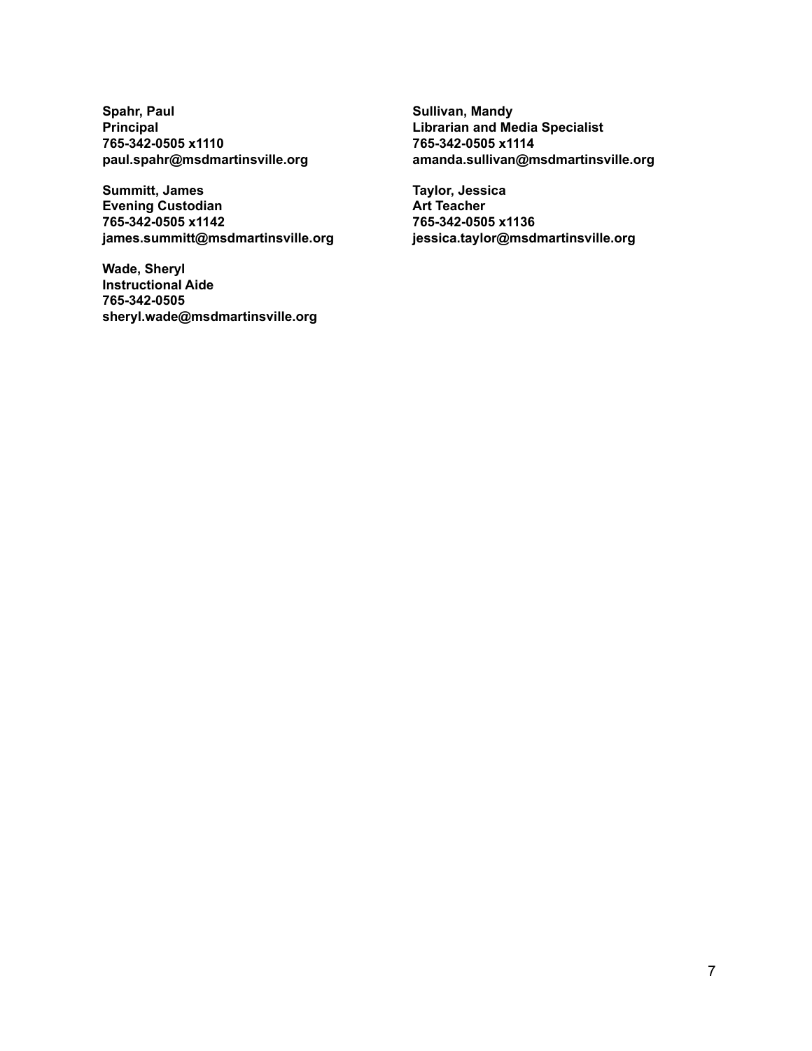**Spahr, Paul**
**Principal**
**765-342-0505 x1110**
**paul.spahr@msdmartinsville.org**

**Sullivan, Mandy**
**Librarian and Media Specialist**
**765-342-0505 x1114**
**amanda.sullivan@msdmartinsville.org**

**Summitt, James**
**Evening Custodian**
**765-342-0505 x1142**
**james.summitt@msdmartinsville.org**

**Taylor, Jessica**
**Art Teacher**
**765-342-0505 x1136**
**jessica.taylor@msdmartinsville.org**

**Wade, Sheryl**
**Instructional Aide**
**765-342-0505**
**sheryl.wade@msdmartinsville.org**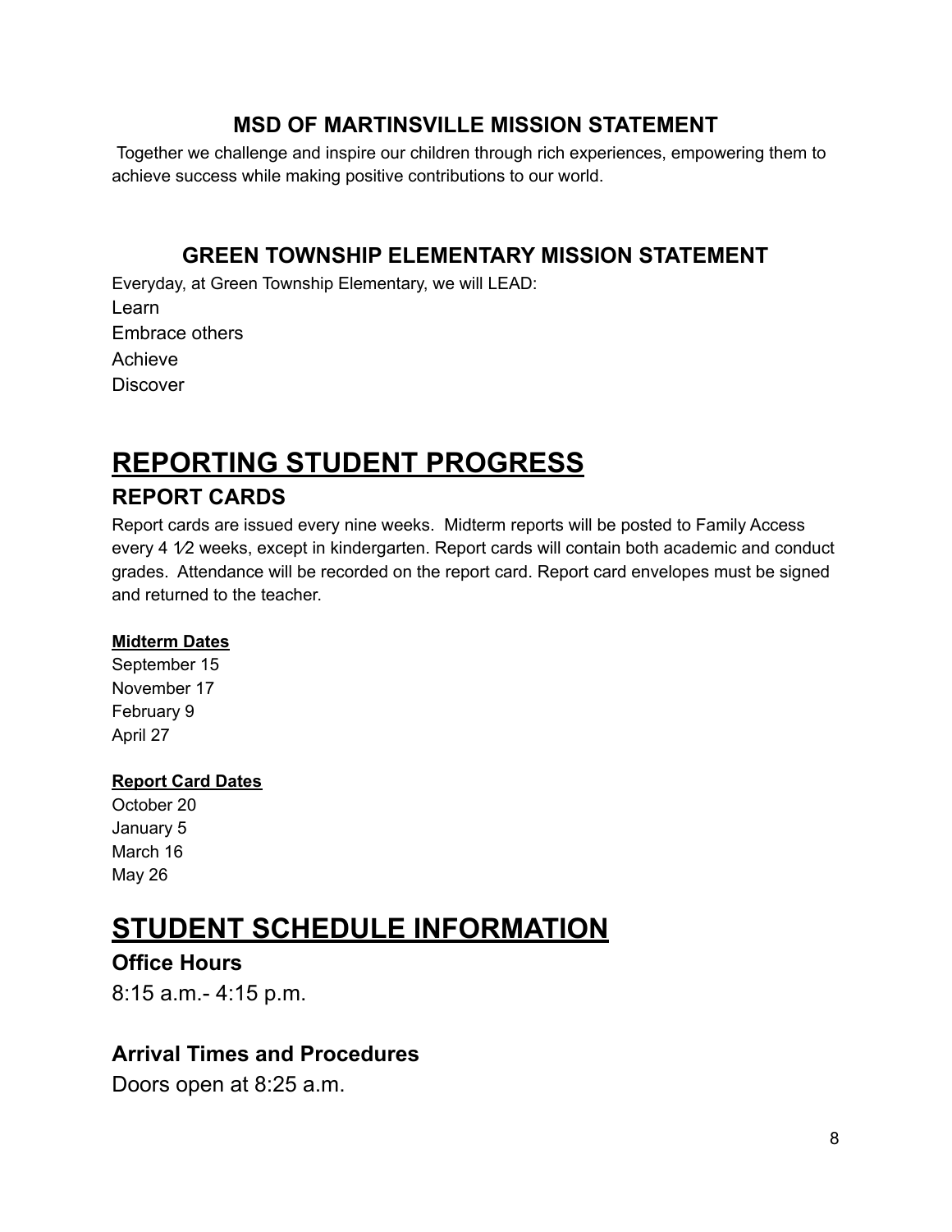### MSD OF MARTINSVILLE MISSION STATEMENT

Together we challenge and inspire our children through rich experiences, empowering them to achieve success while making positive contributions to our world.

### GREEN TOWNSHIP ELEMENTARY MISSION STATEMENT

Everyday, at Green Township Elementary, we will LEAD:

Learn
Embrace others
Achieve
Discover

# REPORTING STUDENT PROGRESS

## REPORT CARDS

Report cards are issued every nine weeks. Midterm reports will be posted to Family Access every 4 1⁄2 weeks, except in kindergarten. Report cards will contain both academic and conduct grades. Attendance will be recorded on the report card. Report card envelopes must be signed and returned to the teacher.

**Midterm Dates**

September 15
November 17
February 9
April 27

**Report Card Dates**

October 20
January 5
March 16
May 26

# STUDENT SCHEDULE INFORMATION

## Office Hours

8:15 a.m.- 4:15 p.m.

## Arrival Times and Procedures

Doors open at 8:25 a.m.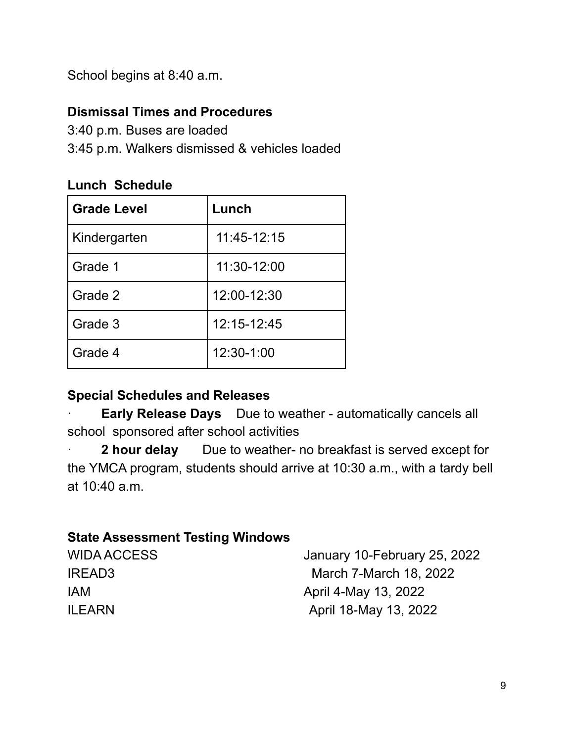School begins at 8:40 a.m.

**Dismissal Times and Procedures**

3:40 p.m. Buses are loaded

3:45 p.m. Walkers dismissed & vehicles loaded

**Lunch Schedule**

| Grade Level | Lunch |
|---|---|
| Kindergarten | 11:45-12:15 |
| Grade 1 | 11:30-12:00 |
| Grade 2 | 12:00-12:30 |
| Grade 3 | 12:15-12:45 |
| Grade 4 | 12:30-1:00 |

**Special Schedules and Releases**

- **Early Release Days** Due to weather - automatically cancels all school sponsored after school activities
- **2 hour delay** Due to weather- no breakfast is served except for the YMCA program, students should arrive at 10:30 a.m., with a tardy bell at 10:40 a.m.

**State Assessment Testing Windows**

| | |
|---|---|
| WIDA ACCESS | January 10-February 25, 2022 |
| IREAD3 | March 7-March 18, 2022 |
| IAM | April 4-May 13, 2022 |
| ILEARN | April 18-May 13, 2022 |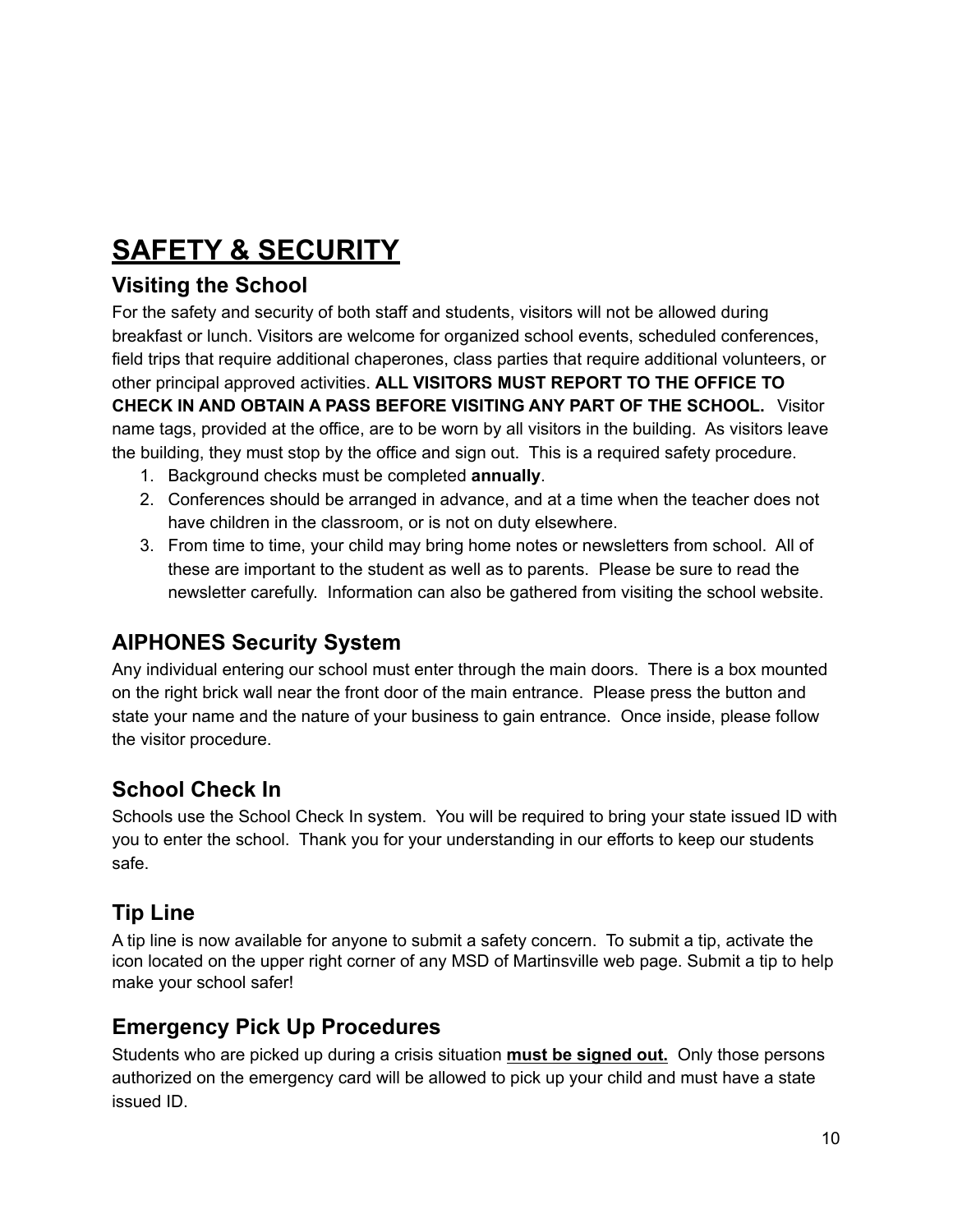# SAFETY & SECURITY

## Visiting the School

For the safety and security of both staff and students, visitors will not be allowed during breakfast or lunch. Visitors are welcome for organized school events, scheduled conferences, field trips that require additional chaperones, class parties that require additional volunteers, or other principal approved activities. **ALL VISITORS MUST REPORT TO THE OFFICE TO CHECK IN AND OBTAIN A PASS BEFORE VISITING ANY PART OF THE SCHOOL.** Visitor name tags, provided at the office, are to be worn by all visitors in the building. As visitors leave the building, they must stop by the office and sign out. This is a required safety procedure.

1. Background checks must be completed **annually**.
2. Conferences should be arranged in advance, and at a time when the teacher does not have children in the classroom, or is not on duty elsewhere.
3. From time to time, your child may bring home notes or newsletters from school. All of these are important to the student as well as to parents. Please be sure to read the newsletter carefully. Information can also be gathered from visiting the school website.

## AIPHONES Security System

Any individual entering our school must enter through the main doors. There is a box mounted on the right brick wall near the front door of the main entrance. Please press the button and state your name and the nature of your business to gain entrance. Once inside, please follow the visitor procedure.

## School Check In

Schools use the School Check In system. You will be required to bring your state issued ID with you to enter the school. Thank you for your understanding in our efforts to keep our students safe.

## Tip Line

A tip line is now available for anyone to submit a safety concern. To submit a tip, activate the icon located on the upper right corner of any MSD of Martinsville web page. Submit a tip to help make your school safer!

## Emergency Pick Up Procedures

Students who are picked up during a crisis situation **must be signed out.** Only those persons authorized on the emergency card will be allowed to pick up your child and must have a state issued ID.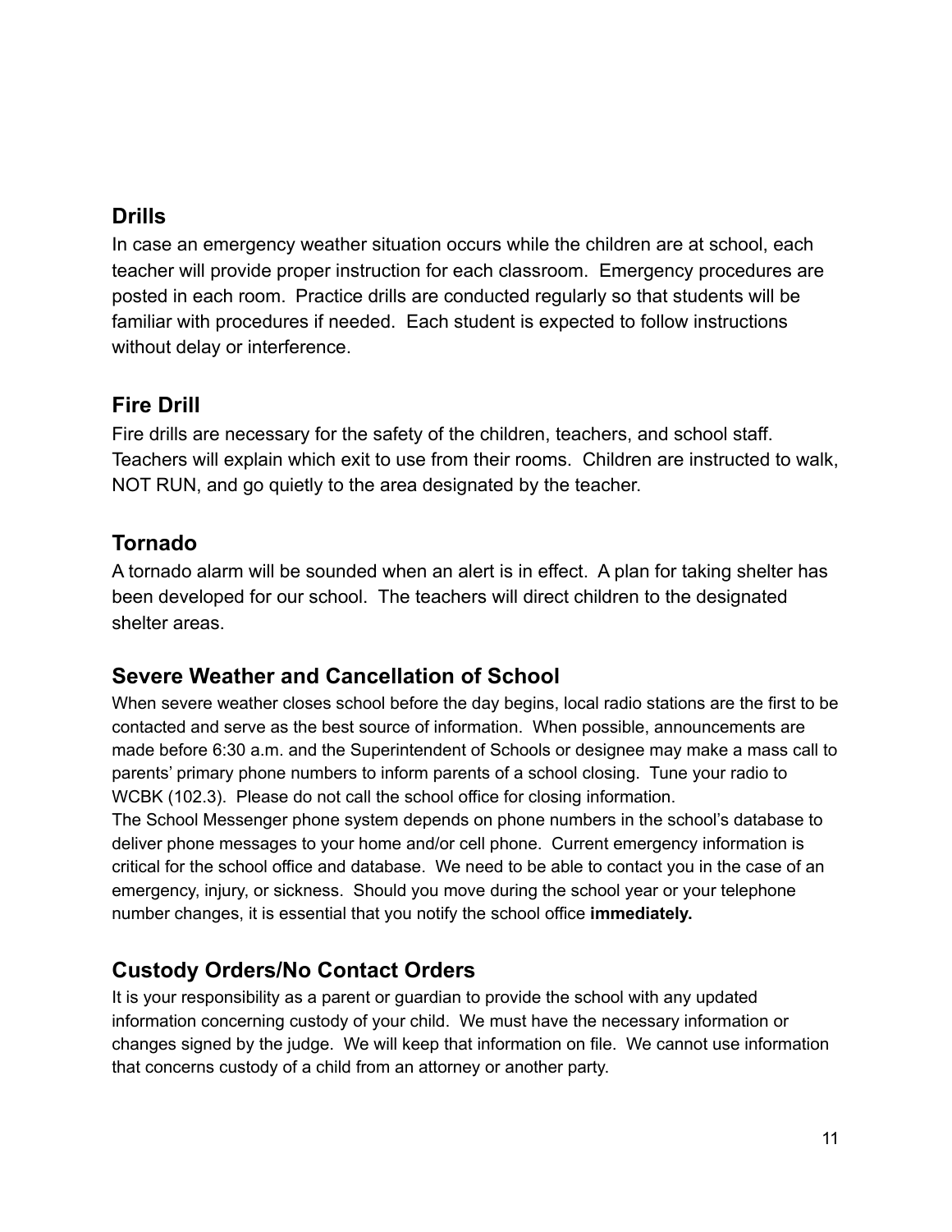## Drills

In case an emergency weather situation occurs while the children are at school, each teacher will provide proper instruction for each classroom. Emergency procedures are posted in each room. Practice drills are conducted regularly so that students will be familiar with procedures if needed. Each student is expected to follow instructions without delay or interference.

## Fire Drill

Fire drills are necessary for the safety of the children, teachers, and school staff. Teachers will explain which exit to use from their rooms. Children are instructed to walk, NOT RUN, and go quietly to the area designated by the teacher.

## Tornado

A tornado alarm will be sounded when an alert is in effect. A plan for taking shelter has been developed for our school. The teachers will direct children to the designated shelter areas.

## Severe Weather and Cancellation of School

When severe weather closes school before the day begins, local radio stations are the first to be contacted and serve as the best source of information. When possible, announcements are made before 6:30 a.m. and the Superintendent of Schools or designee may make a mass call to parents' primary phone numbers to inform parents of a school closing. Tune your radio to WCBK (102.3). Please do not call the school office for closing information.

The School Messenger phone system depends on phone numbers in the school's database to deliver phone messages to your home and/or cell phone. Current emergency information is critical for the school office and database. We need to be able to contact you in the case of an emergency, injury, or sickness. Should you move during the school year or your telephone number changes, it is essential that you notify the school office **immediately.**

## Custody Orders/No Contact Orders

It is your responsibility as a parent or guardian to provide the school with any updated information concerning custody of your child. We must have the necessary information or changes signed by the judge. We will keep that information on file. We cannot use information that concerns custody of a child from an attorney or another party.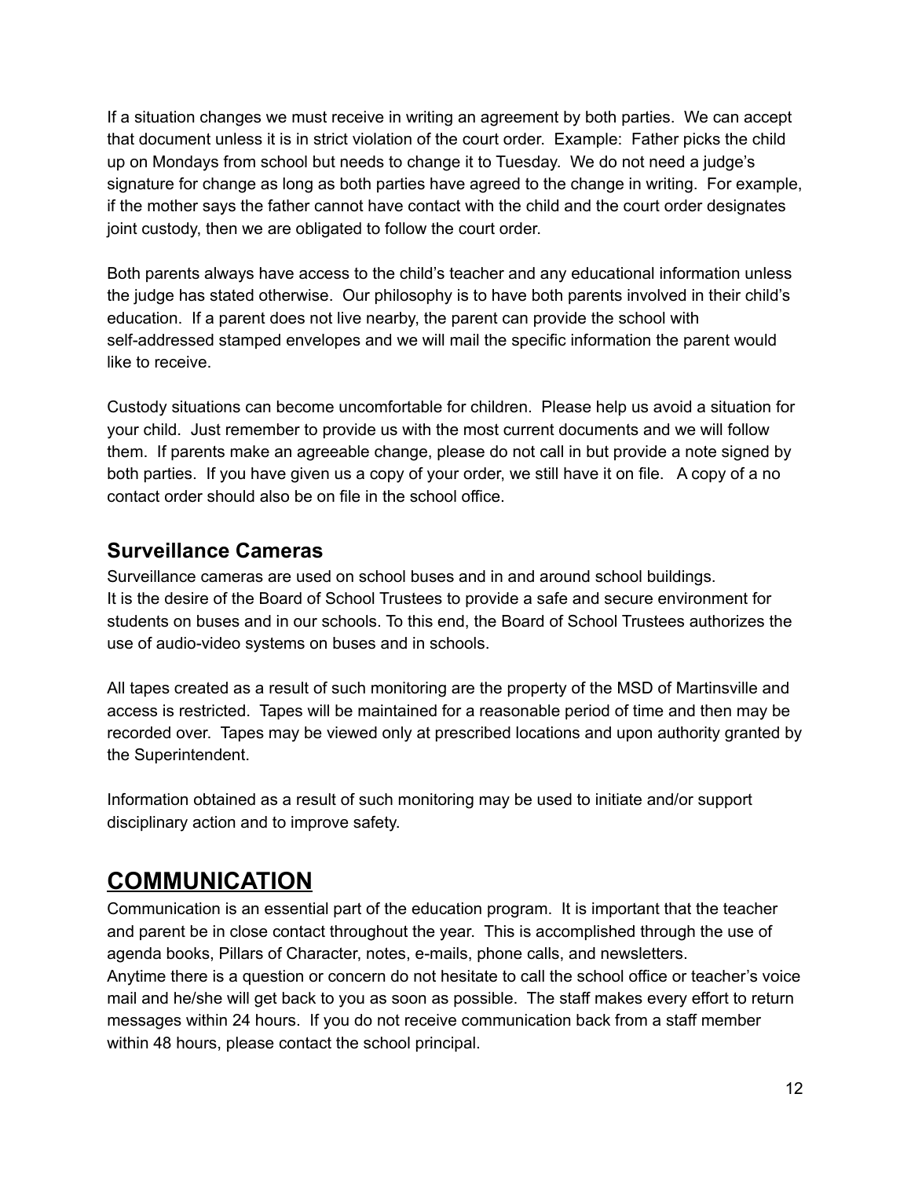If a situation changes we must receive in writing an agreement by both parties. We can accept that document unless it is in strict violation of the court order. Example: Father picks the child up on Mondays from school but needs to change it to Tuesday. We do not need a judge's signature for change as long as both parties have agreed to the change in writing. For example, if the mother says the father cannot have contact with the child and the court order designates joint custody, then we are obligated to follow the court order.

Both parents always have access to the child's teacher and any educational information unless the judge has stated otherwise. Our philosophy is to have both parents involved in their child's education. If a parent does not live nearby, the parent can provide the school with self-addressed stamped envelopes and we will mail the specific information the parent would like to receive.

Custody situations can become uncomfortable for children. Please help us avoid a situation for your child. Just remember to provide us with the most current documents and we will follow them. If parents make an agreeable change, please do not call in but provide a note signed by both parties. If you have given us a copy of your order, we still have it on file. A copy of a no contact order should also be on file in the school office.

## Surveillance Cameras

Surveillance cameras are used on school buses and in and around school buildings.
It is the desire of the Board of School Trustees to provide a safe and secure environment for students on buses and in our schools. To this end, the Board of School Trustees authorizes the use of audio-video systems on buses and in schools.

All tapes created as a result of such monitoring are the property of the MSD of Martinsville and access is restricted. Tapes will be maintained for a reasonable period of time and then may be recorded over. Tapes may be viewed only at prescribed locations and upon authority granted by the Superintendent.

Information obtained as a result of such monitoring may be used to initiate and/or support disciplinary action and to improve safety.

# COMMUNICATION

Communication is an essential part of the education program. It is important that the teacher and parent be in close contact throughout the year. This is accomplished through the use of agenda books, Pillars of Character, notes, e-mails, phone calls, and newsletters.
Anytime there is a question or concern do not hesitate to call the school office or teacher's voice mail and he/she will get back to you as soon as possible. The staff makes every effort to return messages within 24 hours. If you do not receive communication back from a staff member within 48 hours, please contact the school principal.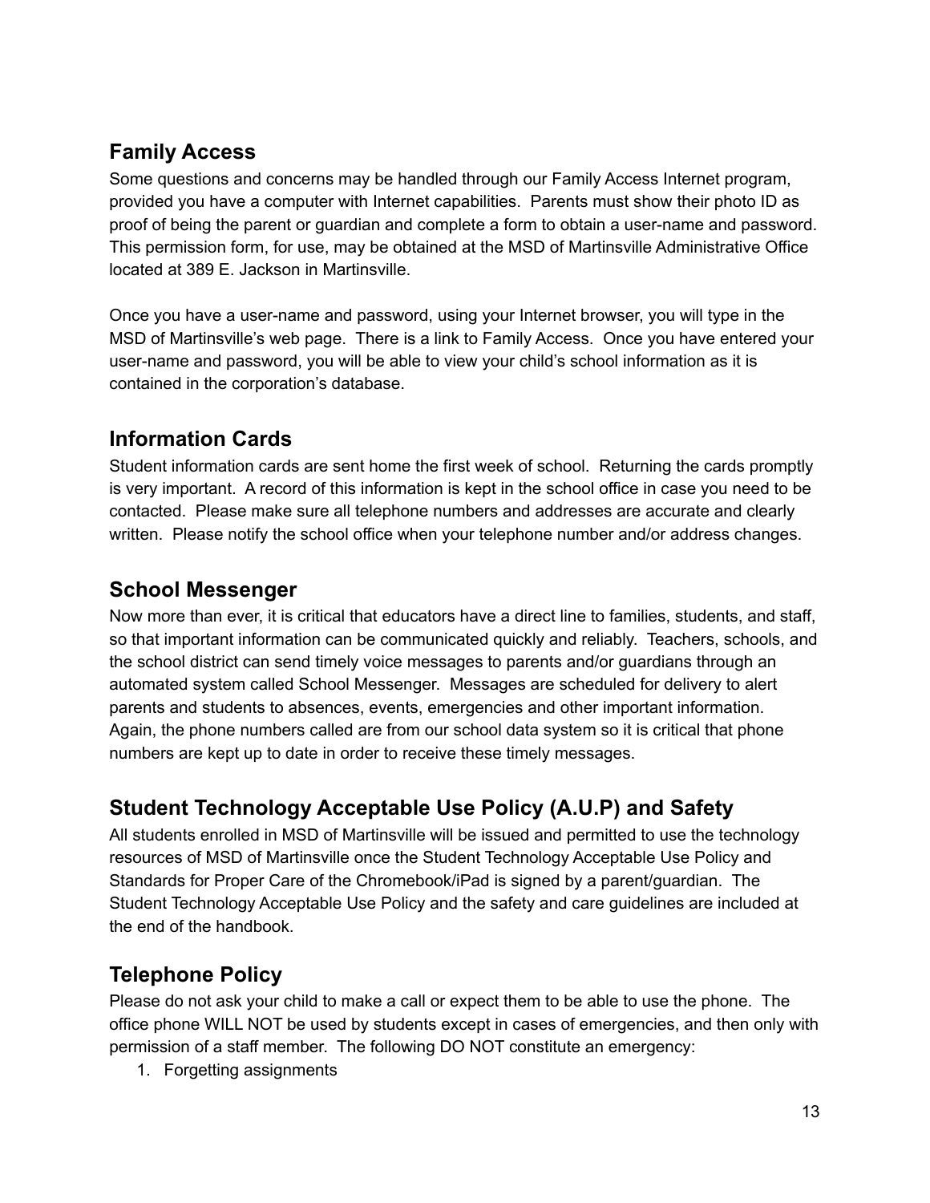## Family Access

Some questions and concerns may be handled through our Family Access Internet program, provided you have a computer with Internet capabilities. Parents must show their photo ID as proof of being the parent or guardian and complete a form to obtain a user-name and password. This permission form, for use, may be obtained at the MSD of Martinsville Administrative Office located at 389 E. Jackson in Martinsville.

Once you have a user-name and password, using your Internet browser, you will type in the MSD of Martinsville's web page. There is a link to Family Access. Once you have entered your user-name and password, you will be able to view your child's school information as it is contained in the corporation's database.

## Information Cards

Student information cards are sent home the first week of school. Returning the cards promptly is very important. A record of this information is kept in the school office in case you need to be contacted. Please make sure all telephone numbers and addresses are accurate and clearly written. Please notify the school office when your telephone number and/or address changes.

## School Messenger

Now more than ever, it is critical that educators have a direct line to families, students, and staff, so that important information can be communicated quickly and reliably. Teachers, schools, and the school district can send timely voice messages to parents and/or guardians through an automated system called School Messenger. Messages are scheduled for delivery to alert parents and students to absences, events, emergencies and other important information. Again, the phone numbers called are from our school data system so it is critical that phone numbers are kept up to date in order to receive these timely messages.

## Student Technology Acceptable Use Policy (A.U.P) and Safety

All students enrolled in MSD of Martinsville will be issued and permitted to use the technology resources of MSD of Martinsville once the Student Technology Acceptable Use Policy and Standards for Proper Care of the Chromebook/iPad is signed by a parent/guardian. The Student Technology Acceptable Use Policy and the safety and care guidelines are included at the end of the handbook.

## Telephone Policy

Please do not ask your child to make a call or expect them to be able to use the phone. The office phone WILL NOT be used by students except in cases of emergencies, and then only with permission of a staff member. The following DO NOT constitute an emergency:

1. Forgetting assignments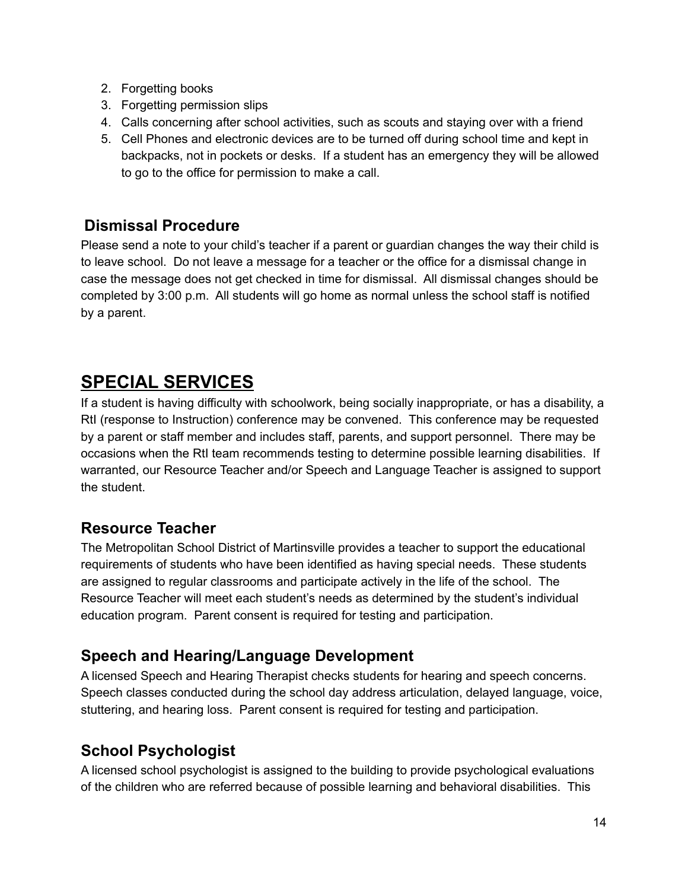2. Forgetting books
3. Forgetting permission slips
4. Calls concerning after school activities, such as scouts and staying over with a friend
5. Cell Phones and electronic devices are to be turned off during school time and kept in backpacks, not in pockets or desks. If a student has an emergency they will be allowed to go to the office for permission to make a call.

### Dismissal Procedure

Please send a note to your child's teacher if a parent or guardian changes the way their child is to leave school. Do not leave a message for a teacher or the office for a dismissal change in case the message does not get checked in time for dismissal. All dismissal changes should be completed by 3:00 p.m. All students will go home as normal unless the school staff is notified by a parent.

## SPECIAL SERVICES

If a student is having difficulty with schoolwork, being socially inappropriate, or has a disability, a RtI (response to Instruction) conference may be convened. This conference may be requested by a parent or staff member and includes staff, parents, and support personnel. There may be occasions when the RtI team recommends testing to determine possible learning disabilities. If warranted, our Resource Teacher and/or Speech and Language Teacher is assigned to support the student.

### Resource Teacher

The Metropolitan School District of Martinsville provides a teacher to support the educational requirements of students who have been identified as having special needs. These students are assigned to regular classrooms and participate actively in the life of the school. The Resource Teacher will meet each student's needs as determined by the student's individual education program. Parent consent is required for testing and participation.

### Speech and Hearing/Language Development

A licensed Speech and Hearing Therapist checks students for hearing and speech concerns. Speech classes conducted during the school day address articulation, delayed language, voice, stuttering, and hearing loss. Parent consent is required for testing and participation.

### School Psychologist

A licensed school psychologist is assigned to the building to provide psychological evaluations of the children who are referred because of possible learning and behavioral disabilities. This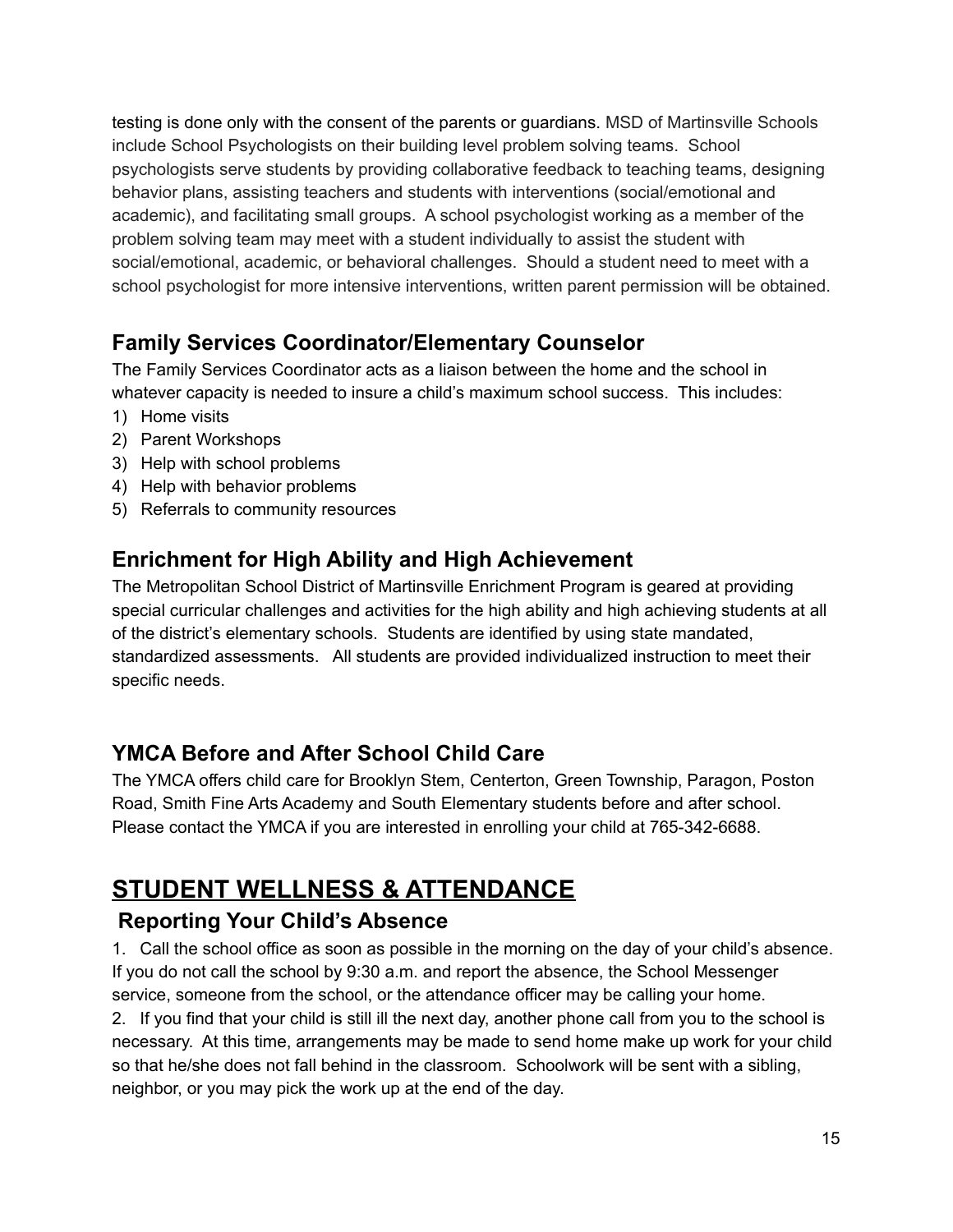testing is done only with the consent of the parents or guardians. MSD of Martinsville Schools include School Psychologists on their building level problem solving teams. School psychologists serve students by providing collaborative feedback to teaching teams, designing behavior plans, assisting teachers and students with interventions (social/emotional and academic), and facilitating small groups. A school psychologist working as a member of the problem solving team may meet with a student individually to assist the student with social/emotional, academic, or behavioral challenges. Should a student need to meet with a school psychologist for more intensive interventions, written parent permission will be obtained.

### Family Services Coordinator/Elementary Counselor

The Family Services Coordinator acts as a liaison between the home and the school in whatever capacity is needed to insure a child's maximum school success. This includes:

1) Home visits
2) Parent Workshops
3) Help with school problems
4) Help with behavior problems
5) Referrals to community resources

### Enrichment for High Ability and High Achievement

The Metropolitan School District of Martinsville Enrichment Program is geared at providing special curricular challenges and activities for the high ability and high achieving students at all of the district's elementary schools. Students are identified by using state mandated, standardized assessments. All students are provided individualized instruction to meet their specific needs.

### YMCA Before and After School Child Care

The YMCA offers child care for Brooklyn Stem, Centerton, Green Township, Paragon, Poston Road, Smith Fine Arts Academy and South Elementary students before and after school. Please contact the YMCA if you are interested in enrolling your child at 765-342-6688.

## STUDENT WELLNESS & ATTENDANCE

### Reporting Your Child's Absence

1. Call the school office as soon as possible in the morning on the day of your child's absence. If you do not call the school by 9:30 a.m. and report the absence, the School Messenger service, someone from the school, or the attendance officer may be calling your home.
2. If you find that your child is still ill the next day, another phone call from you to the school is necessary. At this time, arrangements may be made to send home make up work for your child so that he/she does not fall behind in the classroom. Schoolwork will be sent with a sibling, neighbor, or you may pick the work up at the end of the day.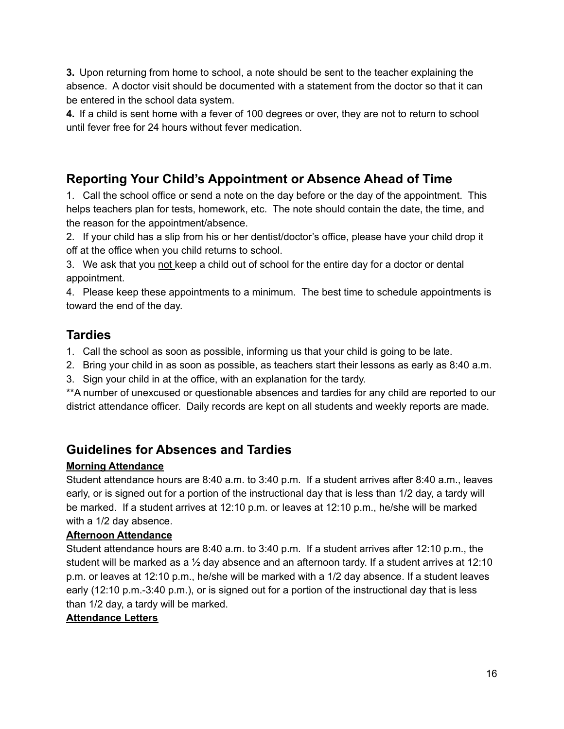**3.** Upon returning from home to school, a note should be sent to the teacher explaining the absence. A doctor visit should be documented with a statement from the doctor so that it can be entered in the school data system.

**4.** If a child is sent home with a fever of 100 degrees or over, they are not to return to school until fever free for 24 hours without fever medication.

## Reporting Your Child's Appointment or Absence Ahead of Time

1. Call the school office or send a note on the day before or the day of the appointment. This helps teachers plan for tests, homework, etc. The note should contain the date, the time, and the reason for the appointment/absence.
2. If your child has a slip from his or her dentist/doctor's office, please have your child drop it off at the office when you child returns to school.
3. We ask that you <u>not</u> keep a child out of school for the entire day for a doctor or dental appointment.
4. Please keep these appointments to a minimum. The best time to schedule appointments is toward the end of the day.

## Tardies

1. Call the school as soon as possible, informing us that your child is going to be late.
2. Bring your child in as soon as possible, as teachers start their lessons as early as 8:40 a.m.
3. Sign your child in at the office, with an explanation for the tardy.

**A number of unexcused or questionable absences and tardies for any child are reported to our district attendance officer. Daily records are kept on all students and weekly reports are made.

## Guidelines for Absences and Tardies

**<u>Morning Attendance</u>**

Student attendance hours are 8:40 a.m. to 3:40 p.m. If a student arrives after 8:40 a.m., leaves early, or is signed out for a portion of the instructional day that is less than 1/2 day, a tardy will be marked. If a student arrives at 12:10 p.m. or leaves at 12:10 p.m., he/she will be marked with a 1/2 day absence.

**<u>Afternoon Attendance</u>**

Student attendance hours are 8:40 a.m. to 3:40 p.m. If a student arrives after 12:10 p.m., the student will be marked as a ½ day absence and an afternoon tardy. If a student arrives at 12:10 p.m. or leaves at 12:10 p.m., he/she will be marked with a 1/2 day absence. If a student leaves early (12:10 p.m.-3:40 p.m.), or is signed out for a portion of the instructional day that is less than 1/2 day, a tardy will be marked.

**<u>Attendance Letters</u>**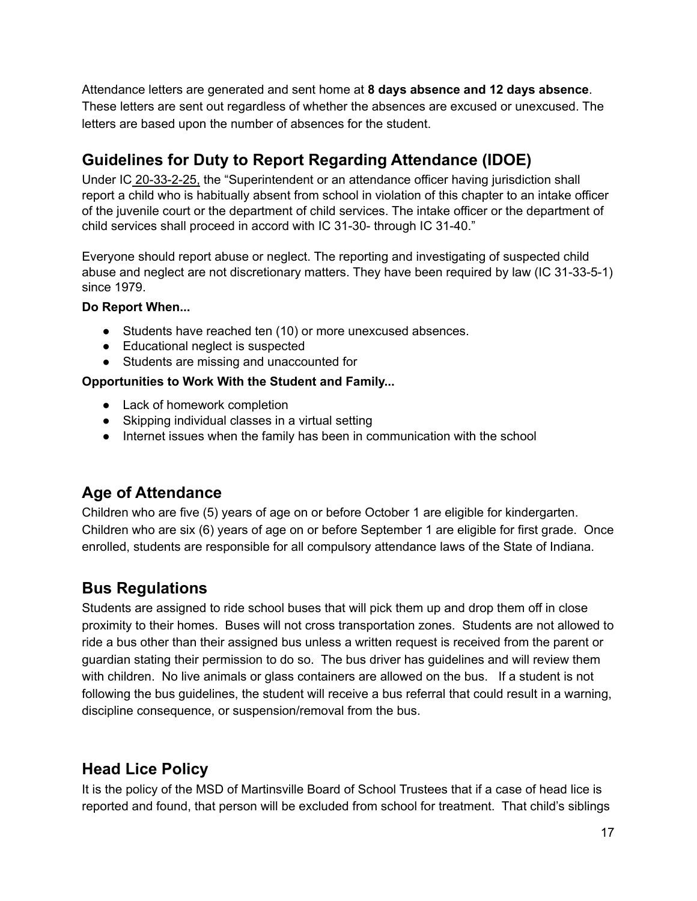Attendance letters are generated and sent home at **8 days absence and 12 days absence**. These letters are sent out regardless of whether the absences are excused or unexcused. The letters are based upon the number of absences for the student.

## Guidelines for Duty to Report Regarding Attendance (IDOE)

Under IC 20-33-2-25, the "Superintendent or an attendance officer having jurisdiction shall report a child who is habitually absent from school in violation of this chapter to an intake officer of the juvenile court or the department of child services. The intake officer or the department of child services shall proceed in accord with IC 31-30- through IC 31-40."

Everyone should report abuse or neglect. The reporting and investigating of suspected child abuse and neglect are not discretionary matters. They have been required by law (IC 31-33-5-1) since 1979.

**Do Report When...**

- Students have reached ten (10) or more unexcused absences.
- Educational neglect is suspected
- Students are missing and unaccounted for

**Opportunities to Work With the Student and Family...**

- Lack of homework completion
- Skipping individual classes in a virtual setting
- Internet issues when the family has been in communication with the school

## Age of Attendance

Children who are five (5) years of age on or before October 1 are eligible for kindergarten. Children who are six (6) years of age on or before September 1 are eligible for first grade. Once enrolled, students are responsible for all compulsory attendance laws of the State of Indiana.

## Bus Regulations

Students are assigned to ride school buses that will pick them up and drop them off in close proximity to their homes. Buses will not cross transportation zones. Students are not allowed to ride a bus other than their assigned bus unless a written request is received from the parent or guardian stating their permission to do so. The bus driver has guidelines and will review them with children. No live animals or glass containers are allowed on the bus. If a student is not following the bus guidelines, the student will receive a bus referral that could result in a warning, discipline consequence, or suspension/removal from the bus.

## Head Lice Policy

It is the policy of the MSD of Martinsville Board of School Trustees that if a case of head lice is reported and found, that person will be excluded from school for treatment. That child's siblings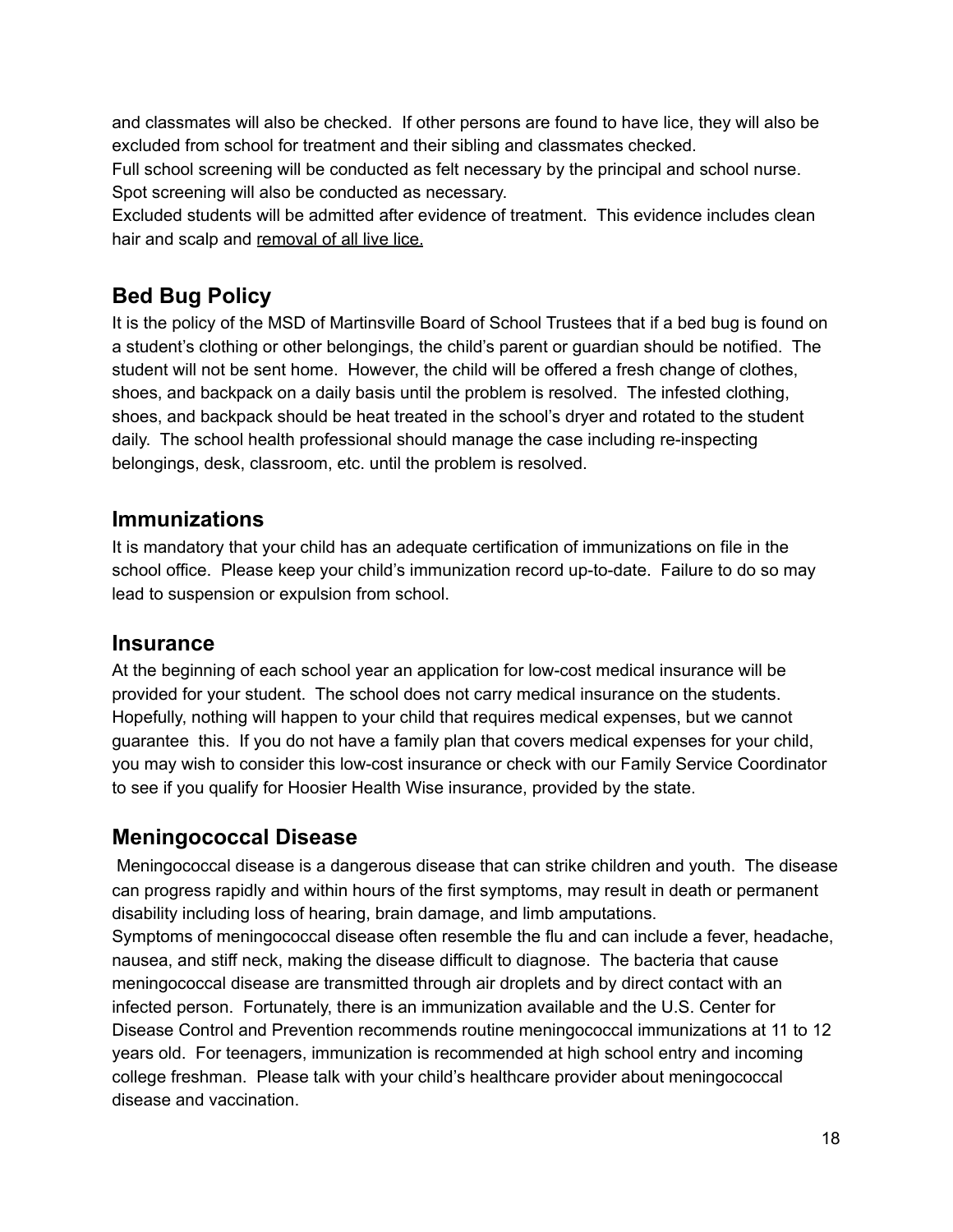and classmates will also be checked. If other persons are found to have lice, they will also be excluded from school for treatment and their sibling and classmates checked.

Full school screening will be conducted as felt necessary by the principal and school nurse. Spot screening will also be conducted as necessary.

Excluded students will be admitted after evidence of treatment. This evidence includes clean hair and scalp and <u>removal of all live lice.</u>

## Bed Bug Policy

It is the policy of the MSD of Martinsville Board of School Trustees that if a bed bug is found on a student's clothing or other belongings, the child's parent or guardian should be notified. The student will not be sent home. However, the child will be offered a fresh change of clothes, shoes, and backpack on a daily basis until the problem is resolved. The infested clothing, shoes, and backpack should be heat treated in the school's dryer and rotated to the student daily. The school health professional should manage the case including re-inspecting belongings, desk, classroom, etc. until the problem is resolved.

## Immunizations

It is mandatory that your child has an adequate certification of immunizations on file in the school office. Please keep your child's immunization record up-to-date. Failure to do so may lead to suspension or expulsion from school.

## Insurance

At the beginning of each school year an application for low-cost medical insurance will be provided for your student. The school does not carry medical insurance on the students. Hopefully, nothing will happen to your child that requires medical expenses, but we cannot guarantee this. If you do not have a family plan that covers medical expenses for your child, you may wish to consider this low-cost insurance or check with our Family Service Coordinator to see if you qualify for Hoosier Health Wise insurance, provided by the state.

## Meningococcal Disease

Meningococcal disease is a dangerous disease that can strike children and youth. The disease can progress rapidly and within hours of the first symptoms, may result in death or permanent disability including loss of hearing, brain damage, and limb amputations.

Symptoms of meningococcal disease often resemble the flu and can include a fever, headache, nausea, and stiff neck, making the disease difficult to diagnose. The bacteria that cause meningococcal disease are transmitted through air droplets and by direct contact with an infected person. Fortunately, there is an immunization available and the U.S. Center for Disease Control and Prevention recommends routine meningococcal immunizations at 11 to 12 years old. For teenagers, immunization is recommended at high school entry and incoming college freshman. Please talk with your child's healthcare provider about meningococcal disease and vaccination.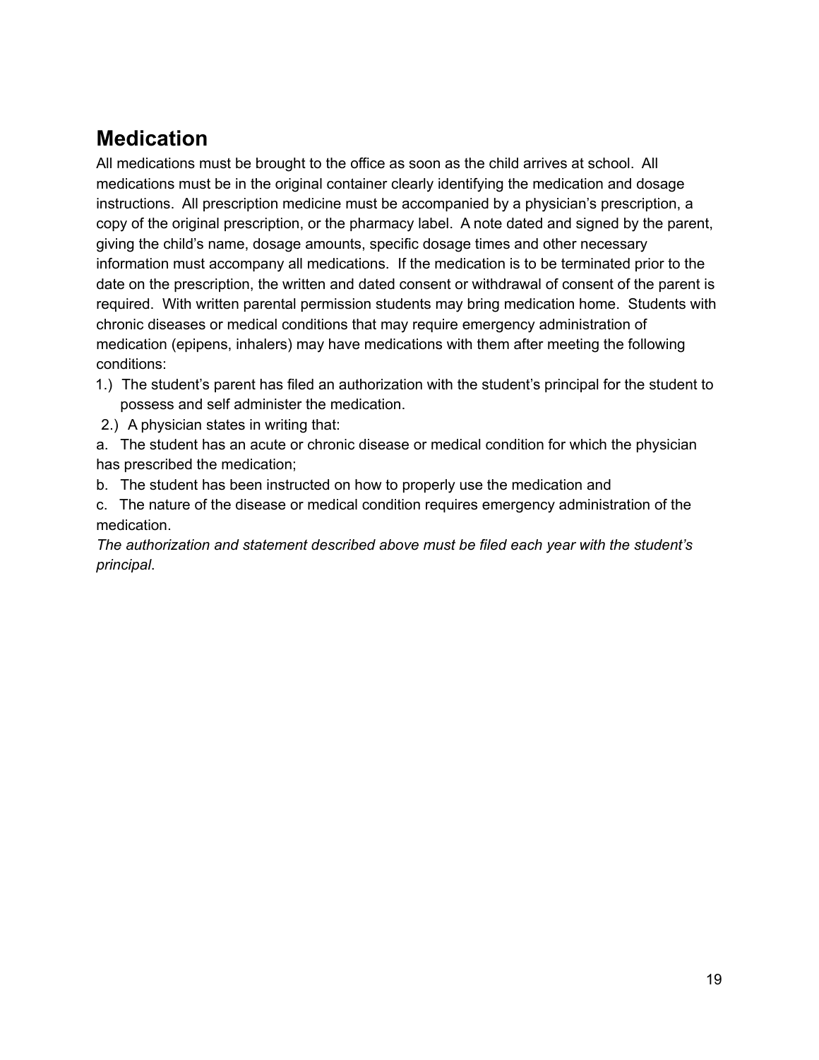## Medication

All medications must be brought to the office as soon as the child arrives at school. All medications must be in the original container clearly identifying the medication and dosage instructions. All prescription medicine must be accompanied by a physician's prescription, a copy of the original prescription, or the pharmacy label. A note dated and signed by the parent, giving the child's name, dosage amounts, specific dosage times and other necessary information must accompany all medications. If the medication is to be terminated prior to the date on the prescription, the written and dated consent or withdrawal of consent of the parent is required. With written parental permission students may bring medication home. Students with chronic diseases or medical conditions that may require emergency administration of medication (epipens, inhalers) may have medications with them after meeting the following conditions:

1.) The student's parent has filed an authorization with the student's principal for the student to possess and self administer the medication.

2.) A physician states in writing that:

a. The student has an acute or chronic disease or medical condition for which the physician has prescribed the medication;

b. The student has been instructed on how to properly use the medication and

c. The nature of the disease or medical condition requires emergency administration of the medication.

*The authorization and statement described above must be filed each year with the student's principal*.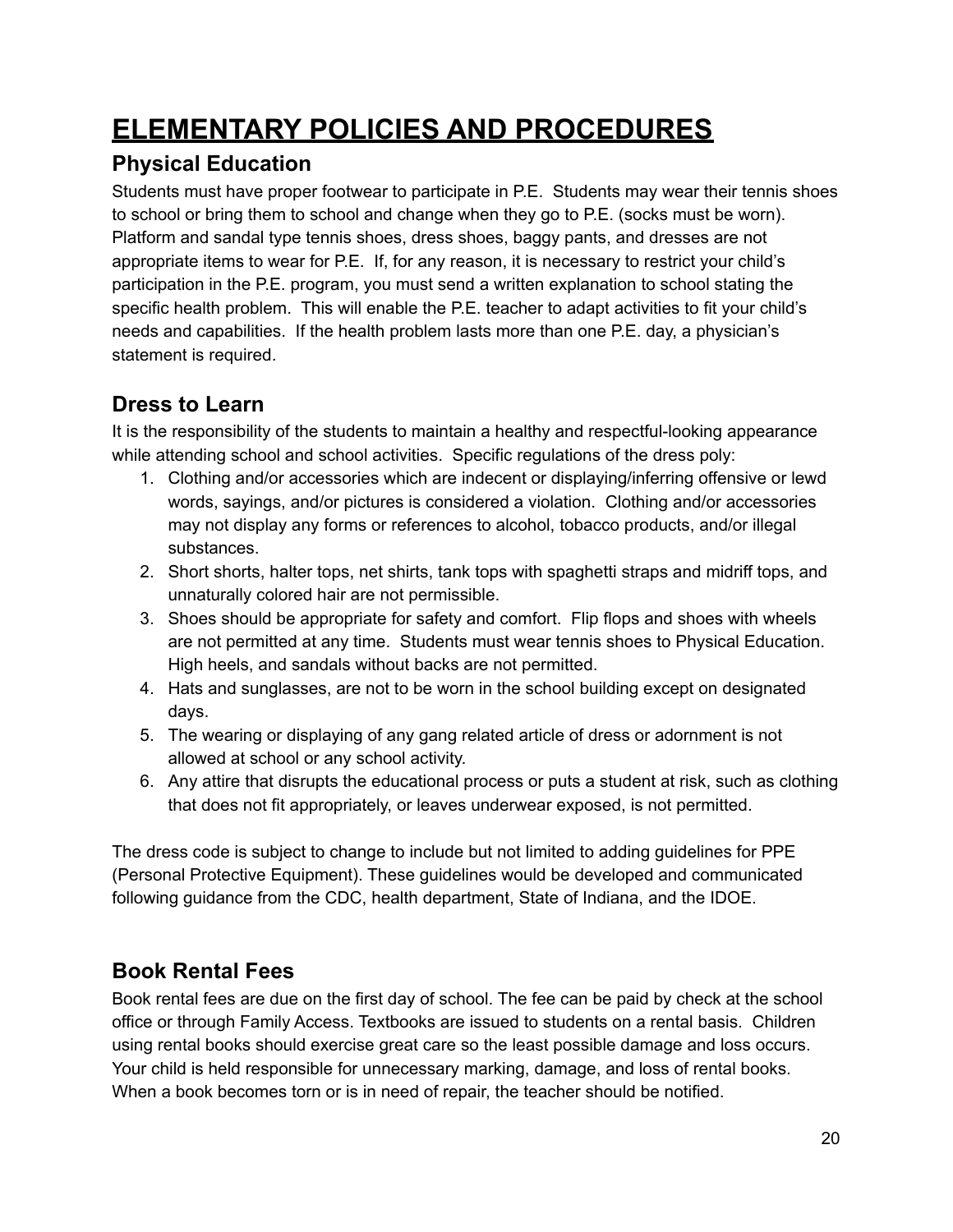# ELEMENTARY POLICIES AND PROCEDURES

## Physical Education

Students must have proper footwear to participate in P.E. Students may wear their tennis shoes to school or bring them to school and change when they go to P.E. (socks must be worn). Platform and sandal type tennis shoes, dress shoes, baggy pants, and dresses are not appropriate items to wear for P.E. If, for any reason, it is necessary to restrict your child's participation in the P.E. program, you must send a written explanation to school stating the specific health problem. This will enable the P.E. teacher to adapt activities to fit your child's needs and capabilities. If the health problem lasts more than one P.E. day, a physician's statement is required.

## Dress to Learn

It is the responsibility of the students to maintain a healthy and respectful-looking appearance while attending school and school activities. Specific regulations of the dress poly:

1. Clothing and/or accessories which are indecent or displaying/inferring offensive or lewd words, sayings, and/or pictures is considered a violation. Clothing and/or accessories may not display any forms or references to alcohol, tobacco products, and/or illegal substances.
2. Short shorts, halter tops, net shirts, tank tops with spaghetti straps and midriff tops, and unnaturally colored hair are not permissible.
3. Shoes should be appropriate for safety and comfort. Flip flops and shoes with wheels are not permitted at any time. Students must wear tennis shoes to Physical Education. High heels, and sandals without backs are not permitted.
4. Hats and sunglasses, are not to be worn in the school building except on designated days.
5. The wearing or displaying of any gang related article of dress or adornment is not allowed at school or any school activity.
6. Any attire that disrupts the educational process or puts a student at risk, such as clothing that does not fit appropriately, or leaves underwear exposed, is not permitted.

The dress code is subject to change to include but not limited to adding guidelines for PPE (Personal Protective Equipment). These guidelines would be developed and communicated following guidance from the CDC, health department, State of Indiana, and the IDOE.

## Book Rental Fees

Book rental fees are due on the first day of school. The fee can be paid by check at the school office or through Family Access. Textbooks are issued to students on a rental basis. Children using rental books should exercise great care so the least possible damage and loss occurs. Your child is held responsible for unnecessary marking, damage, and loss of rental books. When a book becomes torn or is in need of repair, the teacher should be notified.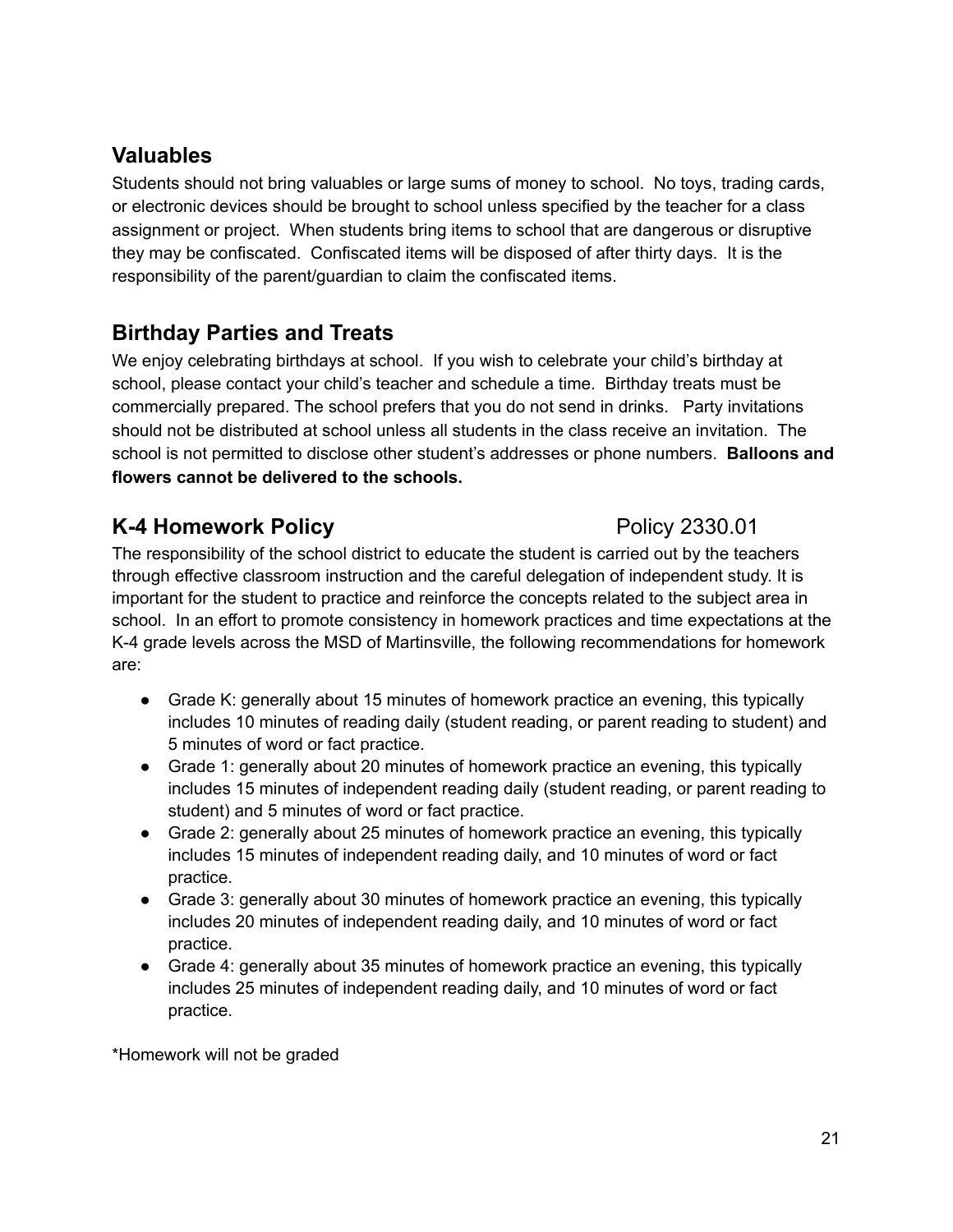## Valuables

Students should not bring valuables or large sums of money to school. No toys, trading cards, or electronic devices should be brought to school unless specified by the teacher for a class assignment or project. When students bring items to school that are dangerous or disruptive they may be confiscated. Confiscated items will be disposed of after thirty days. It is the responsibility of the parent/guardian to claim the confiscated items.

## Birthday Parties and Treats

We enjoy celebrating birthdays at school. If you wish to celebrate your child's birthday at school, please contact your child's teacher and schedule a time. Birthday treats must be commercially prepared. The school prefers that you do not send in drinks. Party invitations should not be distributed at school unless all students in the class receive an invitation. The school is not permitted to disclose other student's addresses or phone numbers. **Balloons and flowers cannot be delivered to the schools.**

## K-4 Homework Policy Policy 2330.01

The responsibility of the school district to educate the student is carried out by the teachers through effective classroom instruction and the careful delegation of independent study. It is important for the student to practice and reinforce the concepts related to the subject area in school. In an effort to promote consistency in homework practices and time expectations at the K-4 grade levels across the MSD of Martinsville, the following recommendations for homework are:

- Grade K: generally about 15 minutes of homework practice an evening, this typically includes 10 minutes of reading daily (student reading, or parent reading to student) and 5 minutes of word or fact practice.
- Grade 1: generally about 20 minutes of homework practice an evening, this typically includes 15 minutes of independent reading daily (student reading, or parent reading to student) and 5 minutes of word or fact practice.
- Grade 2: generally about 25 minutes of homework practice an evening, this typically includes 15 minutes of independent reading daily, and 10 minutes of word or fact practice.
- Grade 3: generally about 30 minutes of homework practice an evening, this typically includes 20 minutes of independent reading daily, and 10 minutes of word or fact practice.
- Grade 4: generally about 35 minutes of homework practice an evening, this typically includes 25 minutes of independent reading daily, and 10 minutes of word or fact practice.

*Homework will not be graded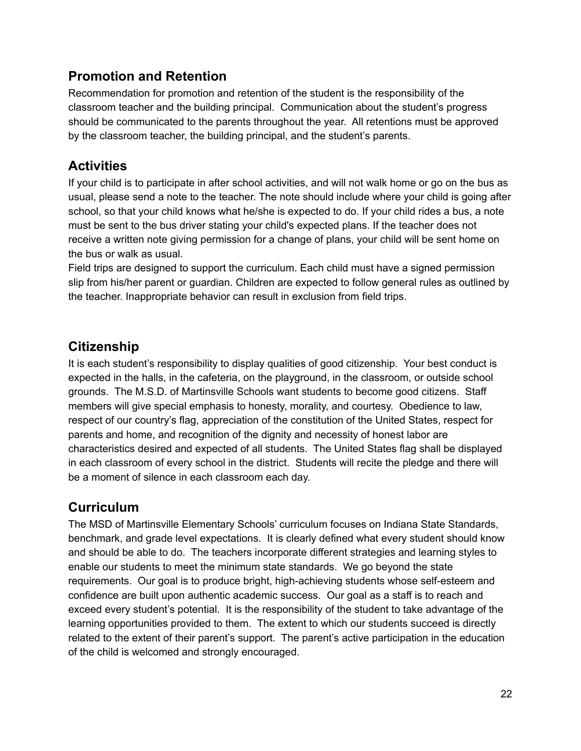## Promotion and Retention

Recommendation for promotion and retention of the student is the responsibility of the classroom teacher and the building principal. Communication about the student's progress should be communicated to the parents throughout the year. All retentions must be approved by the classroom teacher, the building principal, and the student's parents.

## Activities

If your child is to participate in after school activities, and will not walk home or go on the bus as usual, please send a note to the teacher. The note should include where your child is going after school, so that your child knows what he/she is expected to do. If your child rides a bus, a note must be sent to the bus driver stating your child's expected plans. If the teacher does not receive a written note giving permission for a change of plans, your child will be sent home on the bus or walk as usual.

Field trips are designed to support the curriculum. Each child must have a signed permission slip from his/her parent or guardian. Children are expected to follow general rules as outlined by the teacher. Inappropriate behavior can result in exclusion from field trips.

## Citizenship

It is each student's responsibility to display qualities of good citizenship. Your best conduct is expected in the halls, in the cafeteria, on the playground, in the classroom, or outside school grounds. The M.S.D. of Martinsville Schools want students to become good citizens. Staff members will give special emphasis to honesty, morality, and courtesy. Obedience to law, respect of our country's flag, appreciation of the constitution of the United States, respect for parents and home, and recognition of the dignity and necessity of honest labor are characteristics desired and expected of all students. The United States flag shall be displayed in each classroom of every school in the district. Students will recite the pledge and there will be a moment of silence in each classroom each day.

## Curriculum

The MSD of Martinsville Elementary Schools' curriculum focuses on Indiana State Standards, benchmark, and grade level expectations. It is clearly defined what every student should know and should be able to do. The teachers incorporate different strategies and learning styles to enable our students to meet the minimum state standards. We go beyond the state requirements. Our goal is to produce bright, high-achieving students whose self-esteem and confidence are built upon authentic academic success. Our goal as a staff is to reach and exceed every student's potential. It is the responsibility of the student to take advantage of the learning opportunities provided to them. The extent to which our students succeed is directly related to the extent of their parent's support. The parent's active participation in the education of the child is welcomed and strongly encouraged.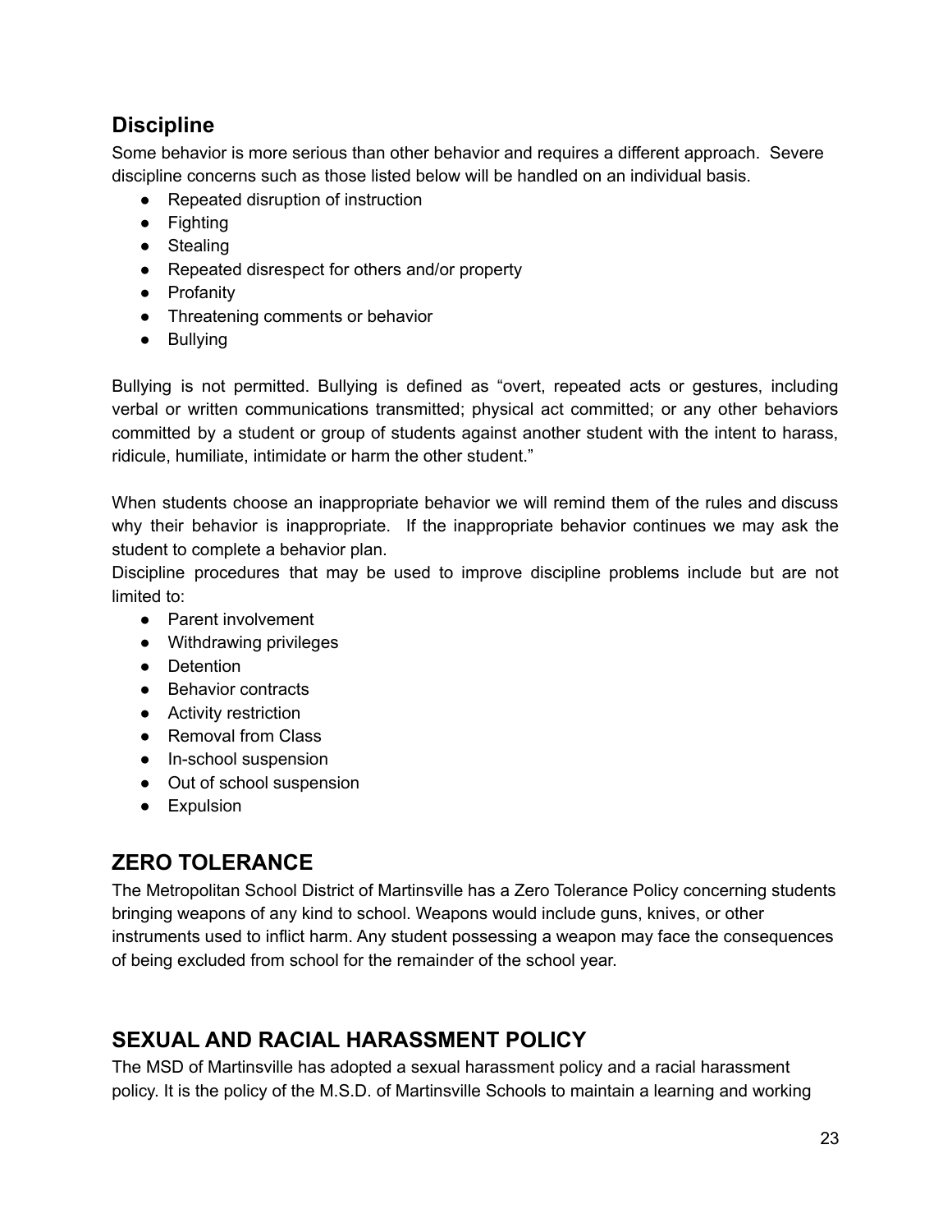## Discipline

Some behavior is more serious than other behavior and requires a different approach. Severe discipline concerns such as those listed below will be handled on an individual basis.

- Repeated disruption of instruction
- Fighting
- Stealing
- Repeated disrespect for others and/or property
- Profanity
- Threatening comments or behavior
- Bullying

Bullying is not permitted. Bullying is defined as "overt, repeated acts or gestures, including verbal or written communications transmitted; physical act committed; or any other behaviors committed by a student or group of students against another student with the intent to harass, ridicule, humiliate, intimidate or harm the other student."

When students choose an inappropriate behavior we will remind them of the rules and discuss why their behavior is inappropriate. If the inappropriate behavior continues we may ask the student to complete a behavior plan.

Discipline procedures that may be used to improve discipline problems include but are not limited to:

- Parent involvement
- Withdrawing privileges
- Detention
- Behavior contracts
- Activity restriction
- Removal from Class
- In-school suspension
- Out of school suspension
- Expulsion

## ZERO TOLERANCE

The Metropolitan School District of Martinsville has a Zero Tolerance Policy concerning students bringing weapons of any kind to school. Weapons would include guns, knives, or other instruments used to inflict harm. Any student possessing a weapon may face the consequences of being excluded from school for the remainder of the school year.

## SEXUAL AND RACIAL HARASSMENT POLICY

The MSD of Martinsville has adopted a sexual harassment policy and a racial harassment policy. It is the policy of the M.S.D. of Martinsville Schools to maintain a learning and working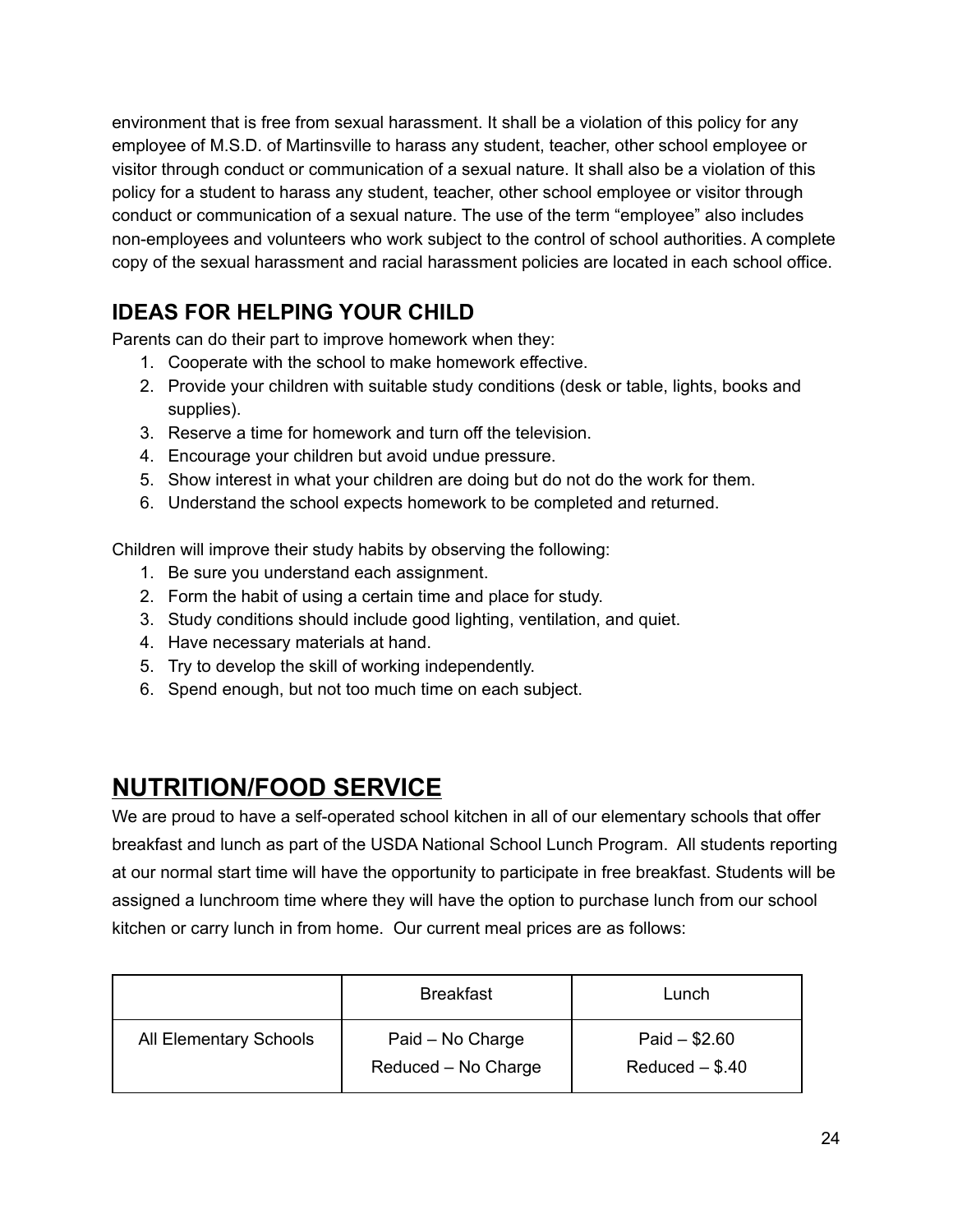environment that is free from sexual harassment. It shall be a violation of this policy for any employee of M.S.D. of Martinsville to harass any student, teacher, other school employee or visitor through conduct or communication of a sexual nature. It shall also be a violation of this policy for a student to harass any student, teacher, other school employee or visitor through conduct or communication of a sexual nature. The use of the term "employee" also includes non-employees and volunteers who work subject to the control of school authorities. A complete copy of the sexual harassment and racial harassment policies are located in each school office.

## IDEAS FOR HELPING YOUR CHILD

Parents can do their part to improve homework when they:

1. Cooperate with the school to make homework effective.
2. Provide your children with suitable study conditions (desk or table, lights, books and supplies).
3. Reserve a time for homework and turn off the television.
4. Encourage your children but avoid undue pressure.
5. Show interest in what your children are doing but do not do the work for them.
6. Understand the school expects homework to be completed and returned.

Children will improve their study habits by observing the following:

1. Be sure you understand each assignment.
2. Form the habit of using a certain time and place for study.
3. Study conditions should include good lighting, ventilation, and quiet.
4. Have necessary materials at hand.
5. Try to develop the skill of working independently.
6. Spend enough, but not too much time on each subject.

# NUTRITION/FOOD SERVICE

We are proud to have a self-operated school kitchen in all of our elementary schools that offer breakfast and lunch as part of the USDA National School Lunch Program. All students reporting at our normal start time will have the opportunity to participate in free breakfast. Students will be assigned a lunchroom time where they will have the option to purchase lunch from our school kitchen or carry lunch in from home. Our current meal prices are as follows:

| | Breakfast | Lunch |
|---|---|---|
| All Elementary Schools | Paid – No Charge<br>Reduced – No Charge | Paid – $2.60<br>Reduced – $.40 |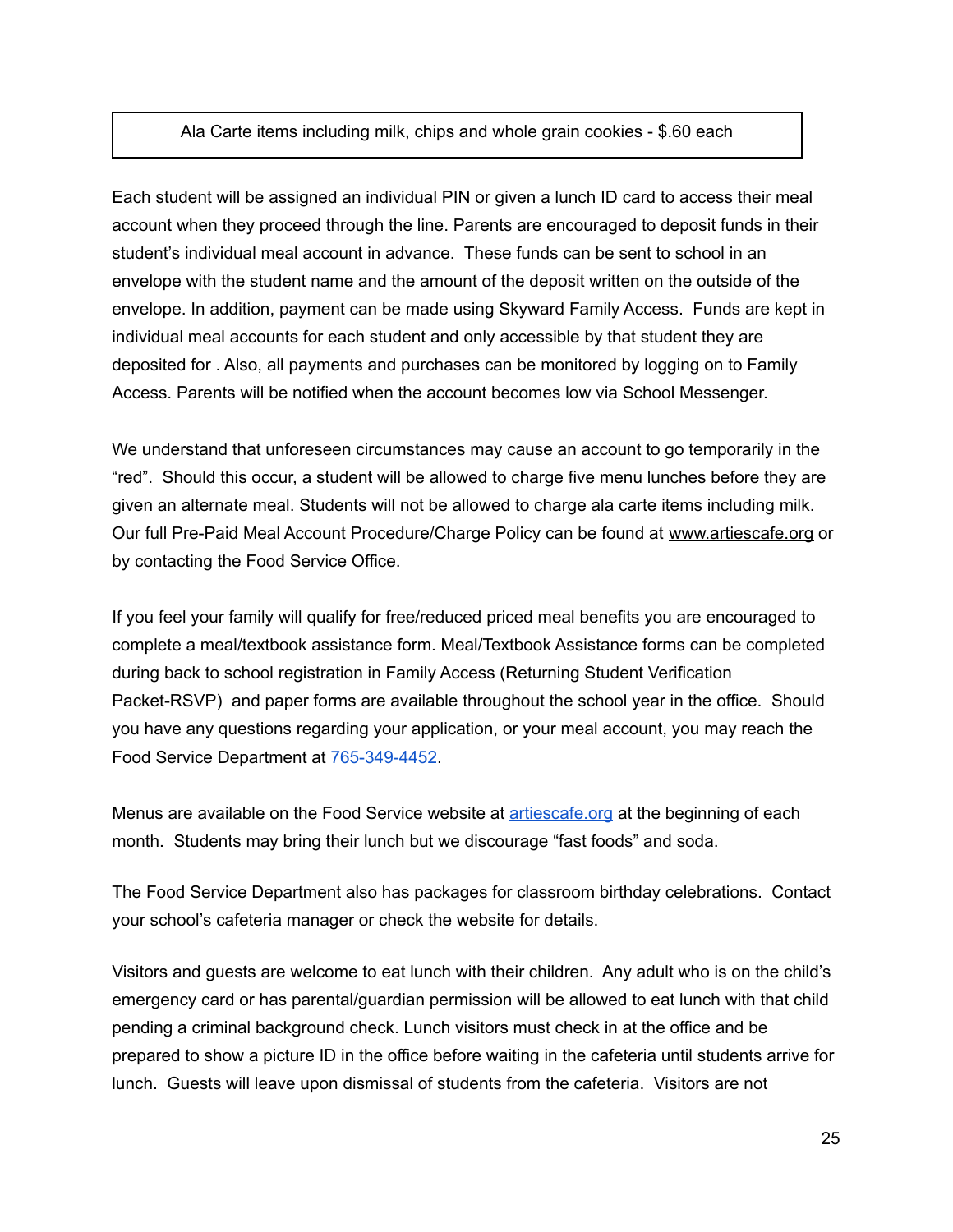| Ala Carte items including milk, chips and whole grain cookies - $.60 each |
|---|

Each student will be assigned an individual PIN or given a lunch ID card to access their meal account when they proceed through the line. Parents are encouraged to deposit funds in their student's individual meal account in advance. These funds can be sent to school in an envelope with the student name and the amount of the deposit written on the outside of the envelope. In addition, payment can be made using Skyward Family Access. Funds are kept in individual meal accounts for each student and only accessible by that student they are deposited for . Also, all payments and purchases can be monitored by logging on to Family Access. Parents will be notified when the account becomes low via School Messenger.

We understand that unforeseen circumstances may cause an account to go temporarily in the "red". Should this occur, a student will be allowed to charge five menu lunches before they are given an alternate meal. Students will not be allowed to charge ala carte items including milk. Our full Pre-Paid Meal Account Procedure/Charge Policy can be found at www.artiescafe.org or by contacting the Food Service Office.

If you feel your family will qualify for free/reduced priced meal benefits you are encouraged to complete a meal/textbook assistance form. Meal/Textbook Assistance forms can be completed during back to school registration in Family Access (Returning Student Verification Packet-RSVP) and paper forms are available throughout the school year in the office. Should you have any questions regarding your application, or your meal account, you may reach the Food Service Department at 765-349-4452.

Menus are available on the Food Service website at artiescafe.org at the beginning of each month. Students may bring their lunch but we discourage "fast foods" and soda.

The Food Service Department also has packages for classroom birthday celebrations. Contact your school's cafeteria manager or check the website for details.

Visitors and guests are welcome to eat lunch with their children. Any adult who is on the child's emergency card or has parental/guardian permission will be allowed to eat lunch with that child pending a criminal background check. Lunch visitors must check in at the office and be prepared to show a picture ID in the office before waiting in the cafeteria until students arrive for lunch. Guests will leave upon dismissal of students from the cafeteria. Visitors are not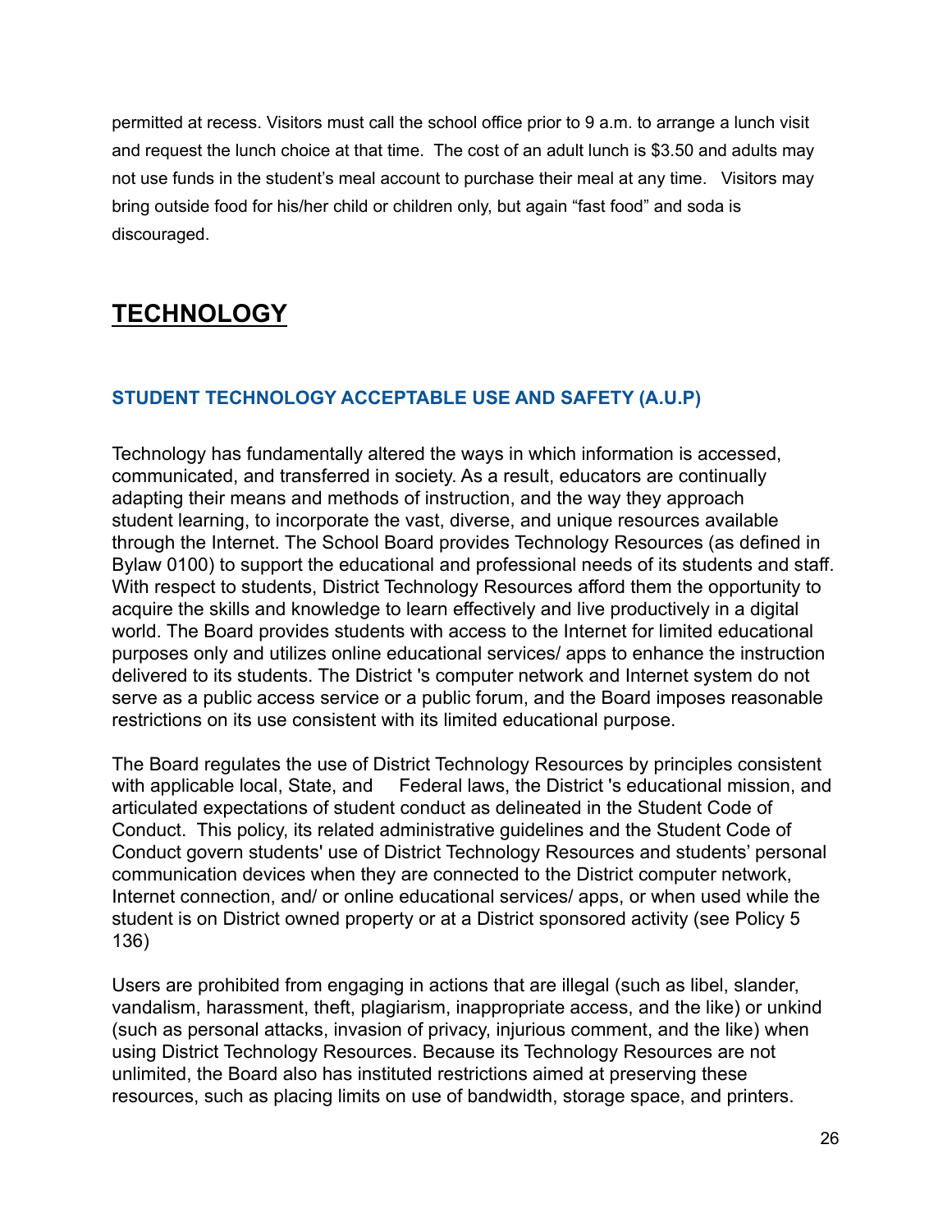permitted at recess. Visitors must call the school office prior to 9 a.m. to arrange a lunch visit and request the lunch choice at that time. The cost of an adult lunch is $3.50 and adults may not use funds in the student's meal account to purchase their meal at any time. Visitors may bring outside food for his/her child or children only, but again "fast food" and soda is discouraged.

# TECHNOLOGY

### STUDENT TECHNOLOGY ACCEPTABLE USE AND SAFETY (A.U.P)

Technology has fundamentally altered the ways in which information is accessed, communicated, and transferred in society. As a result, educators are continually adapting their means and methods of instruction, and the way they approach student learning, to incorporate the vast, diverse, and unique resources available through the Internet. The School Board provides Technology Resources (as defined in Bylaw 0100) to support the educational and professional needs of its students and staff. With respect to students, District Technology Resources afford them the opportunity to acquire the skills and knowledge to learn effectively and live productively in a digital world. The Board provides students with access to the Internet for limited educational purposes only and utilizes online educational services/ apps to enhance the instruction delivered to its students. The District 's computer network and Internet system do not serve as a public access service or a public forum, and the Board imposes reasonable restrictions on its use consistent with its limited educational purpose.

The Board regulates the use of District Technology Resources by principles consistent with applicable local, State, and Federal laws, the District 's educational mission, and articulated expectations of student conduct as delineated in the Student Code of Conduct. This policy, its related administrative guidelines and the Student Code of Conduct govern students' use of District Technology Resources and students' personal communication devices when they are connected to the District computer network, Internet connection, and/ or online educational services/ apps, or when used while the student is on District owned property or at a District sponsored activity (see Policy 5 136)

Users are prohibited from engaging in actions that are illegal (such as libel, slander, vandalism, harassment, theft, plagiarism, inappropriate access, and the like) or unkind (such as personal attacks, invasion of privacy, injurious comment, and the like) when using District Technology Resources. Because its Technology Resources are not unlimited, the Board also has instituted restrictions aimed at preserving these resources, such as placing limits on use of bandwidth, storage space, and printers.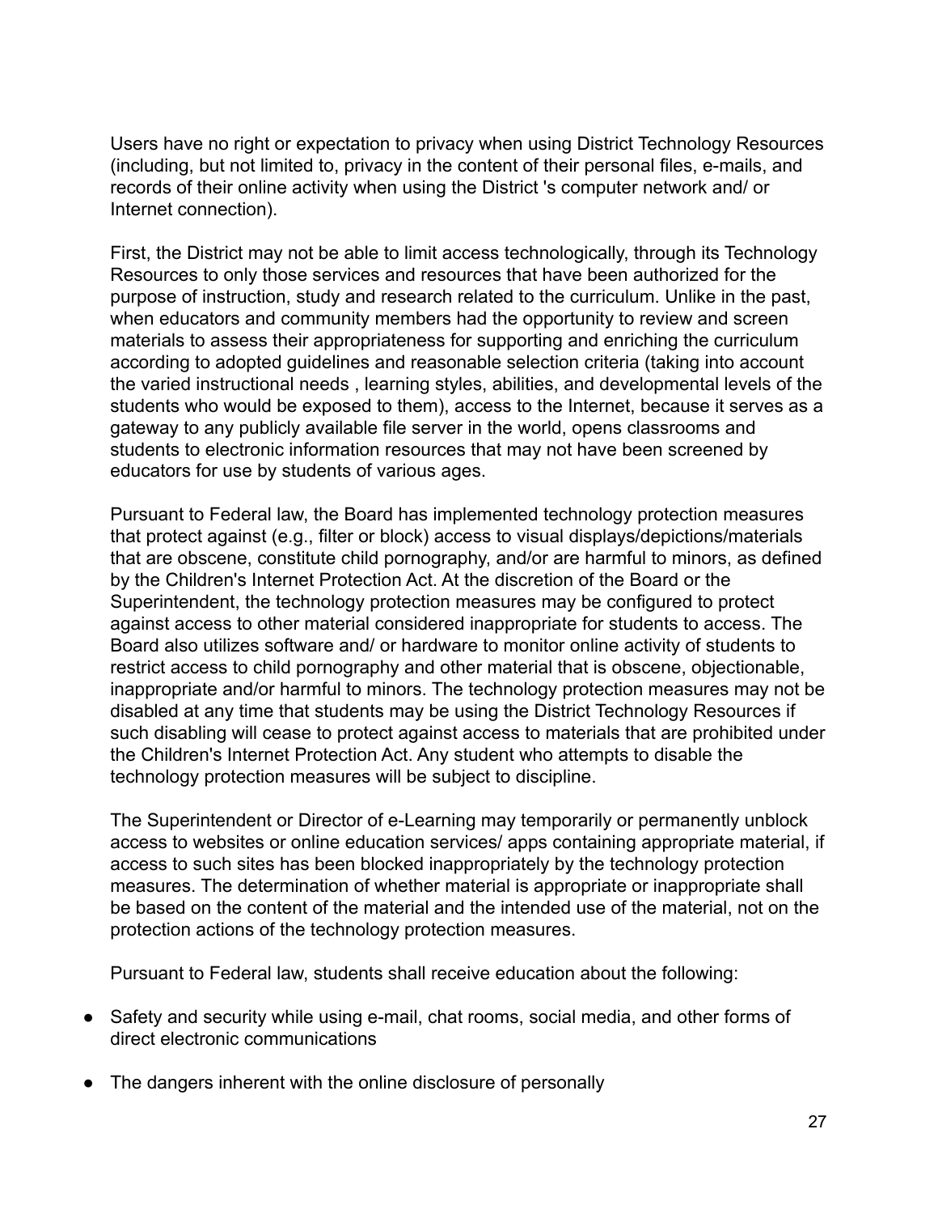Users have no right or expectation to privacy when using District Technology Resources (including, but not limited to, privacy in the content of their personal files, e-mails, and records of their online activity when using the District 's computer network and/ or Internet connection).

First, the District may not be able to limit access technologically, through its Technology Resources to only those services and resources that have been authorized for the purpose of instruction, study and research related to the curriculum. Unlike in the past, when educators and community members had the opportunity to review and screen materials to assess their appropriateness for supporting and enriching the curriculum according to adopted guidelines and reasonable selection criteria (taking into account the varied instructional needs , learning styles, abilities, and developmental levels of the students who would be exposed to them), access to the Internet, because it serves as a gateway to any publicly available file server in the world, opens classrooms and students to electronic information resources that may not have been screened by educators for use by students of various ages.

Pursuant to Federal law, the Board has implemented technology protection measures that protect against (e.g., filter or block) access to visual displays/depictions/materials that are obscene, constitute child pornography, and/or are harmful to minors, as defined by the Children's Internet Protection Act. At the discretion of the Board or the Superintendent, the technology protection measures may be configured to protect against access to other material considered inappropriate for students to access. The Board also utilizes software and/ or hardware to monitor online activity of students to restrict access to child pornography and other material that is obscene, objectionable, inappropriate and/or harmful to minors. The technology protection measures may not be disabled at any time that students may be using the District Technology Resources if such disabling will cease to protect against access to materials that are prohibited under the Children's Internet Protection Act. Any student who attempts to disable the technology protection measures will be subject to discipline.

The Superintendent or Director of e-Learning may temporarily or permanently unblock access to websites or online education services/ apps containing appropriate material, if access to such sites has been blocked inappropriately by the technology protection measures. The determination of whether material is appropriate or inappropriate shall be based on the content of the material and the intended use of the material, not on the protection actions of the technology protection measures.

Pursuant to Federal law, students shall receive education about the following:

- Safety and security while using e-mail, chat rooms, social media, and other forms of direct electronic communications
- The dangers inherent with the online disclosure of personally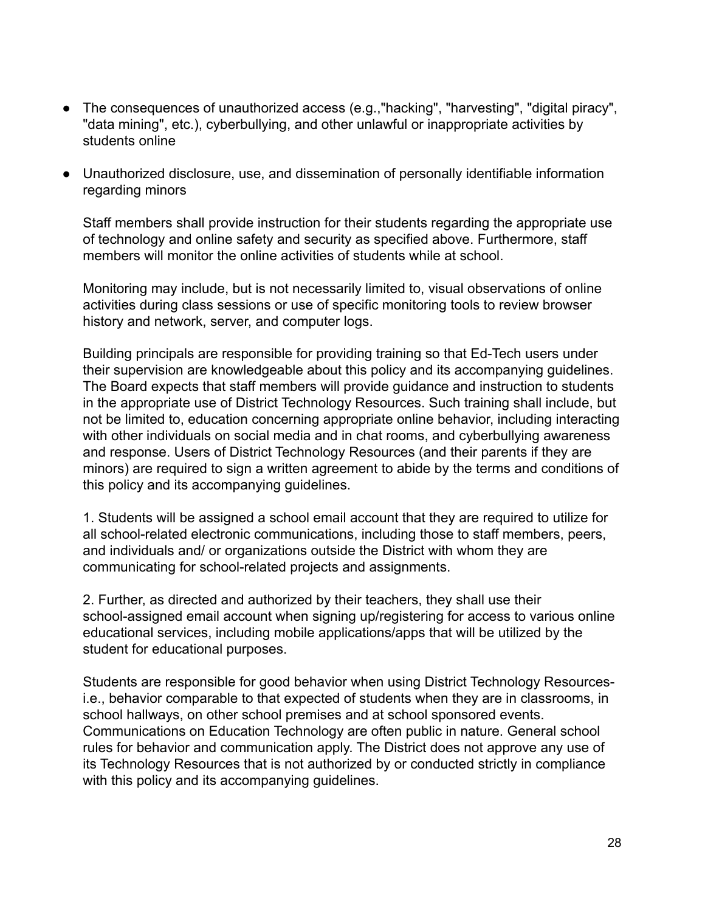- The consequences of unauthorized access (e.g.,"hacking", "harvesting", "digital piracy", "data mining", etc.), cyberbullying, and other unlawful or inappropriate activities by students online
- Unauthorized disclosure, use, and dissemination of personally identifiable information regarding minors

  Staff members shall provide instruction for their students regarding the appropriate use of technology and online safety and security as specified above. Furthermore, staff members will monitor the online activities of students while at school.

  Monitoring may include, but is not necessarily limited to, visual observations of online activities during class sessions or use of specific monitoring tools to review browser history and network, server, and computer logs.

  Building principals are responsible for providing training so that Ed-Tech users under their supervision are knowledgeable about this policy and its accompanying guidelines. The Board expects that staff members will provide guidance and instruction to students in the appropriate use of District Technology Resources. Such training shall include, but not be limited to, education concerning appropriate online behavior, including interacting with other individuals on social media and in chat rooms, and cyberbullying awareness and response. Users of District Technology Resources (and their parents if they are minors) are required to sign a written agreement to abide by the terms and conditions of this policy and its accompanying guidelines.

  1. Students will be assigned a school email account that they are required to utilize for all school-related electronic communications, including those to staff members, peers, and individuals and/ or organizations outside the District with whom they are communicating for school-related projects and assignments.

  2. Further, as directed and authorized by their teachers, they shall use their school-assigned email account when signing up/registering for access to various online educational services, including mobile applications/apps that will be utilized by the student for educational purposes.

  Students are responsible for good behavior when using District Technology Resources- i.e., behavior comparable to that expected of students when they are in classrooms, in school hallways, on other school premises and at school sponsored events. Communications on Education Technology are often public in nature. General school rules for behavior and communication apply. The District does not approve any use of its Technology Resources that is not authorized by or conducted strictly in compliance with this policy and its accompanying guidelines.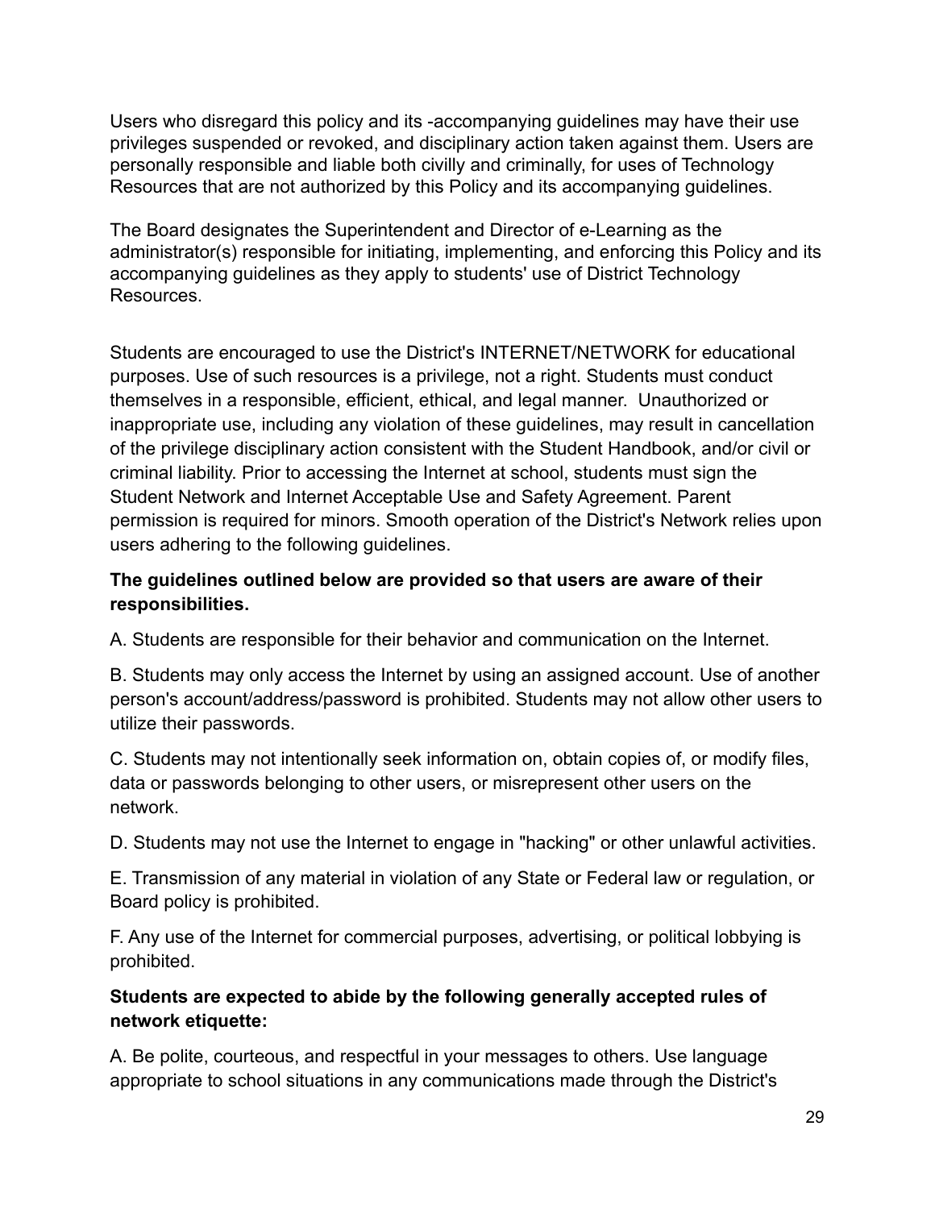Users who disregard this policy and its -accompanying guidelines may have their use privileges suspended or revoked, and disciplinary action taken against them. Users are personally responsible and liable both civilly and criminally, for uses of Technology Resources that are not authorized by this Policy and its accompanying guidelines.

The Board designates the Superintendent and Director of e-Learning as the administrator(s) responsible for initiating, implementing, and enforcing this Policy and its accompanying guidelines as they apply to students' use of District Technology Resources.

Students are encouraged to use the District's INTERNET/NETWORK for educational purposes. Use of such resources is a privilege, not a right. Students must conduct themselves in a responsible, efficient, ethical, and legal manner. Unauthorized or inappropriate use, including any violation of these guidelines, may result in cancellation of the privilege disciplinary action consistent with the Student Handbook, and/or civil or criminal liability. Prior to accessing the Internet at school, students must sign the Student Network and Internet Acceptable Use and Safety Agreement. Parent permission is required for minors. Smooth operation of the District's Network relies upon users adhering to the following guidelines.

**The guidelines outlined below are provided so that users are aware of their responsibilities.**

A. Students are responsible for their behavior and communication on the Internet.

B. Students may only access the Internet by using an assigned account. Use of another person's account/address/password is prohibited. Students may not allow other users to utilize their passwords.

C. Students may not intentionally seek information on, obtain copies of, or modify files, data or passwords belonging to other users, or misrepresent other users on the network.

D. Students may not use the Internet to engage in "hacking" or other unlawful activities.

E. Transmission of any material in violation of any State or Federal law or regulation, or Board policy is prohibited.

F. Any use of the Internet for commercial purposes, advertising, or political lobbying is prohibited.

**Students are expected to abide by the following generally accepted rules of network etiquette:**

A. Be polite, courteous, and respectful in your messages to others. Use language appropriate to school situations in any communications made through the District's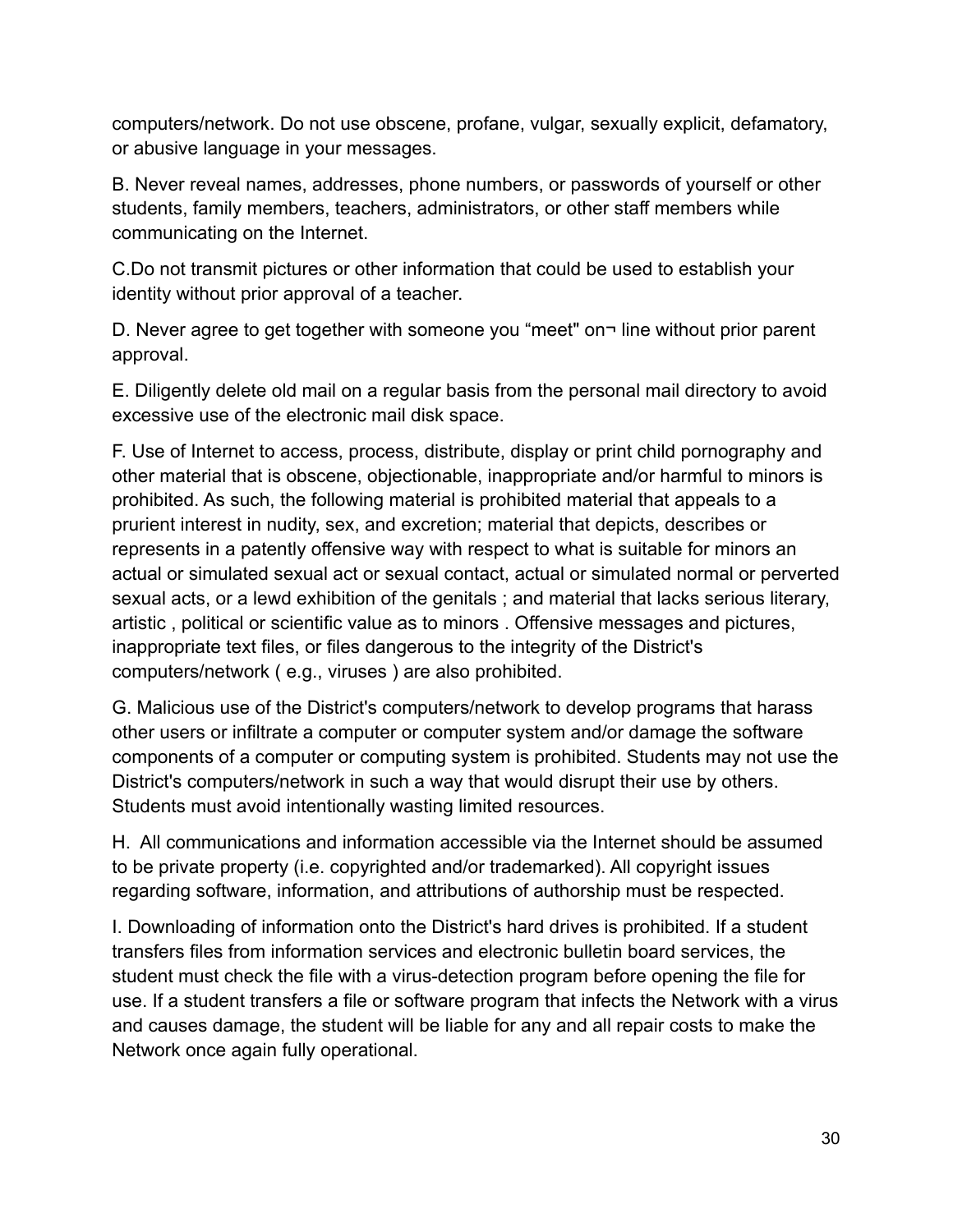computers/network. Do not use obscene, profane, vulgar, sexually explicit, defamatory, or abusive language in your messages.

B. Never reveal names, addresses, phone numbers, or passwords of yourself or other students, family members, teachers, administrators, or other staff members while communicating on the Internet.

C.Do not transmit pictures or other information that could be used to establish your identity without prior approval of a teacher.

D. Never agree to get together with someone you “meet" on¬ line without prior parent approval.

E. Diligently delete old mail on a regular basis from the personal mail directory to avoid excessive use of the electronic mail disk space.

F. Use of Internet to access, process, distribute, display or print child pornography and other material that is obscene, objectionable, inappropriate and/or harmful to minors is prohibited. As such, the following material is prohibited material that appeals to a prurient interest in nudity, sex, and excretion; material that depicts, describes or represents in a patently offensive way with respect to what is suitable for minors an actual or simulated sexual act or sexual contact, actual or simulated normal or perverted sexual acts, or a lewd exhibition of the genitals ; and material that lacks serious literary, artistic , political or scientific value as to minors . Offensive messages and pictures, inappropriate text files, or files dangerous to the integrity of the District's computers/network ( e.g., viruses ) are also prohibited.

G. Malicious use of the District's computers/network to develop programs that harass other users or infiltrate a computer or computer system and/or damage the software components of a computer or computing system is prohibited. Students may not use the District's computers/network in such a way that would disrupt their use by others. Students must avoid intentionally wasting limited resources.

H. All communications and information accessible via the Internet should be assumed to be private property (i.e. copyrighted and/or trademarked). All copyright issues regarding software, information, and attributions of authorship must be respected.

I. Downloading of information onto the District's hard drives is prohibited. If a student transfers files from information services and electronic bulletin board services, the student must check the file with a virus-detection program before opening the file for use. If a student transfers a file or software program that infects the Network with a virus and causes damage, the student will be liable for any and all repair costs to make the Network once again fully operational.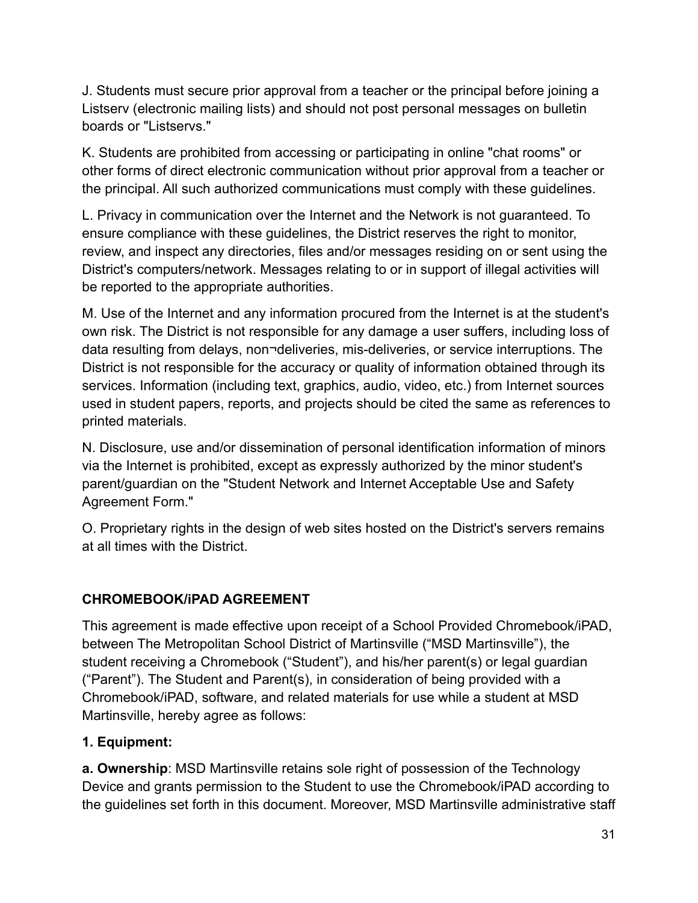J. Students must secure prior approval from a teacher or the principal before joining a Listserv (electronic mailing lists) and should not post personal messages on bulletin boards or "Listservs."

K. Students are prohibited from accessing or participating in online "chat rooms" or other forms of direct electronic communication without prior approval from a teacher or the principal. All such authorized communications must comply with these guidelines.

L. Privacy in communication over the Internet and the Network is not guaranteed. To ensure compliance with these guidelines, the District reserves the right to monitor, review, and inspect any directories, files and/or messages residing on or sent using the District's computers/network. Messages relating to or in support of illegal activities will be reported to the appropriate authorities.

M. Use of the Internet and any information procured from the Internet is at the student's own risk. The District is not responsible for any damage a user suffers, including loss of data resulting from delays, non¬deliveries, mis-deliveries, or service interruptions. The District is not responsible for the accuracy or quality of information obtained through its services. Information (including text, graphics, audio, video, etc.) from Internet sources used in student papers, reports, and projects should be cited the same as references to printed materials.

N. Disclosure, use and/or dissemination of personal identification information of minors via the Internet is prohibited, except as expressly authorized by the minor student's parent/guardian on the "Student Network and Internet Acceptable Use and Safety Agreement Form."

O. Proprietary rights in the design of web sites hosted on the District's servers remains at all times with the District.

## CHROMEBOOK/iPAD AGREEMENT

This agreement is made effective upon receipt of a School Provided Chromebook/iPAD, between The Metropolitan School District of Martinsville ("MSD Martinsville"), the student receiving a Chromebook ("Student"), and his/her parent(s) or legal guardian ("Parent"). The Student and Parent(s), in consideration of being provided with a Chromebook/iPAD, software, and related materials for use while a student at MSD Martinsville, hereby agree as follows:

**1. Equipment:**

**a. Ownership**: MSD Martinsville retains sole right of possession of the Technology Device and grants permission to the Student to use the Chromebook/iPAD according to the guidelines set forth in this document. Moreover, MSD Martinsville administrative staff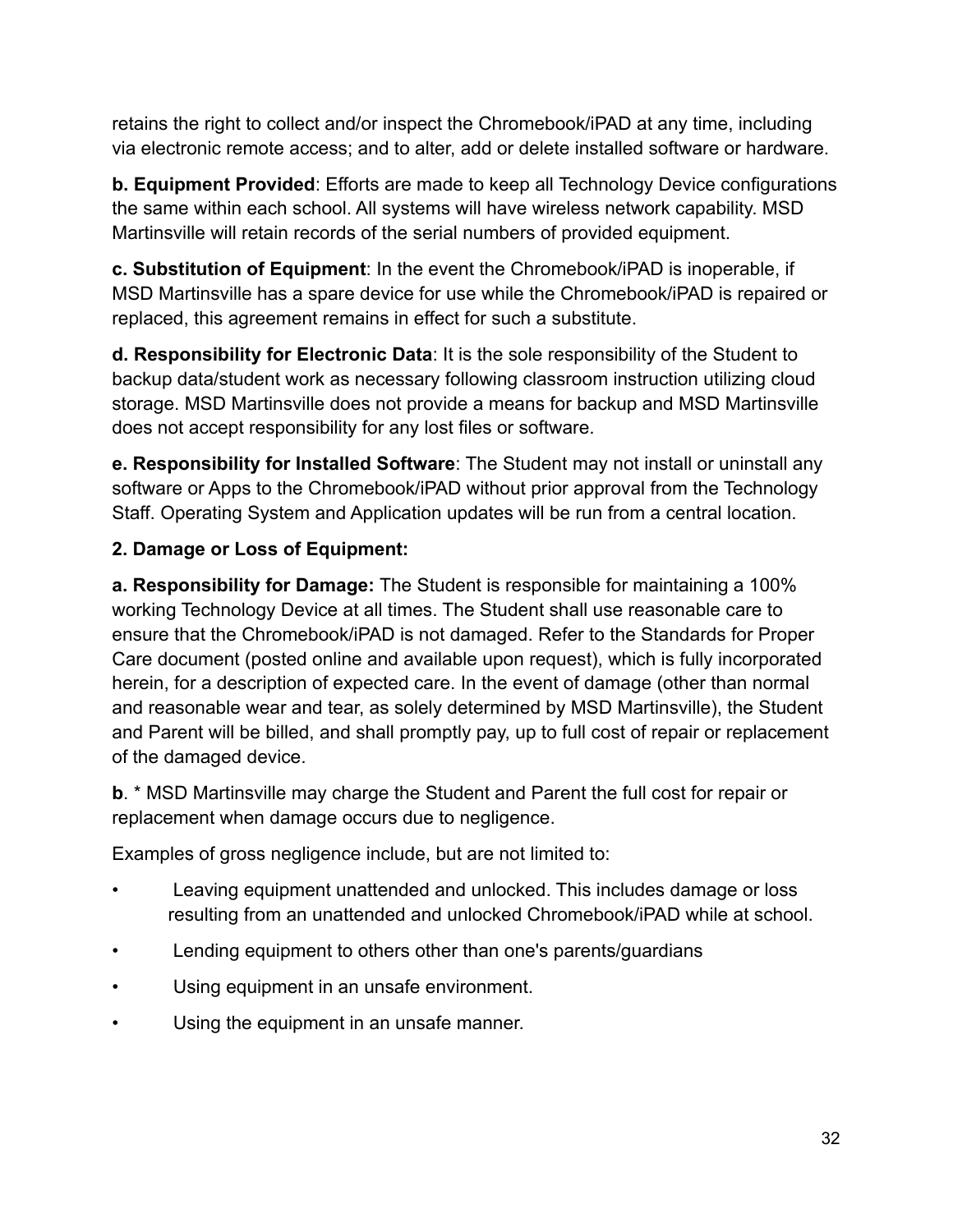retains the right to collect and/or inspect the Chromebook/iPAD at any time, including via electronic remote access; and to alter, add or delete installed software or hardware.

**b. Equipment Provided**: Efforts are made to keep all Technology Device configurations the same within each school. All systems will have wireless network capability. MSD Martinsville will retain records of the serial numbers of provided equipment.

**c. Substitution of Equipment**: In the event the Chromebook/iPAD is inoperable, if MSD Martinsville has a spare device for use while the Chromebook/iPAD is repaired or replaced, this agreement remains in effect for such a substitute.

**d. Responsibility for Electronic Data**: It is the sole responsibility of the Student to backup data/student work as necessary following classroom instruction utilizing cloud storage. MSD Martinsville does not provide a means for backup and MSD Martinsville does not accept responsibility for any lost files or software.

**e. Responsibility for Installed Software**: The Student may not install or uninstall any software or Apps to the Chromebook/iPAD without prior approval from the Technology Staff. Operating System and Application updates will be run from a central location.

**2. Damage or Loss of Equipment:**

**a. Responsibility for Damage:** The Student is responsible for maintaining a 100% working Technology Device at all times. The Student shall use reasonable care to ensure that the Chromebook/iPAD is not damaged. Refer to the Standards for Proper Care document (posted online and available upon request), which is fully incorporated herein, for a description of expected care. In the event of damage (other than normal and reasonable wear and tear, as solely determined by MSD Martinsville), the Student and Parent will be billed, and shall promptly pay, up to full cost of repair or replacement of the damaged device.

**b**. * MSD Martinsville may charge the Student and Parent the full cost for repair or replacement when damage occurs due to negligence.

Examples of gross negligence include, but are not limited to:

- Leaving equipment unattended and unlocked. This includes damage or loss resulting from an unattended and unlocked Chromebook/iPAD while at school.
- Lending equipment to others other than one's parents/guardians
- Using equipment in an unsafe environment.
- Using the equipment in an unsafe manner.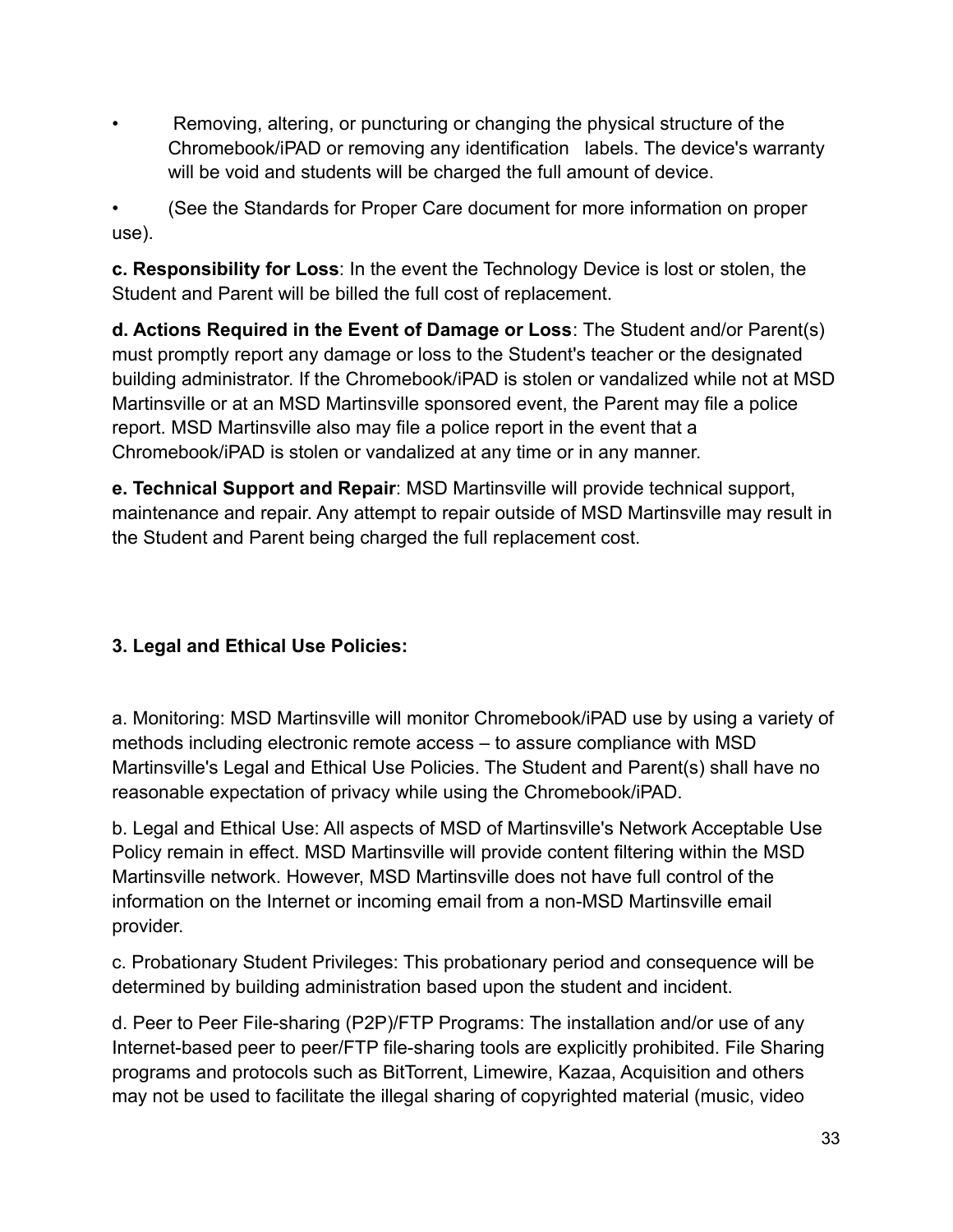- Removing, altering, or puncturing or changing the physical structure of the Chromebook/iPAD or removing any identification labels. The device's warranty will be void and students will be charged the full amount of device.
- (See the Standards for Proper Care document for more information on proper use).

**c. Responsibility for Loss**: In the event the Technology Device is lost or stolen, the Student and Parent will be billed the full cost of replacement.

**d. Actions Required in the Event of Damage or Loss**: The Student and/or Parent(s) must promptly report any damage or loss to the Student's teacher or the designated building administrator. If the Chromebook/iPAD is stolen or vandalized while not at MSD Martinsville or at an MSD Martinsville sponsored event, the Parent may file a police report. MSD Martinsville also may file a police report in the event that a Chromebook/iPAD is stolen or vandalized at any time or in any manner.

**e. Technical Support and Repair**: MSD Martinsville will provide technical support, maintenance and repair. Any attempt to repair outside of MSD Martinsville may result in the Student and Parent being charged the full replacement cost.

**3. Legal and Ethical Use Policies:**

a. Monitoring: MSD Martinsville will monitor Chromebook/iPAD use by using a variety of methods including electronic remote access – to assure compliance with MSD Martinsville's Legal and Ethical Use Policies. The Student and Parent(s) shall have no reasonable expectation of privacy while using the Chromebook/iPAD.

b. Legal and Ethical Use: All aspects of MSD of Martinsville's Network Acceptable Use Policy remain in effect. MSD Martinsville will provide content filtering within the MSD Martinsville network. However, MSD Martinsville does not have full control of the information on the Internet or incoming email from a non-MSD Martinsville email provider.

c. Probationary Student Privileges: This probationary period and consequence will be determined by building administration based upon the student and incident.

d. Peer to Peer File-sharing (P2P)/FTP Programs: The installation and/or use of any Internet-based peer to peer/FTP file-sharing tools are explicitly prohibited. File Sharing programs and protocols such as BitTorrent, Limewire, Kazaa, Acquisition and others may not be used to facilitate the illegal sharing of copyrighted material (music, video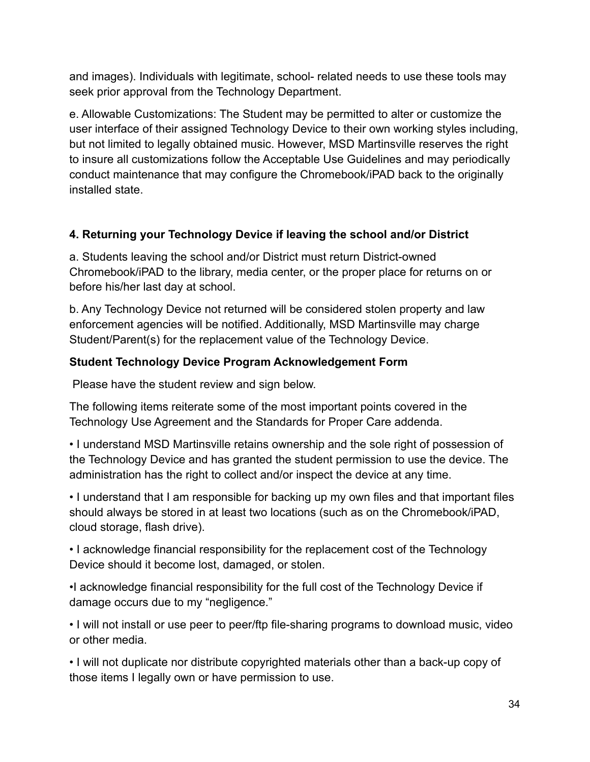and images). Individuals with legitimate, school- related needs to use these tools may seek prior approval from the Technology Department.

e. Allowable Customizations: The Student may be permitted to alter or customize the user interface of their assigned Technology Device to their own working styles including, but not limited to legally obtained music. However, MSD Martinsville reserves the right to insure all customizations follow the Acceptable Use Guidelines and may periodically conduct maintenance that may configure the Chromebook/iPAD back to the originally installed state.

**4. Returning your Technology Device if leaving the school and/or District**

a. Students leaving the school and/or District must return District-owned Chromebook/iPAD to the library, media center, or the proper place for returns on or before his/her last day at school.

b. Any Technology Device not returned will be considered stolen property and law enforcement agencies will be notified. Additionally, MSD Martinsville may charge Student/Parent(s) for the replacement value of the Technology Device.

**Student Technology Device Program Acknowledgement Form**

Please have the student review and sign below.

The following items reiterate some of the most important points covered in the Technology Use Agreement and the Standards for Proper Care addenda.

- I understand MSD Martinsville retains ownership and the sole right of possession of the Technology Device and has granted the student permission to use the device. The administration has the right to collect and/or inspect the device at any time.
- I understand that I am responsible for backing up my own files and that important files should always be stored in at least two locations (such as on the Chromebook/iPAD, cloud storage, flash drive).
- I acknowledge financial responsibility for the replacement cost of the Technology Device should it become lost, damaged, or stolen.
- I acknowledge financial responsibility for the full cost of the Technology Device if damage occurs due to my "negligence."
- I will not install or use peer to peer/ftp file-sharing programs to download music, video or other media.
- I will not duplicate nor distribute copyrighted materials other than a back-up copy of those items I legally own or have permission to use.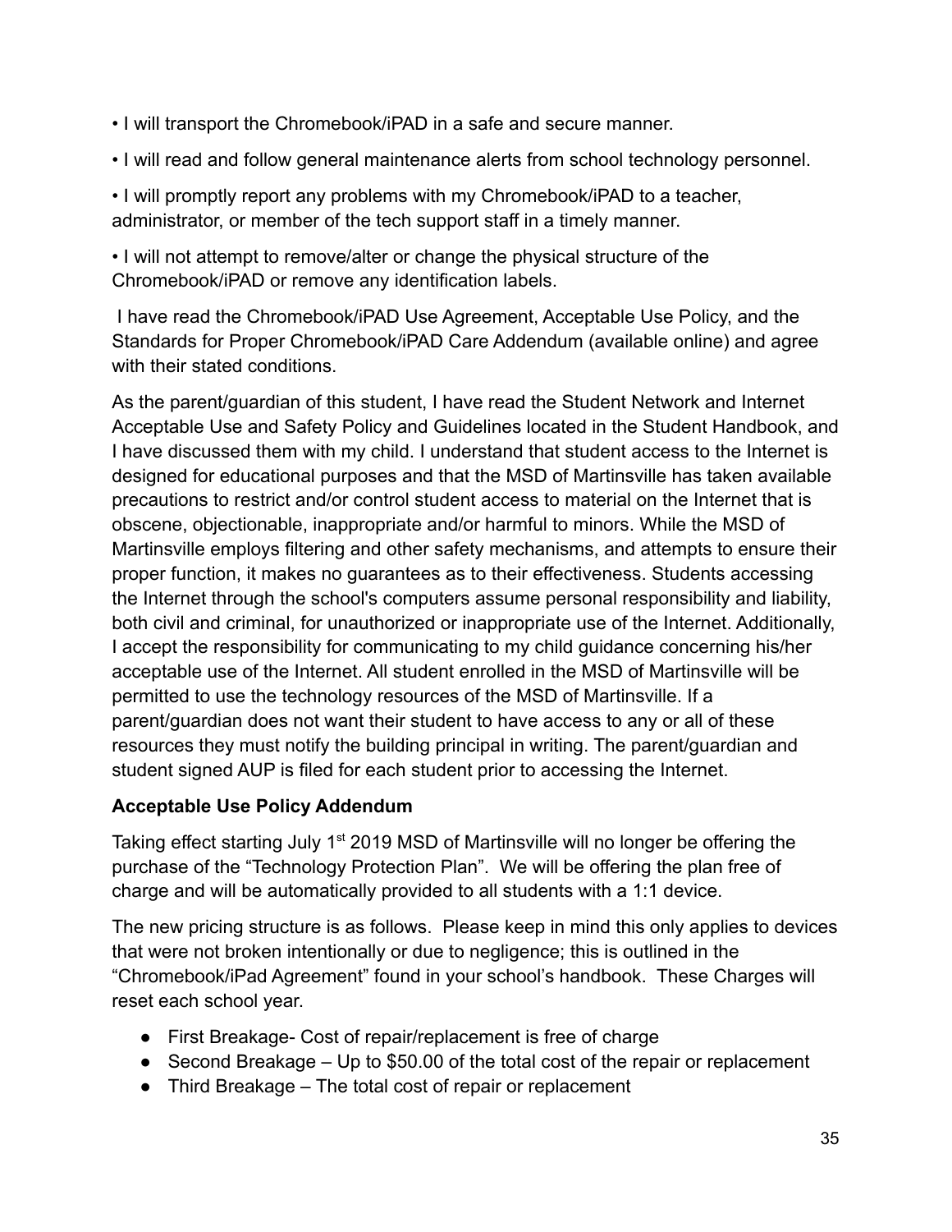• I will transport the Chromebook/iPAD in a safe and secure manner.

• I will read and follow general maintenance alerts from school technology personnel.

• I will promptly report any problems with my Chromebook/iPAD to a teacher, administrator, or member of the tech support staff in a timely manner.

• I will not attempt to remove/alter or change the physical structure of the Chromebook/iPAD or remove any identification labels.

I have read the Chromebook/iPAD Use Agreement, Acceptable Use Policy, and the Standards for Proper Chromebook/iPAD Care Addendum (available online) and agree with their stated conditions.

As the parent/guardian of this student, I have read the Student Network and Internet Acceptable Use and Safety Policy and Guidelines located in the Student Handbook, and I have discussed them with my child. I understand that student access to the Internet is designed for educational purposes and that the MSD of Martinsville has taken available precautions to restrict and/or control student access to material on the Internet that is obscene, objectionable, inappropriate and/or harmful to minors. While the MSD of Martinsville employs filtering and other safety mechanisms, and attempts to ensure their proper function, it makes no guarantees as to their effectiveness. Students accessing the Internet through the school's computers assume personal responsibility and liability, both civil and criminal, for unauthorized or inappropriate use of the Internet. Additionally, I accept the responsibility for communicating to my child guidance concerning his/her acceptable use of the Internet. All student enrolled in the MSD of Martinsville will be permitted to use the technology resources of the MSD of Martinsville. If a parent/guardian does not want their student to have access to any or all of these resources they must notify the building principal in writing. The parent/guardian and student signed AUP is filed for each student prior to accessing the Internet.

**Acceptable Use Policy Addendum**

Taking effect starting July 1st 2019 MSD of Martinsville will no longer be offering the purchase of the "Technology Protection Plan". We will be offering the plan free of charge and will be automatically provided to all students with a 1:1 device.

The new pricing structure is as follows. Please keep in mind this only applies to devices that were not broken intentionally or due to negligence; this is outlined in the "Chromebook/iPad Agreement" found in your school's handbook. These Charges will reset each school year.

- First Breakage- Cost of repair/replacement is free of charge
- Second Breakage – Up to $50.00 of the total cost of the repair or replacement
- Third Breakage – The total cost of repair or replacement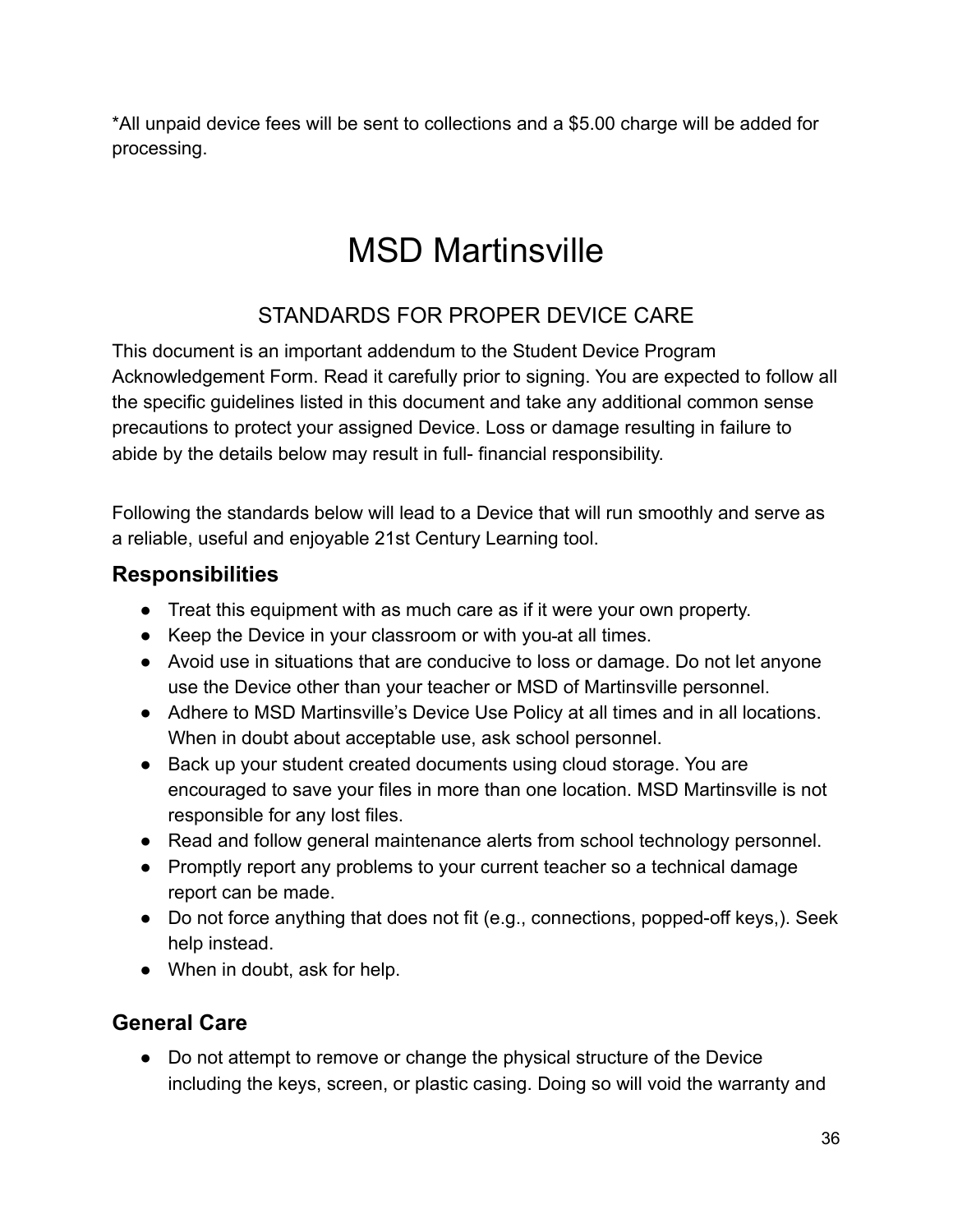*All unpaid device fees will be sent to collections and a $5.00 charge will be added for processing.

# MSD Martinsville

## STANDARDS FOR PROPER DEVICE CARE

This document is an important addendum to the Student Device Program Acknowledgement Form. Read it carefully prior to signing. You are expected to follow all the specific guidelines listed in this document and take any additional common sense precautions to protect your assigned Device. Loss or damage resulting in failure to abide by the details below may result in full- financial responsibility.

Following the standards below will lead to a Device that will run smoothly and serve as a reliable, useful and enjoyable 21st Century Learning tool.

### Responsibilities

- Treat this equipment with as much care as if it were your own property.
- Keep the Device in your classroom or with you at all times.
- Avoid use in situations that are conducive to loss or damage. Do not let anyone use the Device other than your teacher or MSD of Martinsville personnel.
- Adhere to MSD Martinsville's Device Use Policy at all times and in all locations. When in doubt about acceptable use, ask school personnel.
- Back up your student created documents using cloud storage. You are encouraged to save your files in more than one location. MSD Martinsville is not responsible for any lost files.
- Read and follow general maintenance alerts from school technology personnel.
- Promptly report any problems to your current teacher so a technical damage report can be made.
- Do not force anything that does not fit (e.g., connections, popped-off keys,). Seek help instead.
- When in doubt, ask for help.

### General Care

- Do not attempt to remove or change the physical structure of the Device including the keys, screen, or plastic casing. Doing so will void the warranty and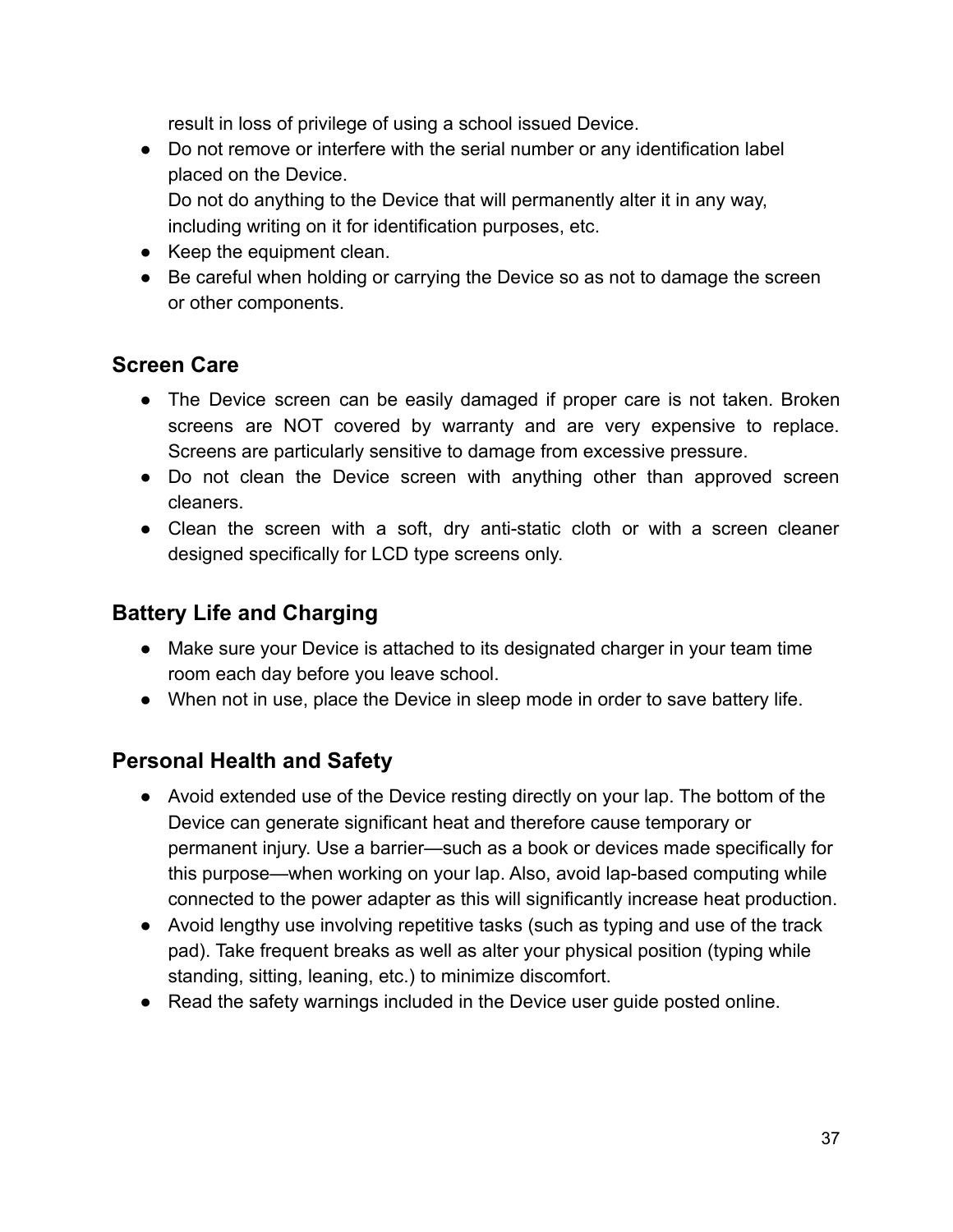result in loss of privilege of using a school issued Device.

- Do not remove or interfere with the serial number or any identification label placed on the Device.
  Do not do anything to the Device that will permanently alter it in any way, including writing on it for identification purposes, etc.
- Keep the equipment clean.
- Be careful when holding or carrying the Device so as not to damage the screen or other components.

## Screen Care

- The Device screen can be easily damaged if proper care is not taken. Broken screens are NOT covered by warranty and are very expensive to replace. Screens are particularly sensitive to damage from excessive pressure.
- Do not clean the Device screen with anything other than approved screen cleaners.
- Clean the screen with a soft, dry anti-static cloth or with a screen cleaner designed specifically for LCD type screens only.

## Battery Life and Charging

- Make sure your Device is attached to its designated charger in your team time room each day before you leave school.
- When not in use, place the Device in sleep mode in order to save battery life.

## Personal Health and Safety

- Avoid extended use of the Device resting directly on your lap. The bottom of the Device can generate significant heat and therefore cause temporary or permanent injury. Use a barrier—such as a book or devices made specifically for this purpose—when working on your lap. Also, avoid lap-based computing while connected to the power adapter as this will significantly increase heat production.
- Avoid lengthy use involving repetitive tasks (such as typing and use of the track pad). Take frequent breaks as well as alter your physical position (typing while standing, sitting, leaning, etc.) to minimize discomfort.
- Read the safety warnings included in the Device user guide posted online.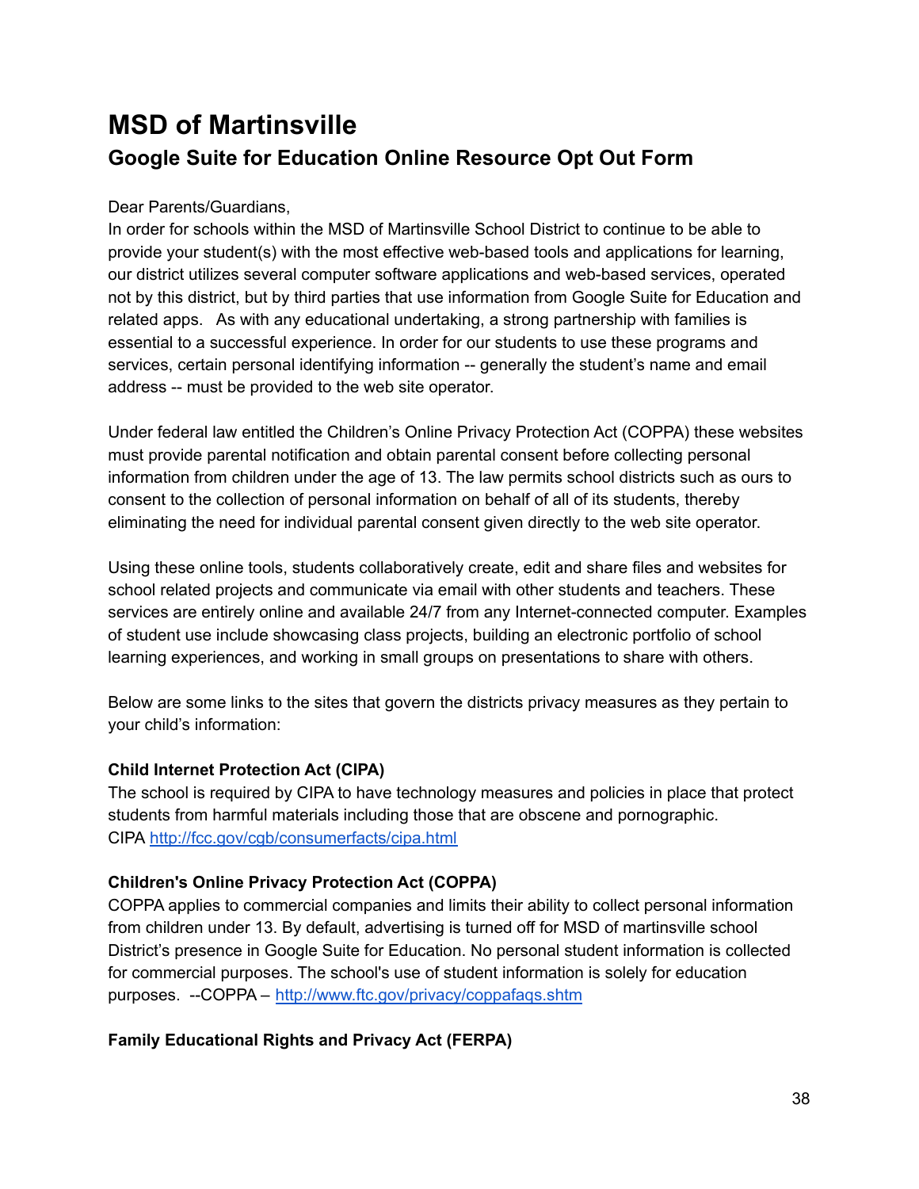# MSD of Martinsville

## Google Suite for Education Online Resource Opt Out Form

Dear Parents/Guardians,
In order for schools within the MSD of Martinsville School District to continue to be able to provide your student(s) with the most effective web-based tools and applications for learning, our district utilizes several computer software applications and web-based services, operated not by this district, but by third parties that use information from Google Suite for Education and related apps. As with any educational undertaking, a strong partnership with families is essential to a successful experience. In order for our students to use these programs and services, certain personal identifying information -- generally the student's name and email address -- must be provided to the web site operator.

Under federal law entitled the Children's Online Privacy Protection Act (COPPA) these websites must provide parental notification and obtain parental consent before collecting personal information from children under the age of 13. The law permits school districts such as ours to consent to the collection of personal information on behalf of all of its students, thereby eliminating the need for individual parental consent given directly to the web site operator.

Using these online tools, students collaboratively create, edit and share files and websites for school related projects and communicate via email with other students and teachers. These services are entirely online and available 24/7 from any Internet-connected computer. Examples of student use include showcasing class projects, building an electronic portfolio of school learning experiences, and working in small groups on presentations to share with others.

Below are some links to the sites that govern the districts privacy measures as they pertain to your child's information:

**Child Internet Protection Act (CIPA)**
The school is required by CIPA to have technology measures and policies in place that protect students from harmful materials including those that are obscene and pornographic.
CIPA [http://fcc.gov/cgb/consumerfacts/cipa.html](http://fcc.gov/cgb/consumerfacts/cipa.html)

**Children's Online Privacy Protection Act (COPPA)**
COPPA applies to commercial companies and limits their ability to collect personal information from children under 13. By default, advertising is turned off for MSD of martinsville school District's presence in Google Suite for Education. No personal student information is collected for commercial purposes. The school's use of student information is solely for education purposes. --COPPA – [http://www.ftc.gov/privacy/coppafaqs.shtm](http://www.ftc.gov/privacy/coppafaqs.shtm)

**Family Educational Rights and Privacy Act (FERPA)**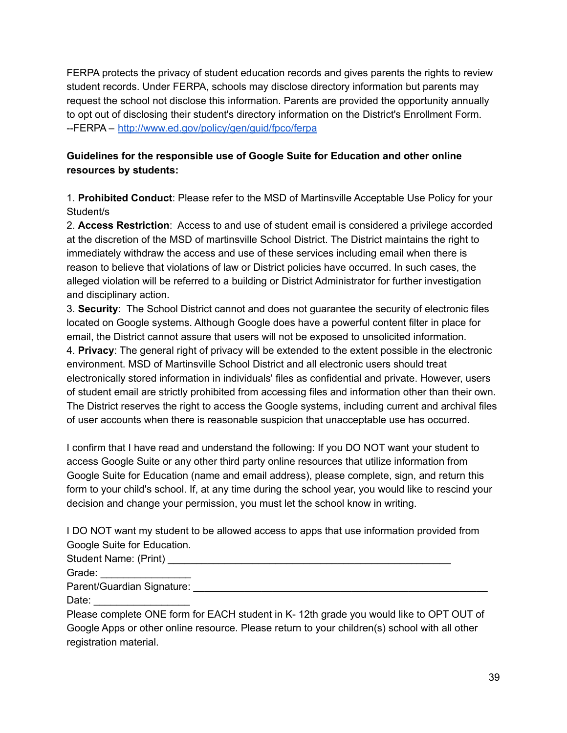FERPA protects the privacy of student education records and gives parents the rights to review student records. Under FERPA, schools may disclose directory information but parents may request the school not disclose this information. Parents are provided the opportunity annually to opt out of disclosing their student's directory information on the District's Enrollment Form.
--FERPA – [http://www.ed.gov/policy/gen/guid/fpco/ferpa](http://www.ed.gov/policy/gen/guid/fpco/ferpa)

**Guidelines for the responsible use of Google Suite for Education and other online resources by students:**

1. **Prohibited Conduct**: Please refer to the MSD of Martinsville Acceptable Use Policy for your Student/s
2. **Access Restriction**: Access to and use of student email is considered a privilege accorded at the discretion of the MSD of martinsville School District. The District maintains the right to immediately withdraw the access and use of these services including email when there is reason to believe that violations of law or District policies have occurred. In such cases, the alleged violation will be referred to a building or District Administrator for further investigation and disciplinary action.
3. **Security**: The School District cannot and does not guarantee the security of electronic files located on Google systems. Although Google does have a powerful content filter in place for email, the District cannot assure that users will not be exposed to unsolicited information.
4. **Privacy**: The general right of privacy will be extended to the extent possible in the electronic environment. MSD of Martinsville School District and all electronic users should treat electronically stored information in individuals' files as confidential and private. However, users of student email are strictly prohibited from accessing files and information other than their own. The District reserves the right to access the Google systems, including current and archival files of user accounts when there is reasonable suspicion that unacceptable use has occurred.

I confirm that I have read and understand the following: If you DO NOT want your student to access Google Suite or any other third party online resources that utilize information from Google Suite for Education (name and email address), please complete, sign, and return this form to your child's school. If, at any time during the school year, you would like to rescind your decision and change your permission, you must let the school know in writing.

I DO NOT want my student to be allowed access to apps that use information provided from Google Suite for Education.
Student Name: (Print) ___________________________________________________
Grade: ________________
Parent/Guardian Signature: ______________________________________________________
Date: _________________
Please complete ONE form for EACH student in K- 12th grade you would like to OPT OUT of Google Apps or other online resource. Please return to your children(s) school with all other registration material.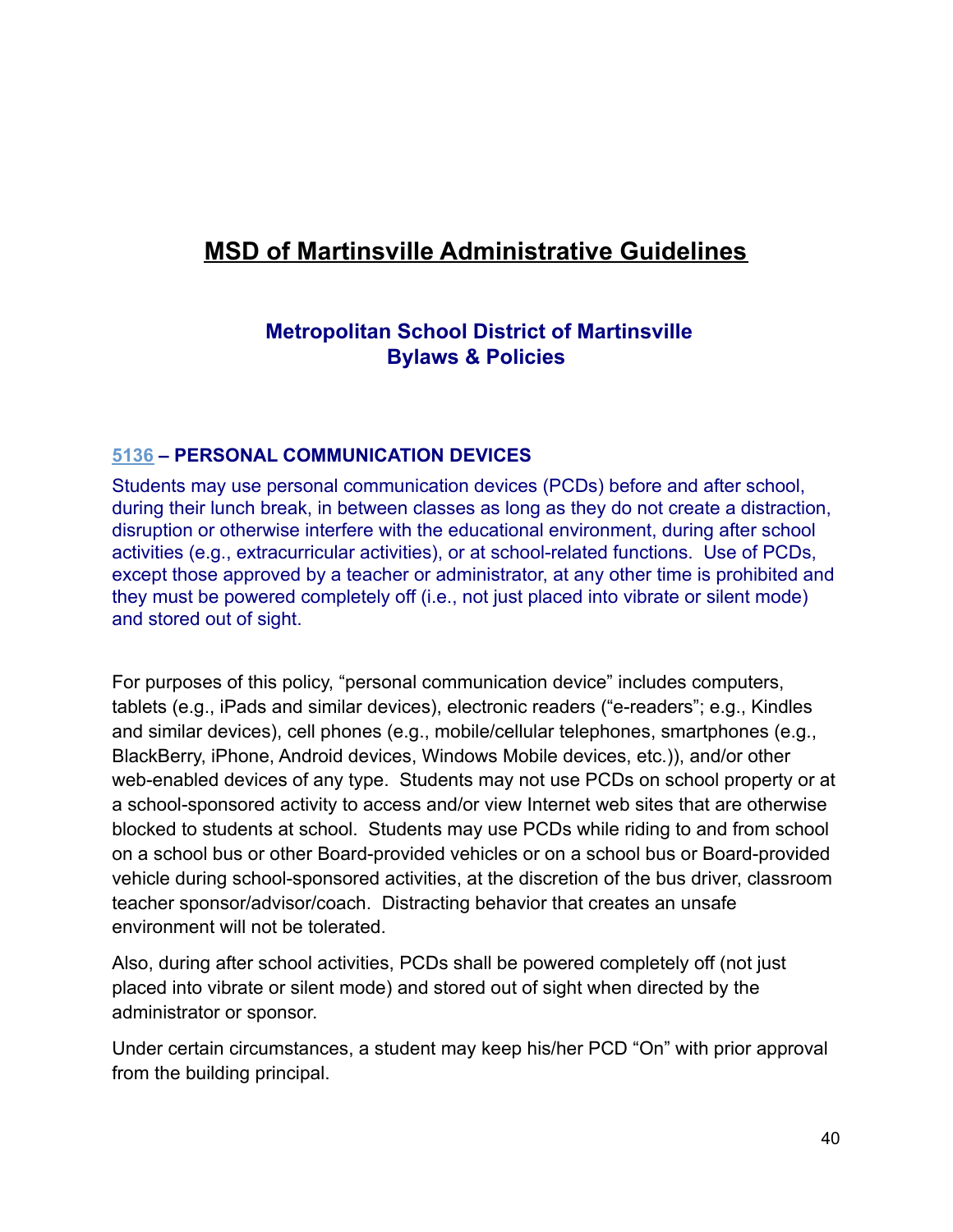# MSD of Martinsville Administrative Guidelines

## Metropolitan School District of Martinsville Bylaws & Policies

### 5136 – PERSONAL COMMUNICATION DEVICES

Students may use personal communication devices (PCDs) before and after school, during their lunch break, in between classes as long as they do not create a distraction, disruption or otherwise interfere with the educational environment, during after school activities (e.g., extracurricular activities), or at school-related functions. Use of PCDs, except those approved by a teacher or administrator, at any other time is prohibited and they must be powered completely off (i.e., not just placed into vibrate or silent mode) and stored out of sight.

For purposes of this policy, "personal communication device" includes computers, tablets (e.g., iPads and similar devices), electronic readers ("e-readers"; e.g., Kindles and similar devices), cell phones (e.g., mobile/cellular telephones, smartphones (e.g., BlackBerry, iPhone, Android devices, Windows Mobile devices, etc.)), and/or other web-enabled devices of any type. Students may not use PCDs on school property or at a school-sponsored activity to access and/or view Internet web sites that are otherwise blocked to students at school. Students may use PCDs while riding to and from school on a school bus or other Board-provided vehicles or on a school bus or Board-provided vehicle during school-sponsored activities, at the discretion of the bus driver, classroom teacher sponsor/advisor/coach. Distracting behavior that creates an unsafe environment will not be tolerated.

Also, during after school activities, PCDs shall be powered completely off (not just placed into vibrate or silent mode) and stored out of sight when directed by the administrator or sponsor.

Under certain circumstances, a student may keep his/her PCD "On" with prior approval from the building principal.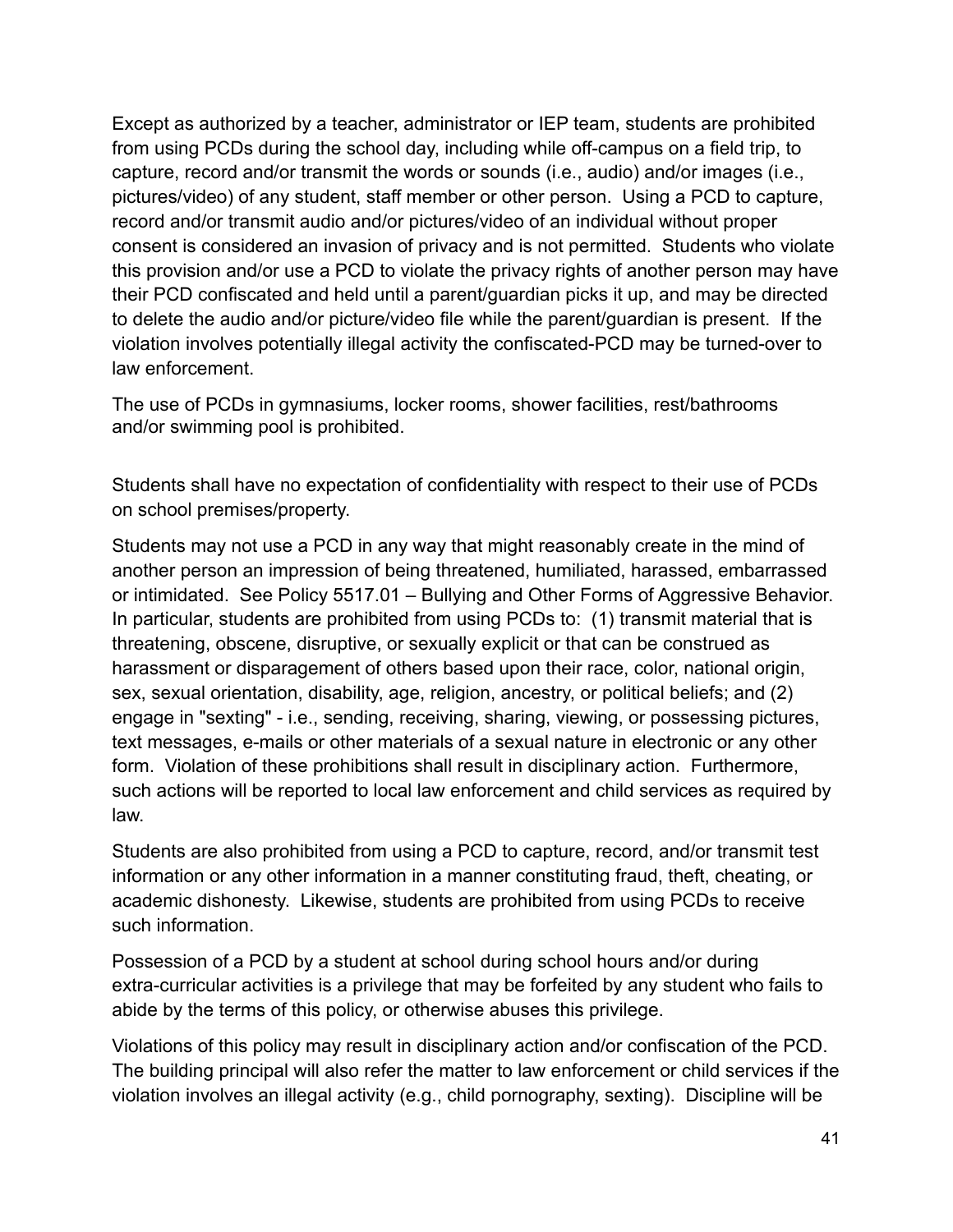Except as authorized by a teacher, administrator or IEP team, students are prohibited from using PCDs during the school day, including while off-campus on a field trip, to capture, record and/or transmit the words or sounds (i.e., audio) and/or images (i.e., pictures/video) of any student, staff member or other person. Using a PCD to capture, record and/or transmit audio and/or pictures/video of an individual without proper consent is considered an invasion of privacy and is not permitted. Students who violate this provision and/or use a PCD to violate the privacy rights of another person may have their PCD confiscated and held until a parent/guardian picks it up, and may be directed to delete the audio and/or picture/video file while the parent/guardian is present. If the violation involves potentially illegal activity the confiscated-PCD may be turned-over to law enforcement.

The use of PCDs in gymnasiums, locker rooms, shower facilities, rest/bathrooms and/or swimming pool is prohibited.

Students shall have no expectation of confidentiality with respect to their use of PCDs on school premises/property.

Students may not use a PCD in any way that might reasonably create in the mind of another person an impression of being threatened, humiliated, harassed, embarrassed or intimidated. See Policy 5517.01 – Bullying and Other Forms of Aggressive Behavior. In particular, students are prohibited from using PCDs to: (1) transmit material that is threatening, obscene, disruptive, or sexually explicit or that can be construed as harassment or disparagement of others based upon their race, color, national origin, sex, sexual orientation, disability, age, religion, ancestry, or political beliefs; and (2) engage in "sexting" - i.e., sending, receiving, sharing, viewing, or possessing pictures, text messages, e-mails or other materials of a sexual nature in electronic or any other form. Violation of these prohibitions shall result in disciplinary action. Furthermore, such actions will be reported to local law enforcement and child services as required by law.

Students are also prohibited from using a PCD to capture, record, and/or transmit test information or any other information in a manner constituting fraud, theft, cheating, or academic dishonesty. Likewise, students are prohibited from using PCDs to receive such information.

Possession of a PCD by a student at school during school hours and/or during extra-curricular activities is a privilege that may be forfeited by any student who fails to abide by the terms of this policy, or otherwise abuses this privilege.

Violations of this policy may result in disciplinary action and/or confiscation of the PCD. The building principal will also refer the matter to law enforcement or child services if the violation involves an illegal activity (e.g., child pornography, sexting). Discipline will be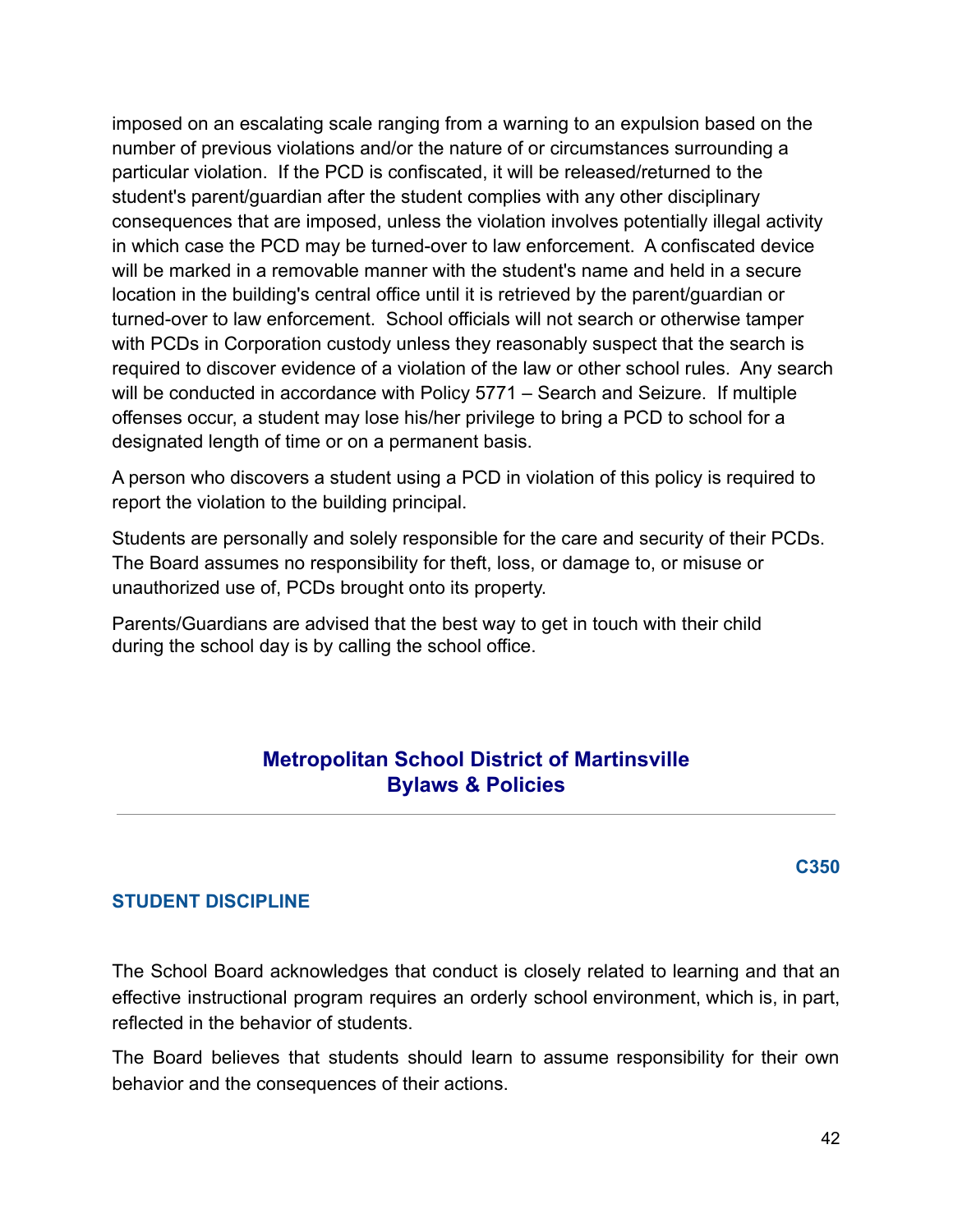imposed on an escalating scale ranging from a warning to an expulsion based on the number of previous violations and/or the nature of or circumstances surrounding a particular violation. If the PCD is confiscated, it will be released/returned to the student's parent/guardian after the student complies with any other disciplinary consequences that are imposed, unless the violation involves potentially illegal activity in which case the PCD may be turned-over to law enforcement. A confiscated device will be marked in a removable manner with the student's name and held in a secure location in the building's central office until it is retrieved by the parent/guardian or turned-over to law enforcement. School officials will not search or otherwise tamper with PCDs in Corporation custody unless they reasonably suspect that the search is required to discover evidence of a violation of the law or other school rules. Any search will be conducted in accordance with Policy 5771 – Search and Seizure. If multiple offenses occur, a student may lose his/her privilege to bring a PCD to school for a designated length of time or on a permanent basis.

A person who discovers a student using a PCD in violation of this policy is required to report the violation to the building principal.

Students are personally and solely responsible for the care and security of their PCDs. The Board assumes no responsibility for theft, loss, or damage to, or misuse or unauthorized use of, PCDs brought onto its property.

Parents/Guardians are advised that the best way to get in touch with their child during the school day is by calling the school office.

## Metropolitan School District of Martinsville Bylaws & Policies

---

**C350**

### STUDENT DISCIPLINE

The School Board acknowledges that conduct is closely related to learning and that an effective instructional program requires an orderly school environment, which is, in part, reflected in the behavior of students.

The Board believes that students should learn to assume responsibility for their own behavior and the consequences of their actions.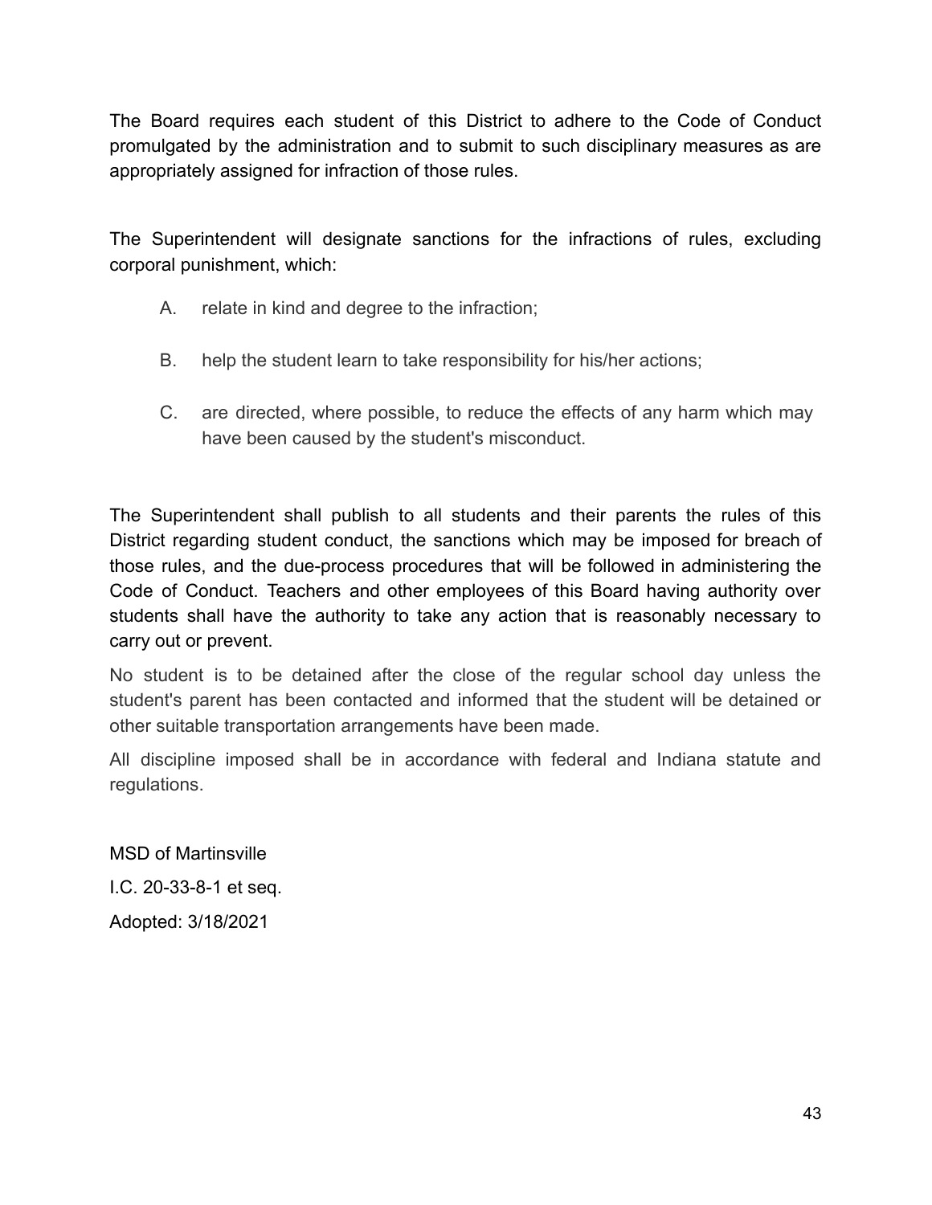The Board requires each student of this District to adhere to the Code of Conduct promulgated by the administration and to submit to such disciplinary measures as are appropriately assigned for infraction of those rules.

The Superintendent will designate sanctions for the infractions of rules, excluding corporal punishment, which:

A. relate in kind and degree to the infraction;

B. help the student learn to take responsibility for his/her actions;

C. are directed, where possible, to reduce the effects of any harm which may have been caused by the student's misconduct.

The Superintendent shall publish to all students and their parents the rules of this District regarding student conduct, the sanctions which may be imposed for breach of those rules, and the due-process procedures that will be followed in administering the Code of Conduct. Teachers and other employees of this Board having authority over students shall have the authority to take any action that is reasonably necessary to carry out or prevent.

No student is to be detained after the close of the regular school day unless the student's parent has been contacted and informed that the student will be detained or other suitable transportation arrangements have been made.

All discipline imposed shall be in accordance with federal and Indiana statute and regulations.

MSD of Martinsville

I.C. 20-33-8-1 et seq.

Adopted: 3/18/2021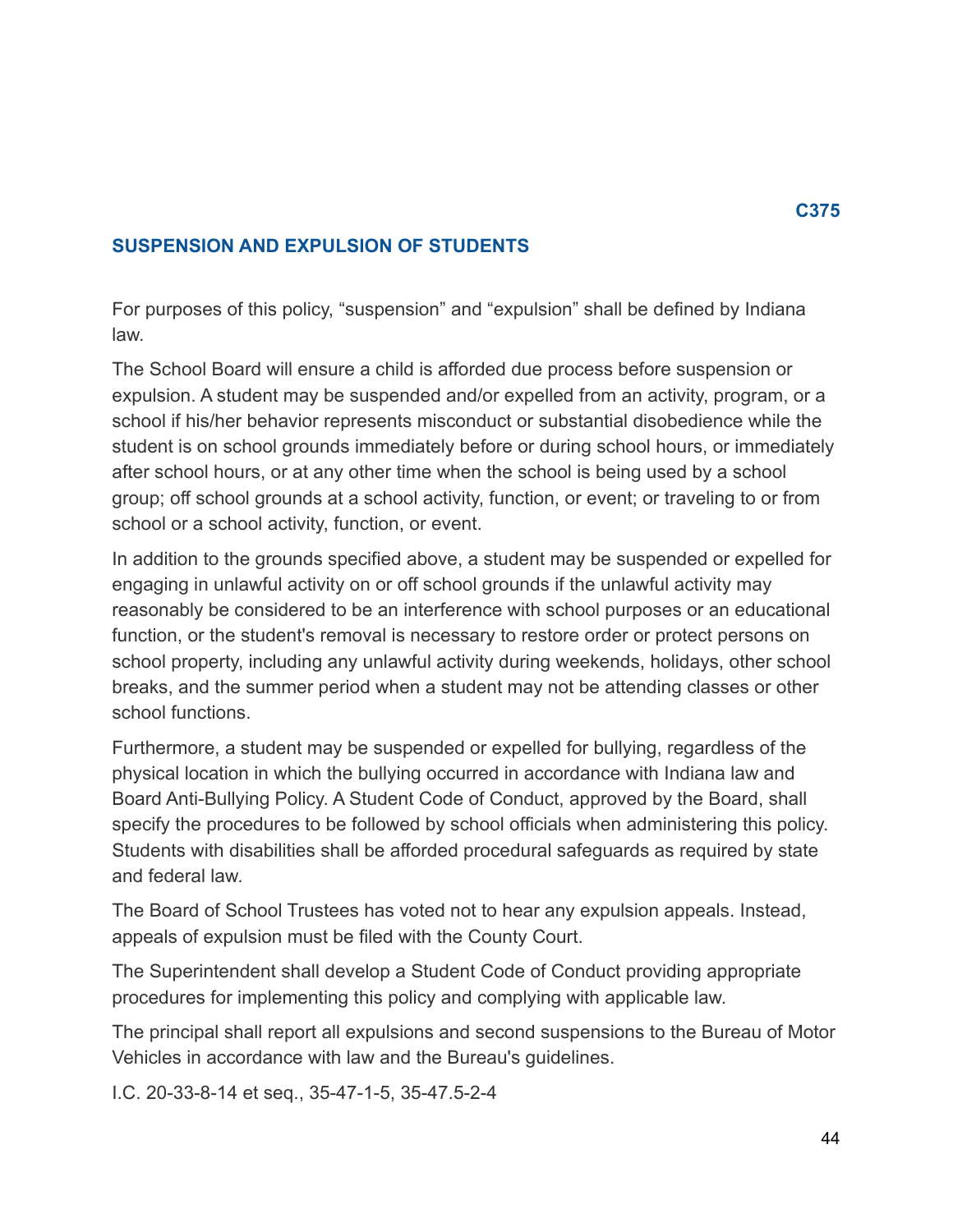C375

## SUSPENSION AND EXPULSION OF STUDENTS

For purposes of this policy, “suspension” and “expulsion” shall be defined by Indiana law.

The School Board will ensure a child is afforded due process before suspension or expulsion. A student may be suspended and/or expelled from an activity, program, or a school if his/her behavior represents misconduct or substantial disobedience while the student is on school grounds immediately before or during school hours, or immediately after school hours, or at any other time when the school is being used by a school group; off school grounds at a school activity, function, or event; or traveling to or from school or a school activity, function, or event.

In addition to the grounds specified above, a student may be suspended or expelled for engaging in unlawful activity on or off school grounds if the unlawful activity may reasonably be considered to be an interference with school purposes or an educational function, or the student's removal is necessary to restore order or protect persons on school property, including any unlawful activity during weekends, holidays, other school breaks, and the summer period when a student may not be attending classes or other school functions.

Furthermore, a student may be suspended or expelled for bullying, regardless of the physical location in which the bullying occurred in accordance with Indiana law and Board Anti-Bullying Policy. A Student Code of Conduct, approved by the Board, shall specify the procedures to be followed by school officials when administering this policy. Students with disabilities shall be afforded procedural safeguards as required by state and federal law.

The Board of School Trustees has voted not to hear any expulsion appeals. Instead, appeals of expulsion must be filed with the County Court.

The Superintendent shall develop a Student Code of Conduct providing appropriate procedures for implementing this policy and complying with applicable law.

The principal shall report all expulsions and second suspensions to the Bureau of Motor Vehicles in accordance with law and the Bureau's guidelines.

I.C. 20-33-8-14 et seq., 35-47-1-5, 35-47.5-2-4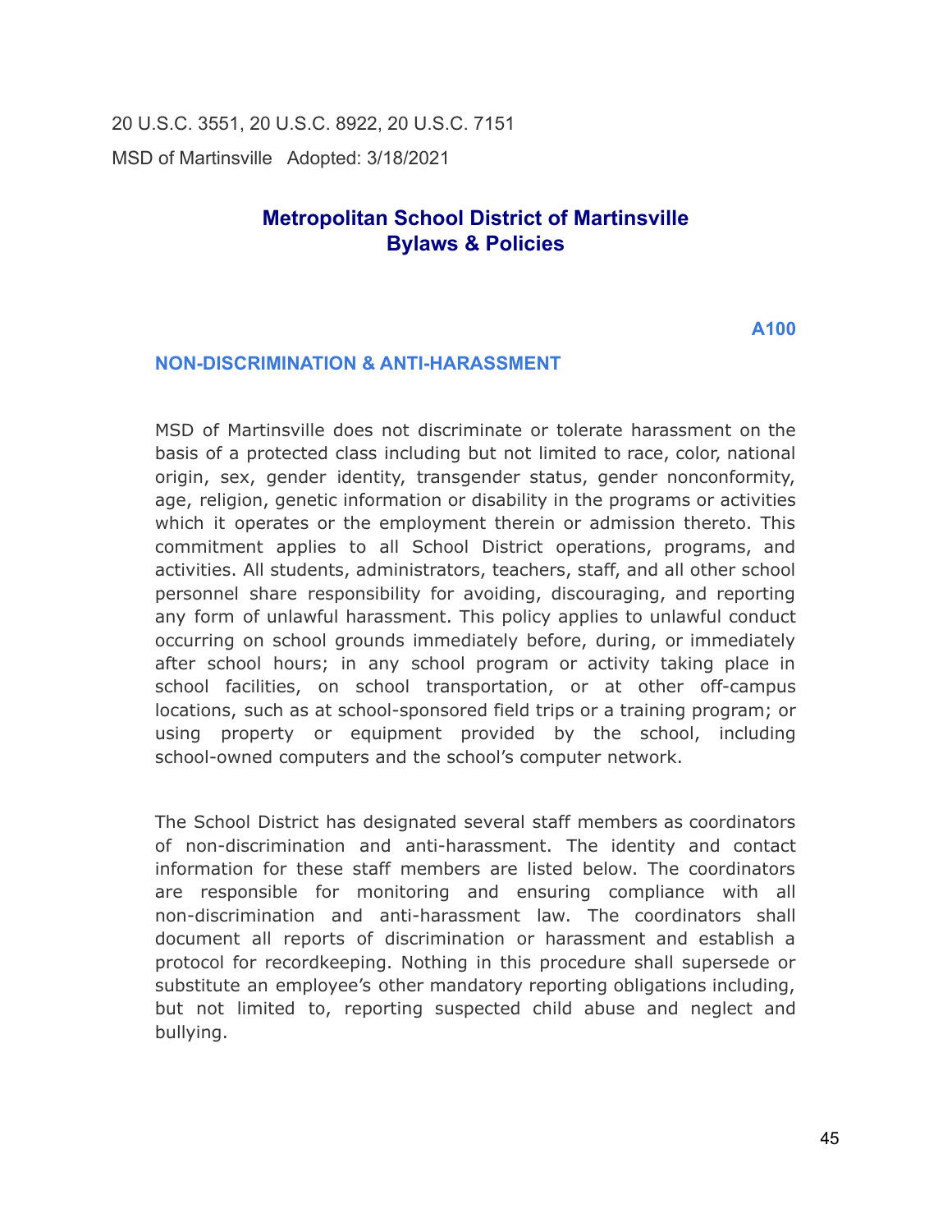20 U.S.C. 3551, 20 U.S.C. 8922, 20 U.S.C. 7151

MSD of Martinsville Adopted: 3/18/2021

# Metropolitan School District of Martinsville Bylaws & Policies

A100

## NON-DISCRIMINATION & ANTI-HARASSMENT

MSD of Martinsville does not discriminate or tolerate harassment on the basis of a protected class including but not limited to race, color, national origin, sex, gender identity, transgender status, gender nonconformity, age, religion, genetic information or disability in the programs or activities which it operates or the employment therein or admission thereto. This commitment applies to all School District operations, programs, and activities. All students, administrators, teachers, staff, and all other school personnel share responsibility for avoiding, discouraging, and reporting any form of unlawful harassment. This policy applies to unlawful conduct occurring on school grounds immediately before, during, or immediately after school hours; in any school program or activity taking place in school facilities, on school transportation, or at other off-campus locations, such as at school-sponsored field trips or a training program; or using property or equipment provided by the school, including school-owned computers and the school's computer network.

The School District has designated several staff members as coordinators of non-discrimination and anti-harassment. The identity and contact information for these staff members are listed below. The coordinators are responsible for monitoring and ensuring compliance with all non-discrimination and anti-harassment law. The coordinators shall document all reports of discrimination or harassment and establish a protocol for recordkeeping. Nothing in this procedure shall supersede or substitute an employee's other mandatory reporting obligations including, but not limited to, reporting suspected child abuse and neglect and bullying.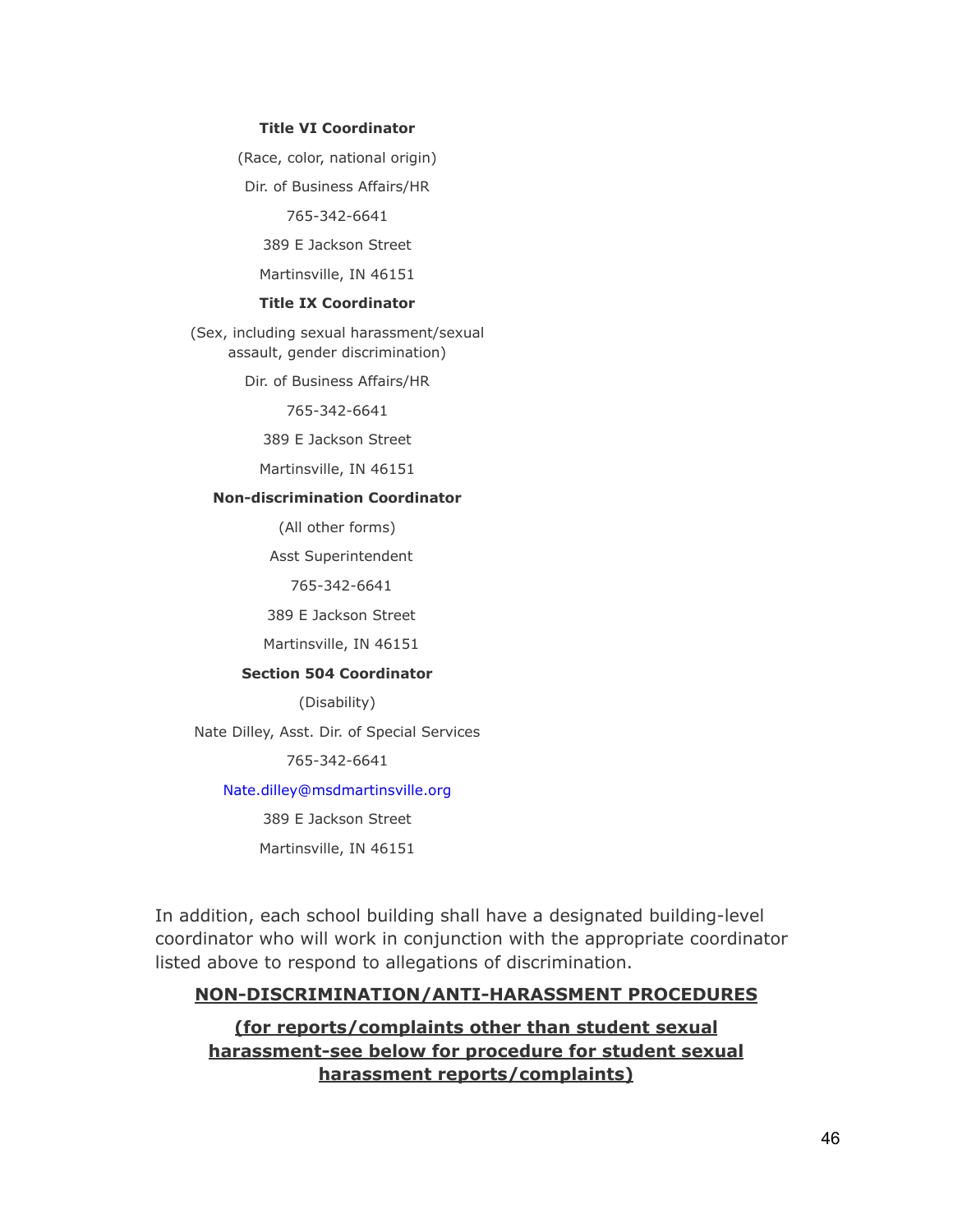**Title VI Coordinator**

(Race, color, national origin)

Dir. of Business Affairs/HR

765-342-6641

389 E Jackson Street

Martinsville, IN 46151

**Title IX Coordinator**

(Sex, including sexual harassment/sexual assault, gender discrimination)

Dir. of Business Affairs/HR

765-342-6641

389 E Jackson Street

Martinsville, IN 46151

**Non-discrimination Coordinator**

(All other forms)

Asst Superintendent

765-342-6641

389 E Jackson Street

Martinsville, IN 46151

**Section 504 Coordinator**

(Disability)

Nate Dilley, Asst. Dir. of Special Services

765-342-6641

Nate.dilley@msdmartinsville.org

389 E Jackson Street

Martinsville, IN 46151

In addition, each school building shall have a designated building-level coordinator who will work in conjunction with the appropriate coordinator listed above to respond to allegations of discrimination.

## NON-DISCRIMINATION/ANTI-HARASSMENT PROCEDURES

### (for reports/complaints other than student sexual harassment-see below for procedure for student sexual harassment reports/complaints)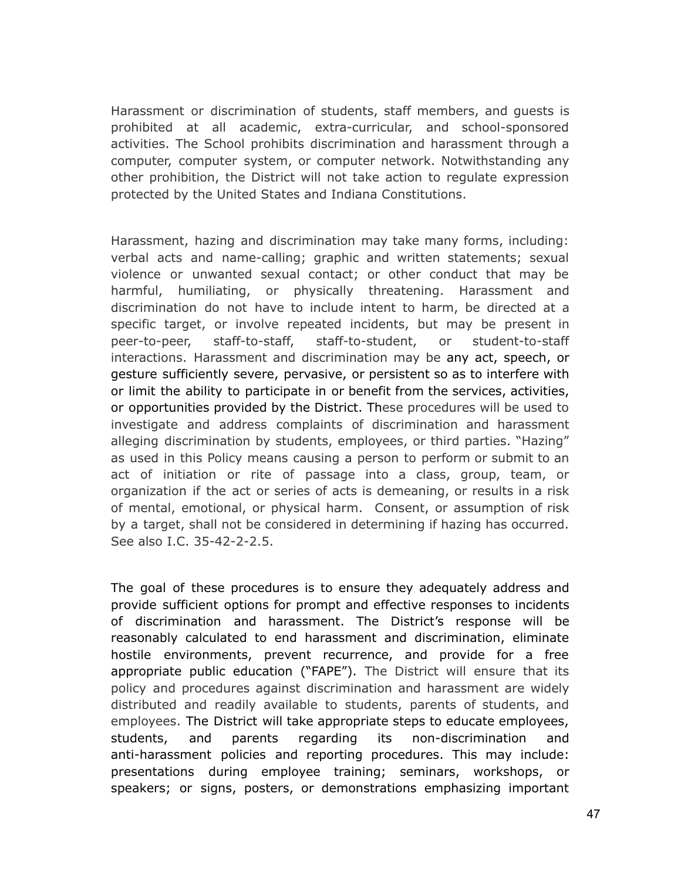Harassment or discrimination of students, staff members, and guests is prohibited at all academic, extra-curricular, and school-sponsored activities. The School prohibits discrimination and harassment through a computer, computer system, or computer network. Notwithstanding any other prohibition, the District will not take action to regulate expression protected by the United States and Indiana Constitutions.

Harassment, hazing and discrimination may take many forms, including: verbal acts and name-calling; graphic and written statements; sexual violence or unwanted sexual contact; or other conduct that may be harmful, humiliating, or physically threatening. Harassment and discrimination do not have to include intent to harm, be directed at a specific target, or involve repeated incidents, but may be present in peer-to-peer, staff-to-staff, staff-to-student, or student-to-staff interactions. Harassment and discrimination may be any act, speech, or gesture sufficiently severe, pervasive, or persistent so as to interfere with or limit the ability to participate in or benefit from the services, activities, or opportunities provided by the District. These procedures will be used to investigate and address complaints of discrimination and harassment alleging discrimination by students, employees, or third parties. "Hazing" as used in this Policy means causing a person to perform or submit to an act of initiation or rite of passage into a class, group, team, or organization if the act or series of acts is demeaning, or results in a risk of mental, emotional, or physical harm. Consent, or assumption of risk by a target, shall not be considered in determining if hazing has occurred. See also I.C. 35-42-2-2.5.

The goal of these procedures is to ensure they adequately address and provide sufficient options for prompt and effective responses to incidents of discrimination and harassment. The District's response will be reasonably calculated to end harassment and discrimination, eliminate hostile environments, prevent recurrence, and provide for a free appropriate public education ("FAPE"). The District will ensure that its policy and procedures against discrimination and harassment are widely distributed and readily available to students, parents of students, and employees. The District will take appropriate steps to educate employees, students, and parents regarding its non-discrimination and anti-harassment policies and reporting procedures. This may include: presentations during employee training; seminars, workshops, or speakers; or signs, posters, or demonstrations emphasizing important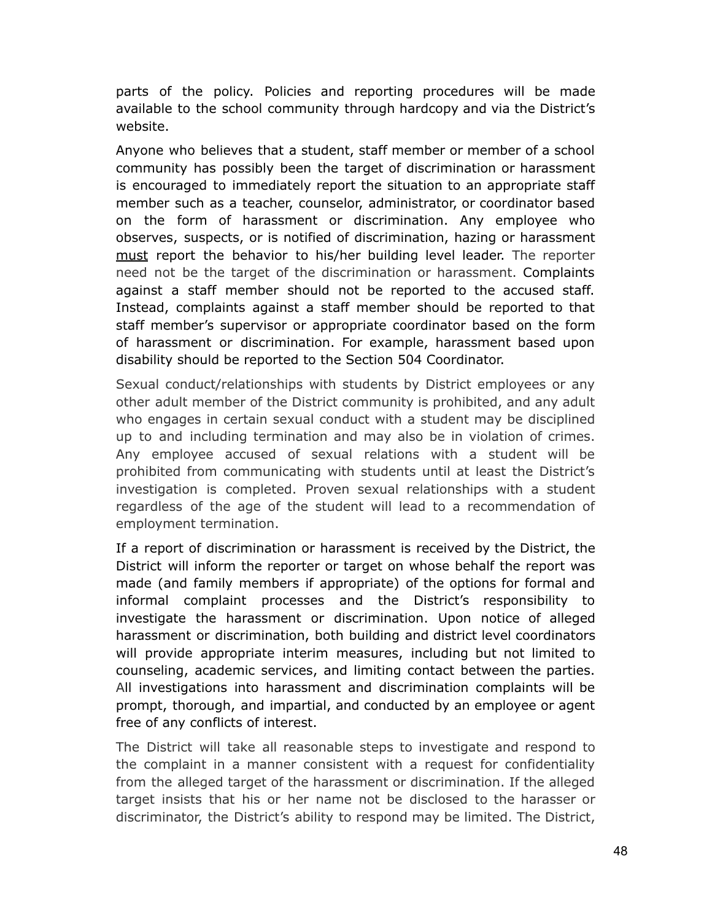parts of the policy. Policies and reporting procedures will be made available to the school community through hardcopy and via the District's website.

Anyone who believes that a student, staff member or member of a school community has possibly been the target of discrimination or harassment is encouraged to immediately report the situation to an appropriate staff member such as a teacher, counselor, administrator, or coordinator based on the form of harassment or discrimination. Any employee who observes, suspects, or is notified of discrimination, hazing or harassment <u>must</u> report the behavior to his/her building level leader. The reporter need not be the target of the discrimination or harassment. Complaints against a staff member should not be reported to the accused staff. Instead, complaints against a staff member should be reported to that staff member's supervisor or appropriate coordinator based on the form of harassment or discrimination. For example, harassment based upon disability should be reported to the Section 504 Coordinator.

Sexual conduct/relationships with students by District employees or any other adult member of the District community is prohibited, and any adult who engages in certain sexual conduct with a student may be disciplined up to and including termination and may also be in violation of crimes. Any employee accused of sexual relations with a student will be prohibited from communicating with students until at least the District's investigation is completed. Proven sexual relationships with a student regardless of the age of the student will lead to a recommendation of employment termination.

If a report of discrimination or harassment is received by the District, the District will inform the reporter or target on whose behalf the report was made (and family members if appropriate) of the options for formal and informal complaint processes and the District's responsibility to investigate the harassment or discrimination. Upon notice of alleged harassment or discrimination, both building and district level coordinators will provide appropriate interim measures, including but not limited to counseling, academic services, and limiting contact between the parties. All investigations into harassment and discrimination complaints will be prompt, thorough, and impartial, and conducted by an employee or agent free of any conflicts of interest.

The District will take all reasonable steps to investigate and respond to the complaint in a manner consistent with a request for confidentiality from the alleged target of the harassment or discrimination. If the alleged target insists that his or her name not be disclosed to the harasser or discriminator, the District's ability to respond may be limited. The District,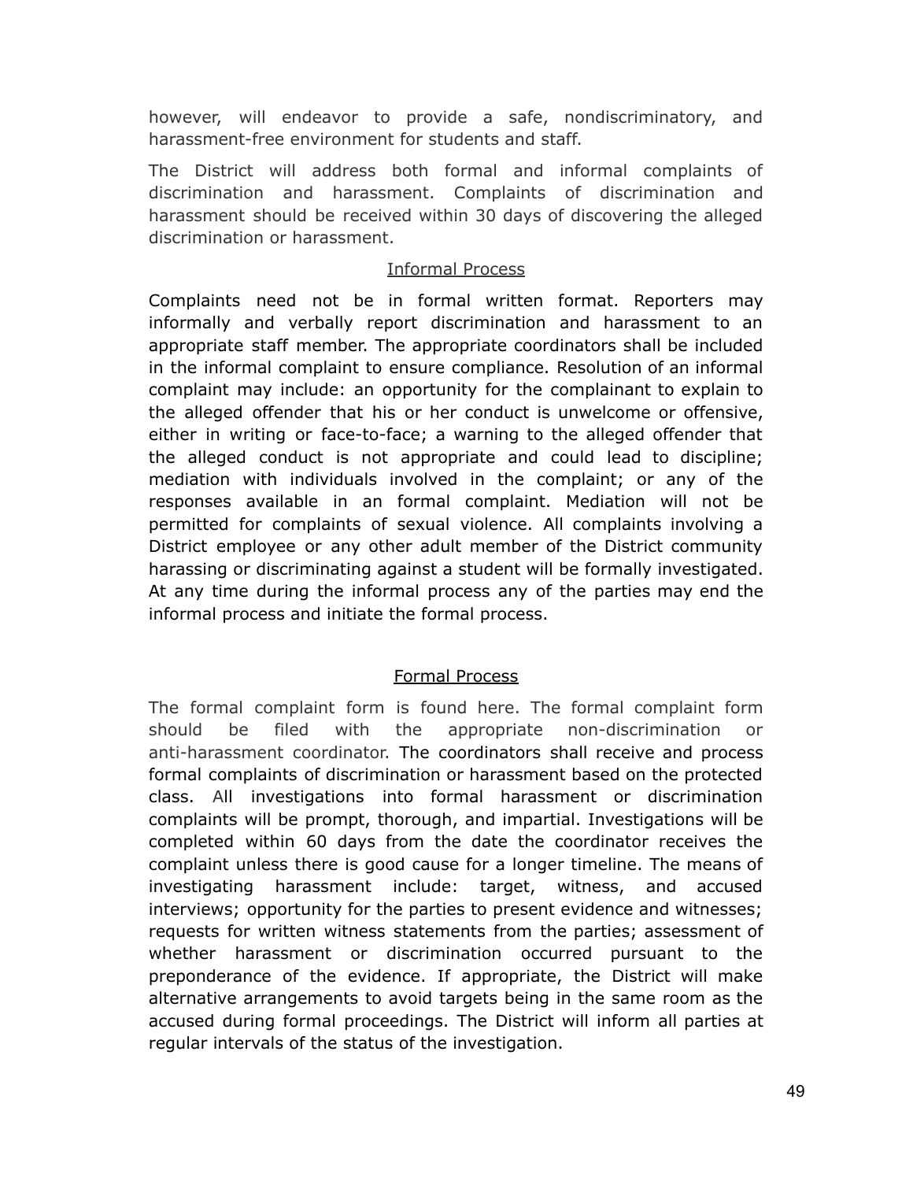however, will endeavor to provide a safe, nondiscriminatory, and harassment-free environment for students and staff.

The District will address both formal and informal complaints of discrimination and harassment. Complaints of discrimination and harassment should be received within 30 days of discovering the alleged discrimination or harassment.

## Informal Process

Complaints need not be in formal written format. Reporters may informally and verbally report discrimination and harassment to an appropriate staff member. The appropriate coordinators shall be included in the informal complaint to ensure compliance. Resolution of an informal complaint may include: an opportunity for the complainant to explain to the alleged offender that his or her conduct is unwelcome or offensive, either in writing or face-to-face; a warning to the alleged offender that the alleged conduct is not appropriate and could lead to discipline; mediation with individuals involved in the complaint; or any of the responses available in an formal complaint. Mediation will not be permitted for complaints of sexual violence. All complaints involving a District employee or any other adult member of the District community harassing or discriminating against a student will be formally investigated. At any time during the informal process any of the parties may end the informal process and initiate the formal process.

## Formal Process

The formal complaint form is found here. The formal complaint form should be filed with the appropriate non-discrimination or anti-harassment coordinator. The coordinators shall receive and process formal complaints of discrimination or harassment based on the protected class. All investigations into formal harassment or discrimination complaints will be prompt, thorough, and impartial. Investigations will be completed within 60 days from the date the coordinator receives the complaint unless there is good cause for a longer timeline. The means of investigating harassment include: target, witness, and accused interviews; opportunity for the parties to present evidence and witnesses; requests for written witness statements from the parties; assessment of whether harassment or discrimination occurred pursuant to the preponderance of the evidence. If appropriate, the District will make alternative arrangements to avoid targets being in the same room as the accused during formal proceedings. The District will inform all parties at regular intervals of the status of the investigation.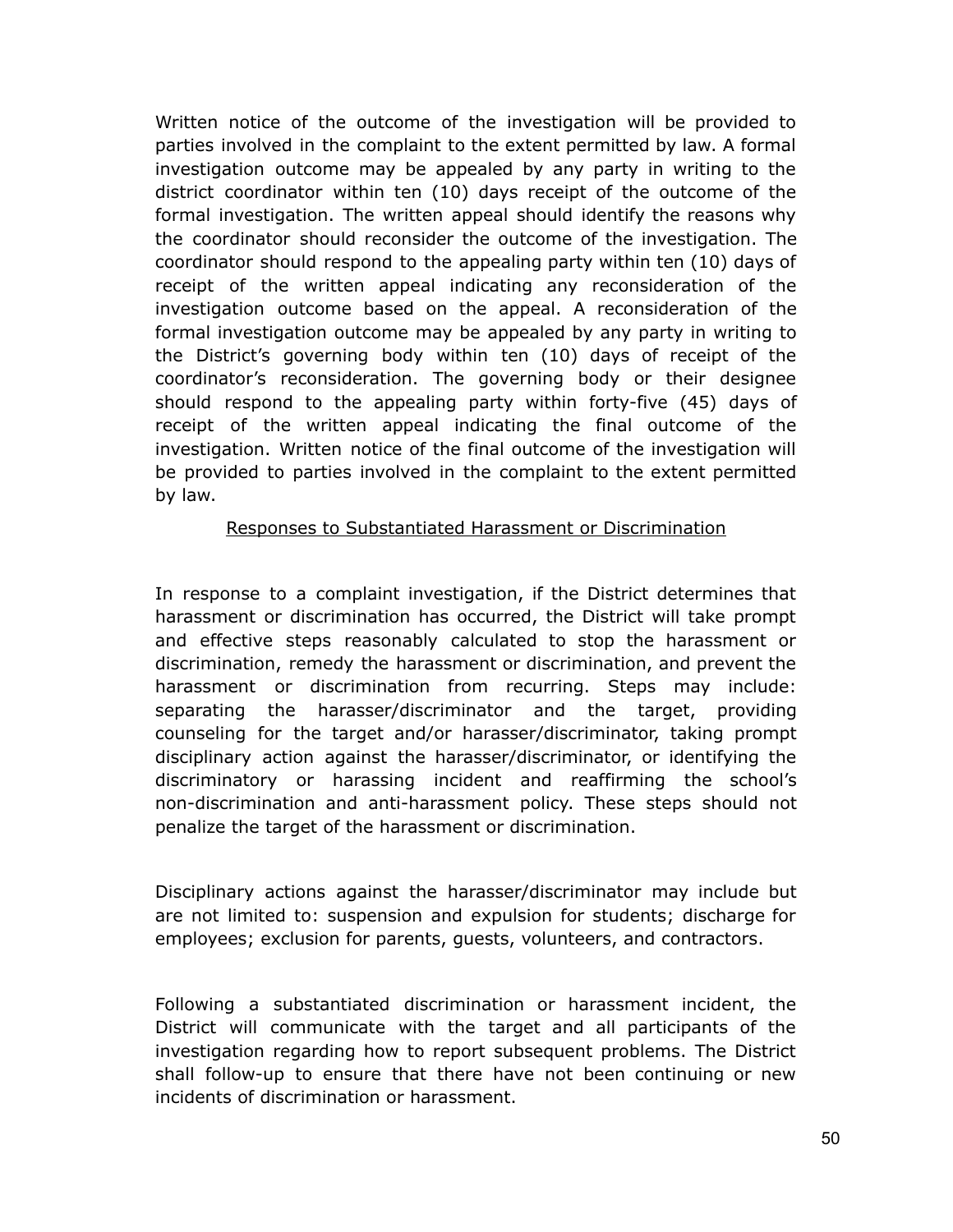Written notice of the outcome of the investigation will be provided to parties involved in the complaint to the extent permitted by law. A formal investigation outcome may be appealed by any party in writing to the district coordinator within ten (10) days receipt of the outcome of the formal investigation. The written appeal should identify the reasons why the coordinator should reconsider the outcome of the investigation. The coordinator should respond to the appealing party within ten (10) days of receipt of the written appeal indicating any reconsideration of the investigation outcome based on the appeal. A reconsideration of the formal investigation outcome may be appealed by any party in writing to the District's governing body within ten (10) days of receipt of the coordinator's reconsideration. The governing body or their designee should respond to the appealing party within forty-five (45) days of receipt of the written appeal indicating the final outcome of the investigation. Written notice of the final outcome of the investigation will be provided to parties involved in the complaint to the extent permitted by law.

## Responses to Substantiated Harassment or Discrimination

In response to a complaint investigation, if the District determines that harassment or discrimination has occurred, the District will take prompt and effective steps reasonably calculated to stop the harassment or discrimination, remedy the harassment or discrimination, and prevent the harassment or discrimination from recurring. Steps may include: separating the harasser/discriminator and the target, providing counseling for the target and/or harasser/discriminator, taking prompt disciplinary action against the harasser/discriminator, or identifying the discriminatory or harassing incident and reaffirming the school's non-discrimination and anti-harassment policy. These steps should not penalize the target of the harassment or discrimination.

Disciplinary actions against the harasser/discriminator may include but are not limited to: suspension and expulsion for students; discharge for employees; exclusion for parents, guests, volunteers, and contractors.

Following a substantiated discrimination or harassment incident, the District will communicate with the target and all participants of the investigation regarding how to report subsequent problems. The District shall follow-up to ensure that there have not been continuing or new incidents of discrimination or harassment.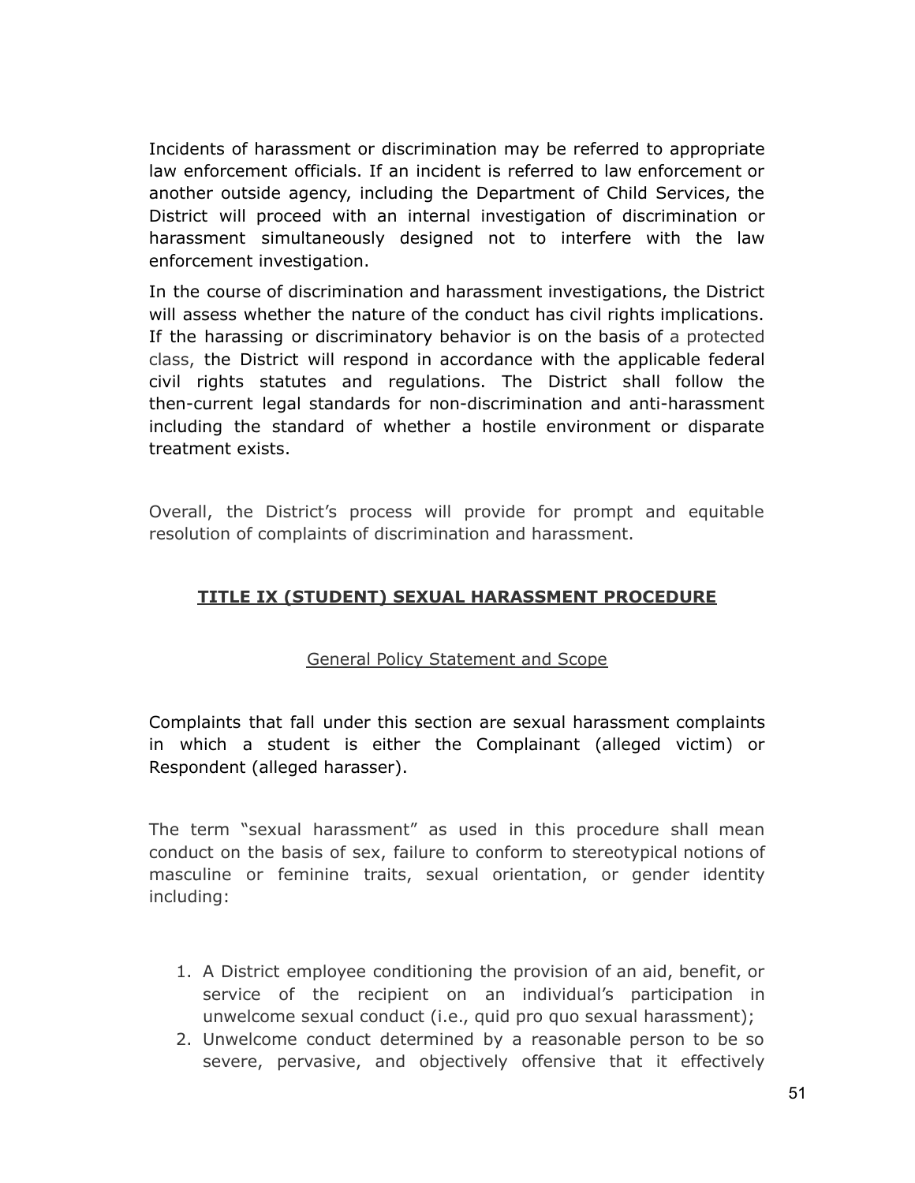Incidents of harassment or discrimination may be referred to appropriate law enforcement officials. If an incident is referred to law enforcement or another outside agency, including the Department of Child Services, the District will proceed with an internal investigation of discrimination or harassment simultaneously designed not to interfere with the law enforcement investigation.

In the course of discrimination and harassment investigations, the District will assess whether the nature of the conduct has civil rights implications. If the harassing or discriminatory behavior is on the basis of a protected class, the District will respond in accordance with the applicable federal civil rights statutes and regulations. The District shall follow the then-current legal standards for non-discrimination and anti-harassment including the standard of whether a hostile environment or disparate treatment exists.

Overall, the District's process will provide for prompt and equitable resolution of complaints of discrimination and harassment.

## TITLE IX (STUDENT) SEXUAL HARASSMENT PROCEDURE

### General Policy Statement and Scope

Complaints that fall under this section are sexual harassment complaints in which a student is either the Complainant (alleged victim) or Respondent (alleged harasser).

The term "sexual harassment" as used in this procedure shall mean conduct on the basis of sex, failure to conform to stereotypical notions of masculine or feminine traits, sexual orientation, or gender identity including:

1. A District employee conditioning the provision of an aid, benefit, or service of the recipient on an individual's participation in unwelcome sexual conduct (i.e., quid pro quo sexual harassment);
2. Unwelcome conduct determined by a reasonable person to be so severe, pervasive, and objectively offensive that it effectively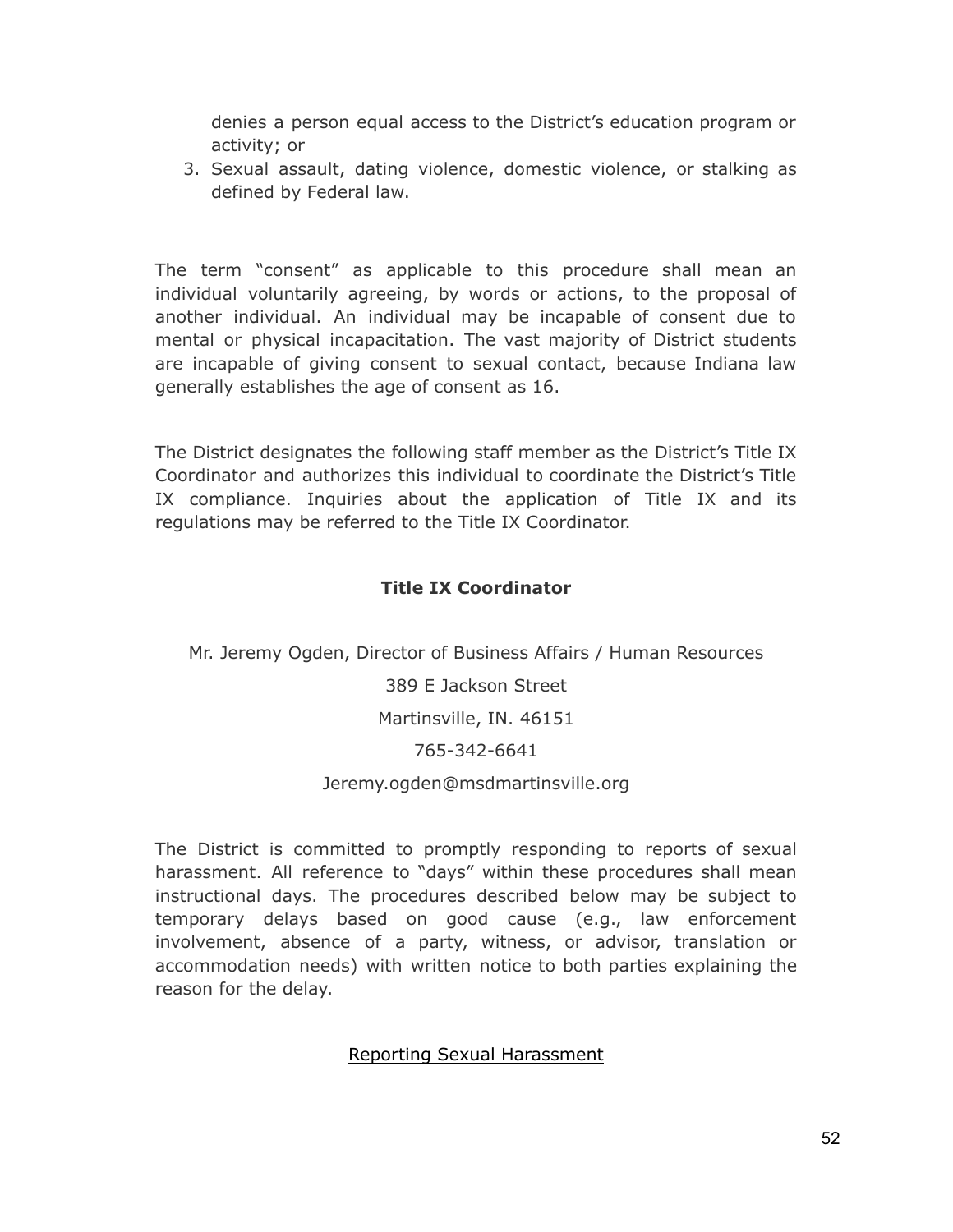denies a person equal access to the District's education program or activity; or

3. Sexual assault, dating violence, domestic violence, or stalking as defined by Federal law.

The term "consent" as applicable to this procedure shall mean an individual voluntarily agreeing, by words or actions, to the proposal of another individual. An individual may be incapable of consent due to mental or physical incapacitation. The vast majority of District students are incapable of giving consent to sexual contact, because Indiana law generally establishes the age of consent as 16.

The District designates the following staff member as the District's Title IX Coordinator and authorizes this individual to coordinate the District's Title IX compliance. Inquiries about the application of Title IX and its regulations may be referred to the Title IX Coordinator.

**Title IX Coordinator**

Mr. Jeremy Ogden, Director of Business Affairs / Human Resources

389 E Jackson Street

Martinsville, IN. 46151

765-342-6641

Jeremy.ogden@msdmartinsville.org

The District is committed to promptly responding to reports of sexual harassment. All reference to "days" within these procedures shall mean instructional days. The procedures described below may be subject to temporary delays based on good cause (e.g., law enforcement involvement, absence of a party, witness, or advisor, translation or accommodation needs) with written notice to both parties explaining the reason for the delay.

<u>Reporting Sexual Harassment</u>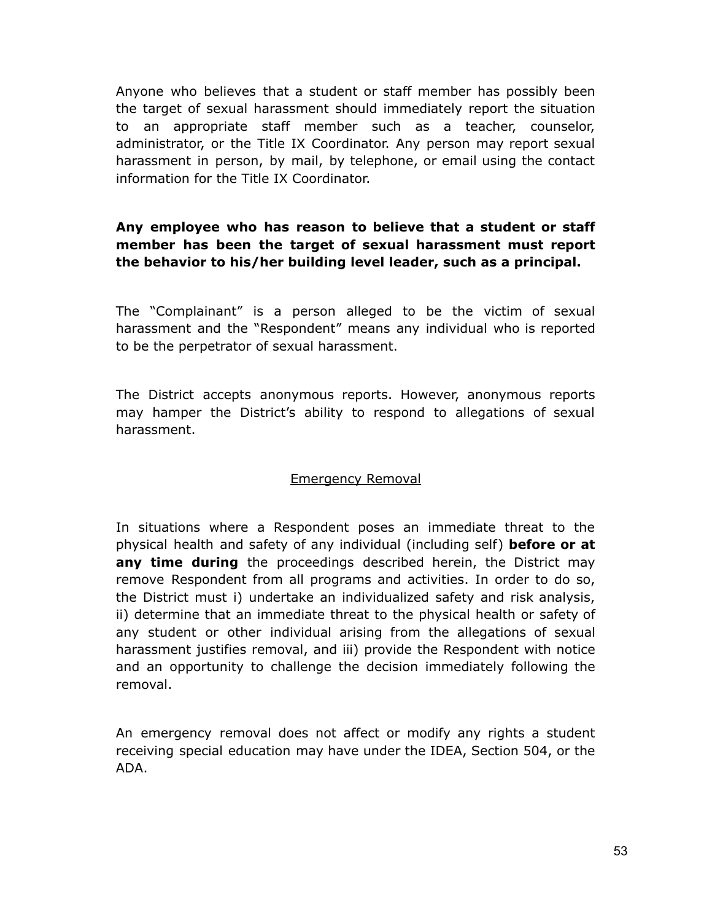Anyone who believes that a student or staff member has possibly been the target of sexual harassment should immediately report the situation to an appropriate staff member such as a teacher, counselor, administrator, or the Title IX Coordinator. Any person may report sexual harassment in person, by mail, by telephone, or email using the contact information for the Title IX Coordinator.

**Any employee who has reason to believe that a student or staff member has been the target of sexual harassment must report the behavior to his/her building level leader, such as a principal.**

The "Complainant" is a person alleged to be the victim of sexual harassment and the "Respondent" means any individual who is reported to be the perpetrator of sexual harassment.

The District accepts anonymous reports. However, anonymous reports may hamper the District's ability to respond to allegations of sexual harassment.

<u>Emergency Removal</u>

In situations where a Respondent poses an immediate threat to the physical health and safety of any individual (including self) **before or at any time during** the proceedings described herein, the District may remove Respondent from all programs and activities. In order to do so, the District must i) undertake an individualized safety and risk analysis, ii) determine that an immediate threat to the physical health or safety of any student or other individual arising from the allegations of sexual harassment justifies removal, and iii) provide the Respondent with notice and an opportunity to challenge the decision immediately following the removal.

An emergency removal does not affect or modify any rights a student receiving special education may have under the IDEA, Section 504, or the ADA.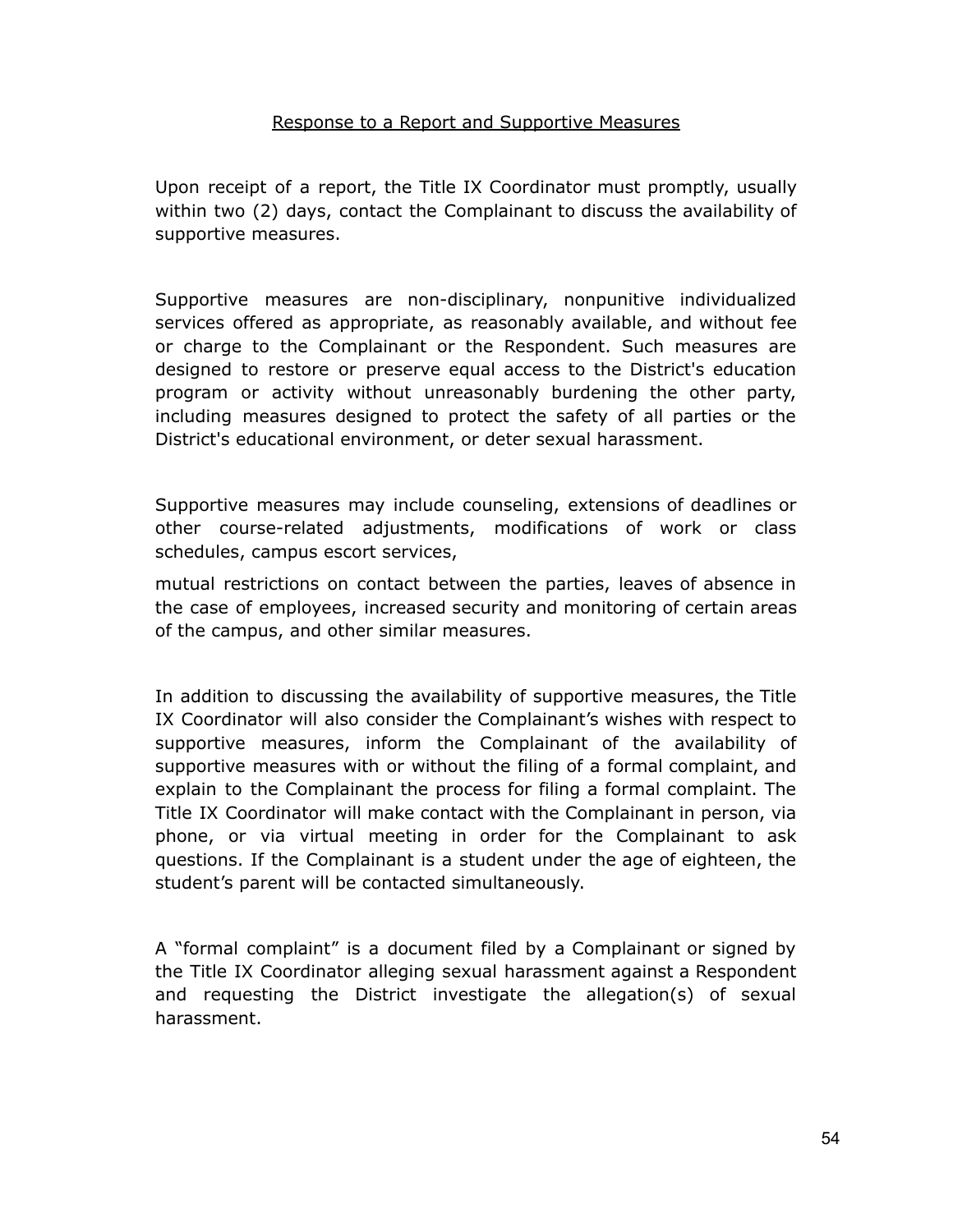## Response to a Report and Supportive Measures

Upon receipt of a report, the Title IX Coordinator must promptly, usually within two (2) days, contact the Complainant to discuss the availability of supportive measures.

Supportive measures are non-disciplinary, nonpunitive individualized services offered as appropriate, as reasonably available, and without fee or charge to the Complainant or the Respondent. Such measures are designed to restore or preserve equal access to the District's education program or activity without unreasonably burdening the other party, including measures designed to protect the safety of all parties or the District's educational environment, or deter sexual harassment.

Supportive measures may include counseling, extensions of deadlines or other course-related adjustments, modifications of work or class schedules, campus escort services,

mutual restrictions on contact between the parties, leaves of absence in the case of employees, increased security and monitoring of certain areas of the campus, and other similar measures.

In addition to discussing the availability of supportive measures, the Title IX Coordinator will also consider the Complainant's wishes with respect to supportive measures, inform the Complainant of the availability of supportive measures with or without the filing of a formal complaint, and explain to the Complainant the process for filing a formal complaint. The Title IX Coordinator will make contact with the Complainant in person, via phone, or via virtual meeting in order for the Complainant to ask questions. If the Complainant is a student under the age of eighteen, the student's parent will be contacted simultaneously.

A "formal complaint" is a document filed by a Complainant or signed by the Title IX Coordinator alleging sexual harassment against a Respondent and requesting the District investigate the allegation(s) of sexual harassment.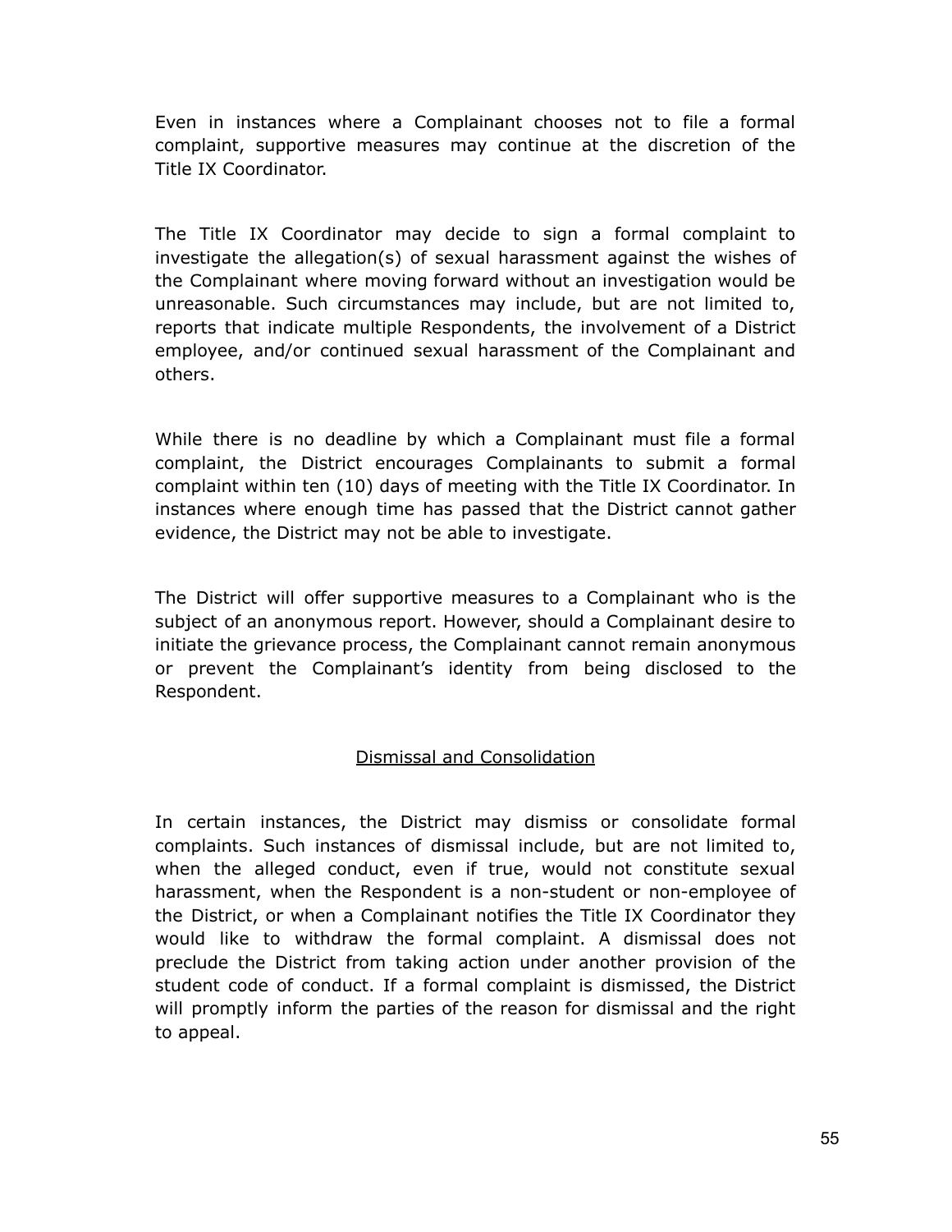Even in instances where a Complainant chooses not to file a formal complaint, supportive measures may continue at the discretion of the Title IX Coordinator.

The Title IX Coordinator may decide to sign a formal complaint to investigate the allegation(s) of sexual harassment against the wishes of the Complainant where moving forward without an investigation would be unreasonable. Such circumstances may include, but are not limited to, reports that indicate multiple Respondents, the involvement of a District employee, and/or continued sexual harassment of the Complainant and others.

While there is no deadline by which a Complainant must file a formal complaint, the District encourages Complainants to submit a formal complaint within ten (10) days of meeting with the Title IX Coordinator. In instances where enough time has passed that the District cannot gather evidence, the District may not be able to investigate.

The District will offer supportive measures to a Complainant who is the subject of an anonymous report. However, should a Complainant desire to initiate the grievance process, the Complainant cannot remain anonymous or prevent the Complainant's identity from being disclosed to the Respondent.

## Dismissal and Consolidation

In certain instances, the District may dismiss or consolidate formal complaints. Such instances of dismissal include, but are not limited to, when the alleged conduct, even if true, would not constitute sexual harassment, when the Respondent is a non-student or non-employee of the District, or when a Complainant notifies the Title IX Coordinator they would like to withdraw the formal complaint. A dismissal does not preclude the District from taking action under another provision of the student code of conduct. If a formal complaint is dismissed, the District will promptly inform the parties of the reason for dismissal and the right to appeal.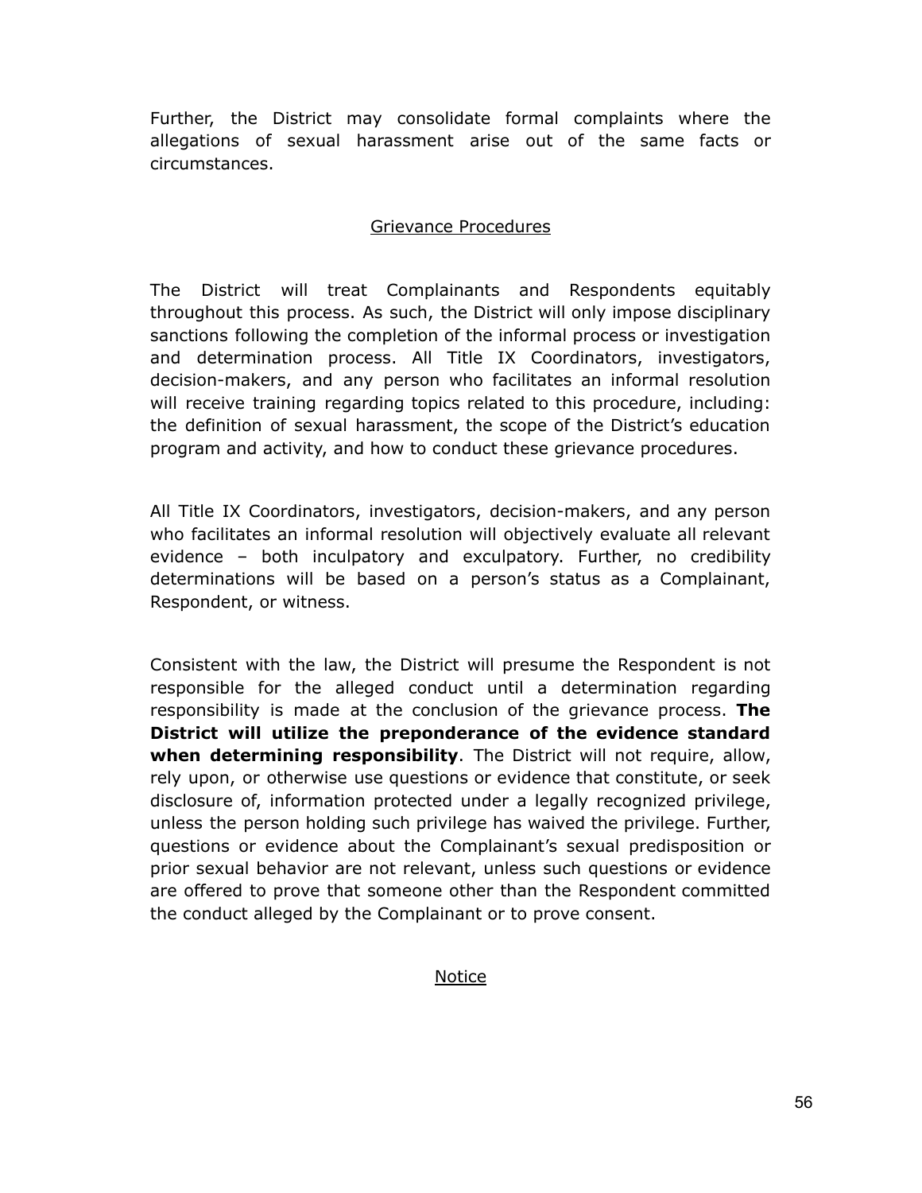Further, the District may consolidate formal complaints where the allegations of sexual harassment arise out of the same facts or circumstances.

## Grievance Procedures

The District will treat Complainants and Respondents equitably throughout this process. As such, the District will only impose disciplinary sanctions following the completion of the informal process or investigation and determination process. All Title IX Coordinators, investigators, decision-makers, and any person who facilitates an informal resolution will receive training regarding topics related to this procedure, including: the definition of sexual harassment, the scope of the District's education program and activity, and how to conduct these grievance procedures.

All Title IX Coordinators, investigators, decision-makers, and any person who facilitates an informal resolution will objectively evaluate all relevant evidence – both inculpatory and exculpatory. Further, no credibility determinations will be based on a person's status as a Complainant, Respondent, or witness.

Consistent with the law, the District will presume the Respondent is not responsible for the alleged conduct until a determination regarding responsibility is made at the conclusion of the grievance process. **The District will utilize the preponderance of the evidence standard when determining responsibility**. The District will not require, allow, rely upon, or otherwise use questions or evidence that constitute, or seek disclosure of, information protected under a legally recognized privilege, unless the person holding such privilege has waived the privilege. Further, questions or evidence about the Complainant's sexual predisposition or prior sexual behavior are not relevant, unless such questions or evidence are offered to prove that someone other than the Respondent committed the conduct alleged by the Complainant or to prove consent.

## Notice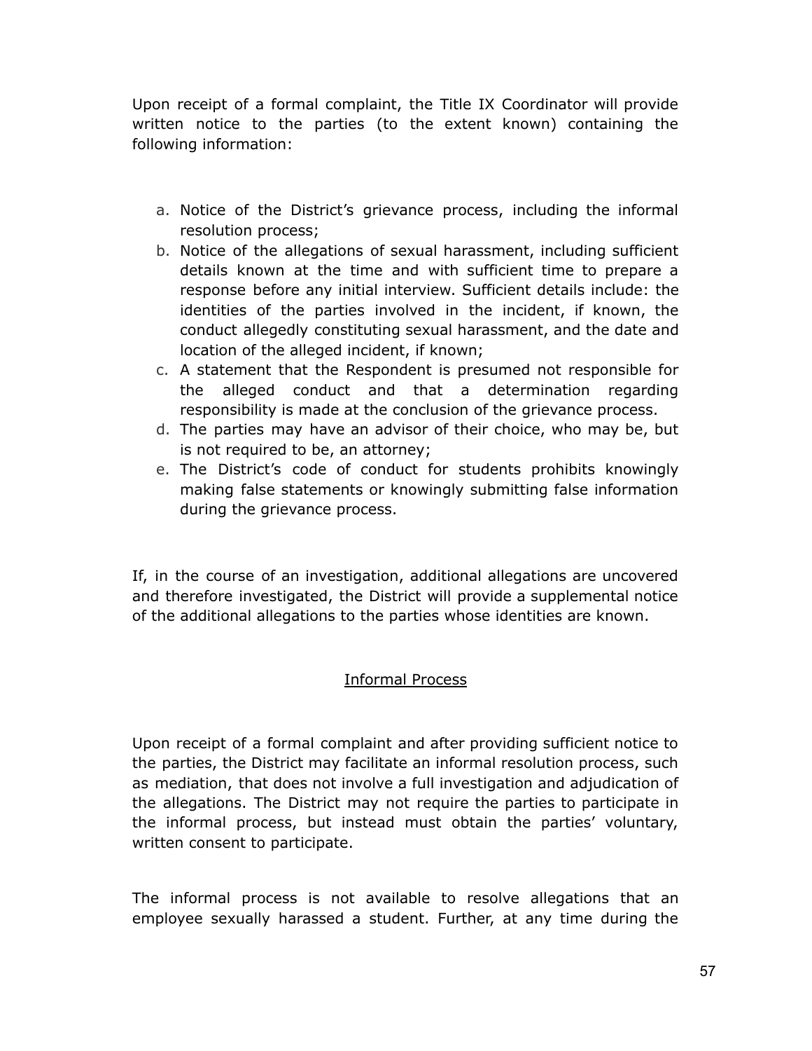Upon receipt of a formal complaint, the Title IX Coordinator will provide written notice to the parties (to the extent known) containing the following information:

a. Notice of the District's grievance process, including the informal resolution process;
b. Notice of the allegations of sexual harassment, including sufficient details known at the time and with sufficient time to prepare a response before any initial interview. Sufficient details include: the identities of the parties involved in the incident, if known, the conduct allegedly constituting sexual harassment, and the date and location of the alleged incident, if known;
c. A statement that the Respondent is presumed not responsible for the alleged conduct and that a determination regarding responsibility is made at the conclusion of the grievance process.
d. The parties may have an advisor of their choice, who may be, but is not required to be, an attorney;
e. The District's code of conduct for students prohibits knowingly making false statements or knowingly submitting false information during the grievance process.

If, in the course of an investigation, additional allegations are uncovered and therefore investigated, the District will provide a supplemental notice of the additional allegations to the parties whose identities are known.

<u>Informal Process</u>

Upon receipt of a formal complaint and after providing sufficient notice to the parties, the District may facilitate an informal resolution process, such as mediation, that does not involve a full investigation and adjudication of the allegations. The District may not require the parties to participate in the informal process, but instead must obtain the parties' voluntary, written consent to participate.

The informal process is not available to resolve allegations that an employee sexually harassed a student. Further, at any time during the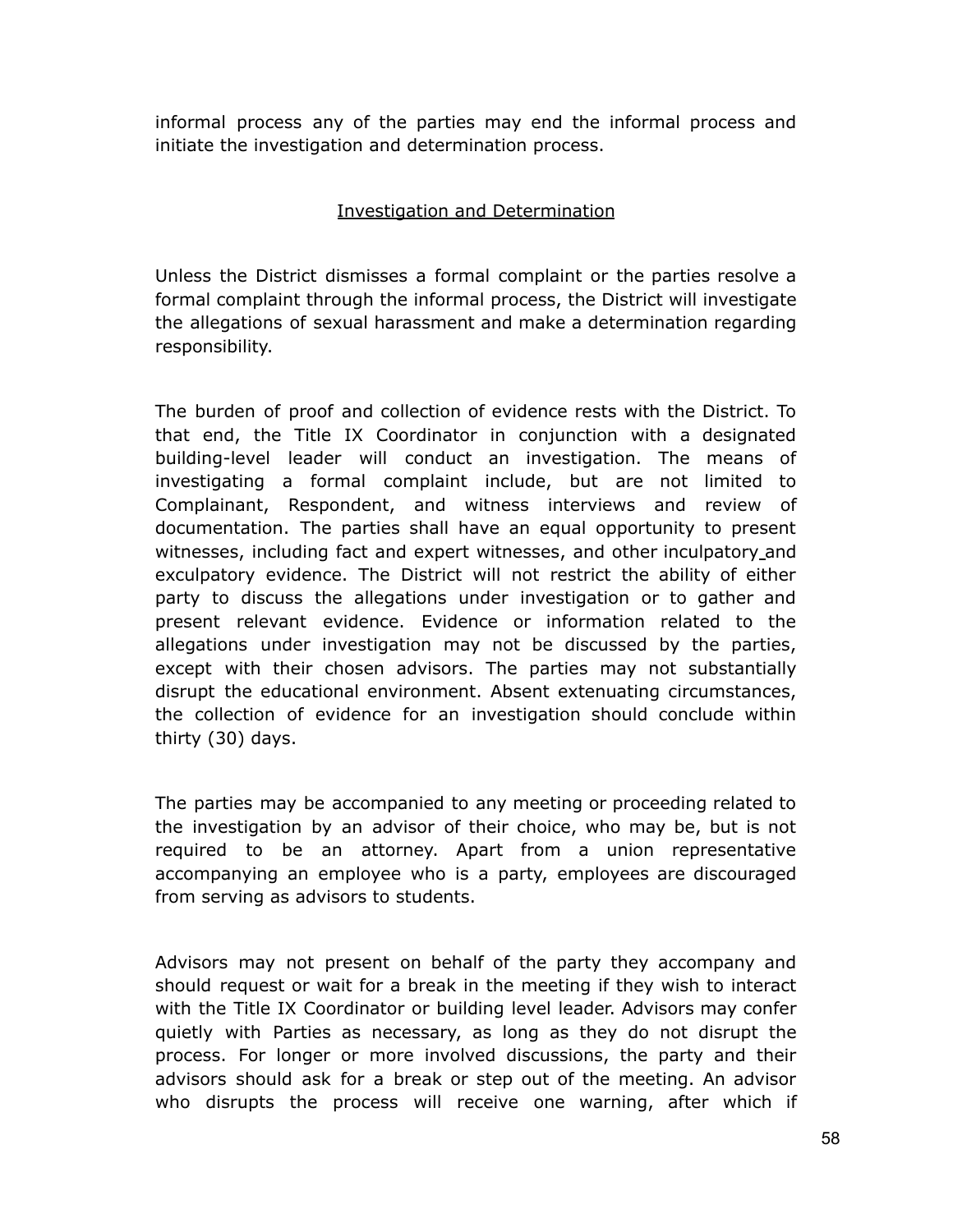informal process any of the parties may end the informal process and initiate the investigation and determination process.

## Investigation and Determination

Unless the District dismisses a formal complaint or the parties resolve a formal complaint through the informal process, the District will investigate the allegations of sexual harassment and make a determination regarding responsibility.

The burden of proof and collection of evidence rests with the District. To that end, the Title IX Coordinator in conjunction with a designated building-level leader will conduct an investigation. The means of investigating a formal complaint include, but are not limited to Complainant, Respondent, and witness interviews and review of documentation. The parties shall have an equal opportunity to present witnesses, including fact and expert witnesses, and other inculpatory and exculpatory evidence. The District will not restrict the ability of either party to discuss the allegations under investigation or to gather and present relevant evidence. Evidence or information related to the allegations under investigation may not be discussed by the parties, except with their chosen advisors. The parties may not substantially disrupt the educational environment. Absent extenuating circumstances, the collection of evidence for an investigation should conclude within thirty (30) days.

The parties may be accompanied to any meeting or proceeding related to the investigation by an advisor of their choice, who may be, but is not required to be an attorney. Apart from a union representative accompanying an employee who is a party, employees are discouraged from serving as advisors to students.

Advisors may not present on behalf of the party they accompany and should request or wait for a break in the meeting if they wish to interact with the Title IX Coordinator or building level leader. Advisors may confer quietly with Parties as necessary, as long as they do not disrupt the process. For longer or more involved discussions, the party and their advisors should ask for a break or step out of the meeting. An advisor who disrupts the process will receive one warning, after which if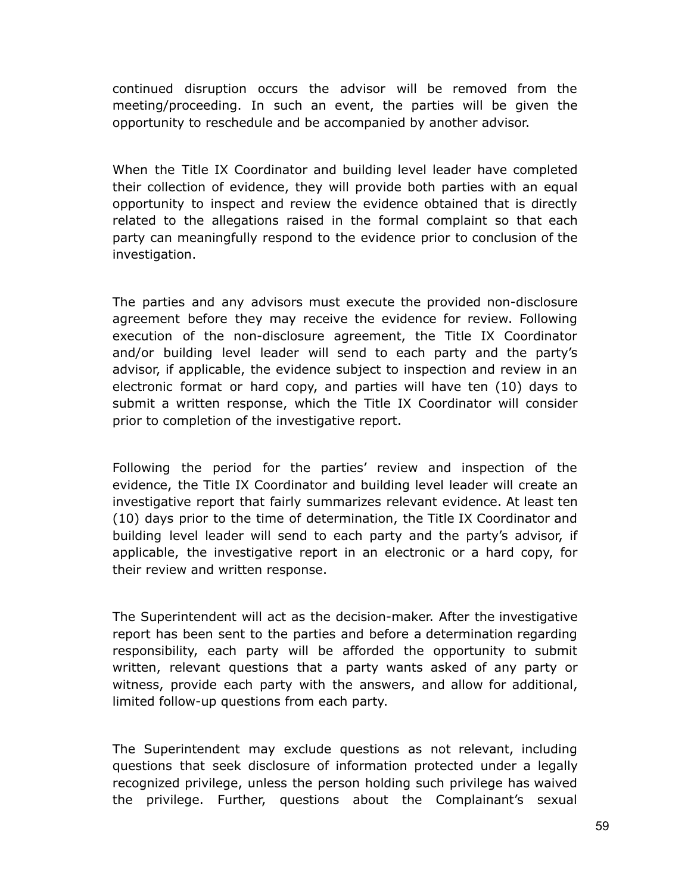continued disruption occurs the advisor will be removed from the meeting/proceeding. In such an event, the parties will be given the opportunity to reschedule and be accompanied by another advisor.

When the Title IX Coordinator and building level leader have completed their collection of evidence, they will provide both parties with an equal opportunity to inspect and review the evidence obtained that is directly related to the allegations raised in the formal complaint so that each party can meaningfully respond to the evidence prior to conclusion of the investigation.

The parties and any advisors must execute the provided non-disclosure agreement before they may receive the evidence for review. Following execution of the non-disclosure agreement, the Title IX Coordinator and/or building level leader will send to each party and the party's advisor, if applicable, the evidence subject to inspection and review in an electronic format or hard copy, and parties will have ten (10) days to submit a written response, which the Title IX Coordinator will consider prior to completion of the investigative report.

Following the period for the parties' review and inspection of the evidence, the Title IX Coordinator and building level leader will create an investigative report that fairly summarizes relevant evidence. At least ten (10) days prior to the time of determination, the Title IX Coordinator and building level leader will send to each party and the party's advisor, if applicable, the investigative report in an electronic or a hard copy, for their review and written response.

The Superintendent will act as the decision-maker. After the investigative report has been sent to the parties and before a determination regarding responsibility, each party will be afforded the opportunity to submit written, relevant questions that a party wants asked of any party or witness, provide each party with the answers, and allow for additional, limited follow-up questions from each party.

The Superintendent may exclude questions as not relevant, including questions that seek disclosure of information protected under a legally recognized privilege, unless the person holding such privilege has waived the privilege. Further, questions about the Complainant's sexual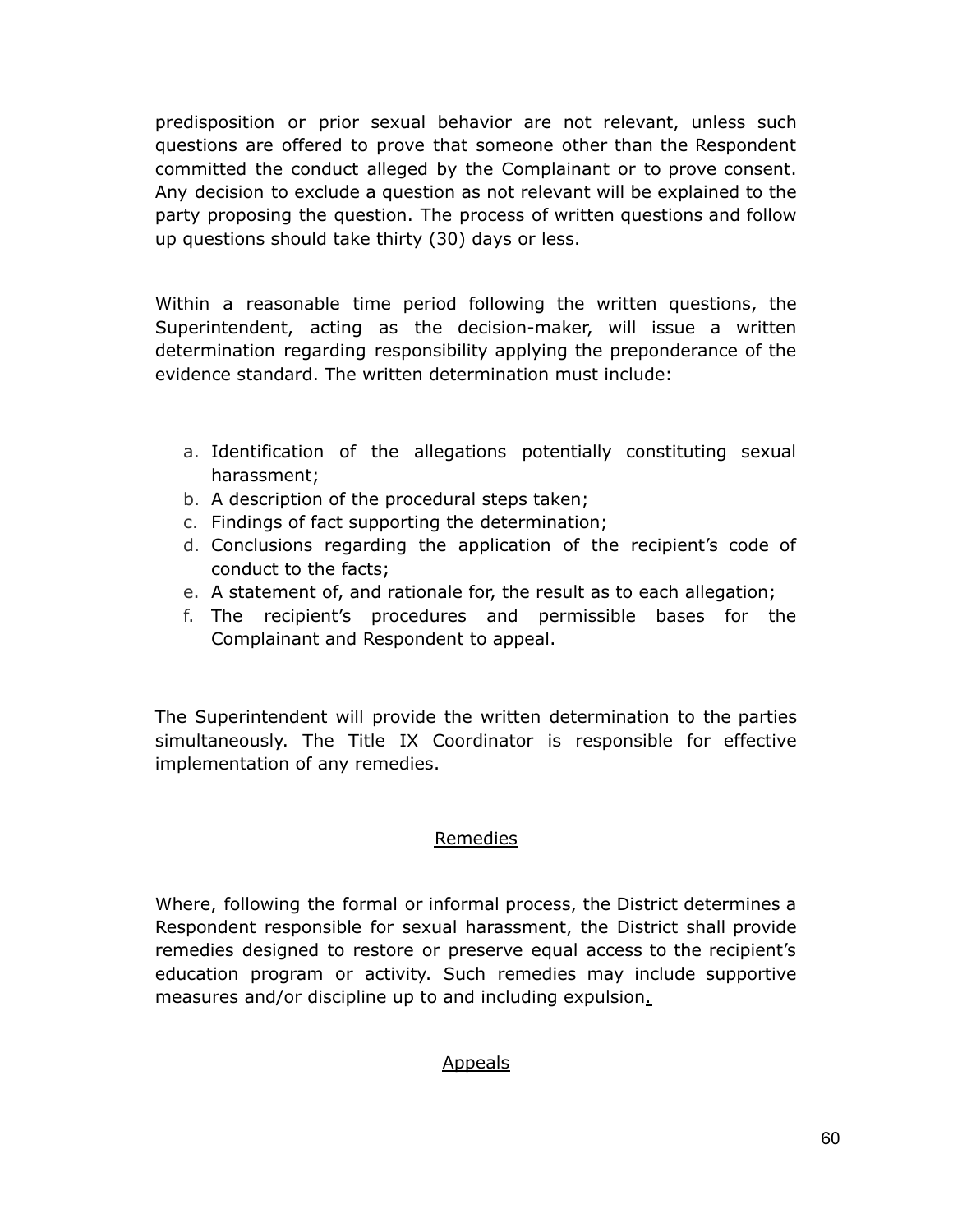predisposition or prior sexual behavior are not relevant, unless such questions are offered to prove that someone other than the Respondent committed the conduct alleged by the Complainant or to prove consent. Any decision to exclude a question as not relevant will be explained to the party proposing the question. The process of written questions and follow up questions should take thirty (30) days or less.

Within a reasonable time period following the written questions, the Superintendent, acting as the decision-maker, will issue a written determination regarding responsibility applying the preponderance of the evidence standard. The written determination must include:

a. Identification of the allegations potentially constituting sexual harassment;
b. A description of the procedural steps taken;
c. Findings of fact supporting the determination;
d. Conclusions regarding the application of the recipient's code of conduct to the facts;
e. A statement of, and rationale for, the result as to each allegation;
f. The recipient's procedures and permissible bases for the Complainant and Respondent to appeal.

The Superintendent will provide the written determination to the parties simultaneously. The Title IX Coordinator is responsible for effective implementation of any remedies.

## Remedies

Where, following the formal or informal process, the District determines a Respondent responsible for sexual harassment, the District shall provide remedies designed to restore or preserve equal access to the recipient's education program or activity. Such remedies may include supportive measures and/or discipline up to and including expulsion.

## Appeals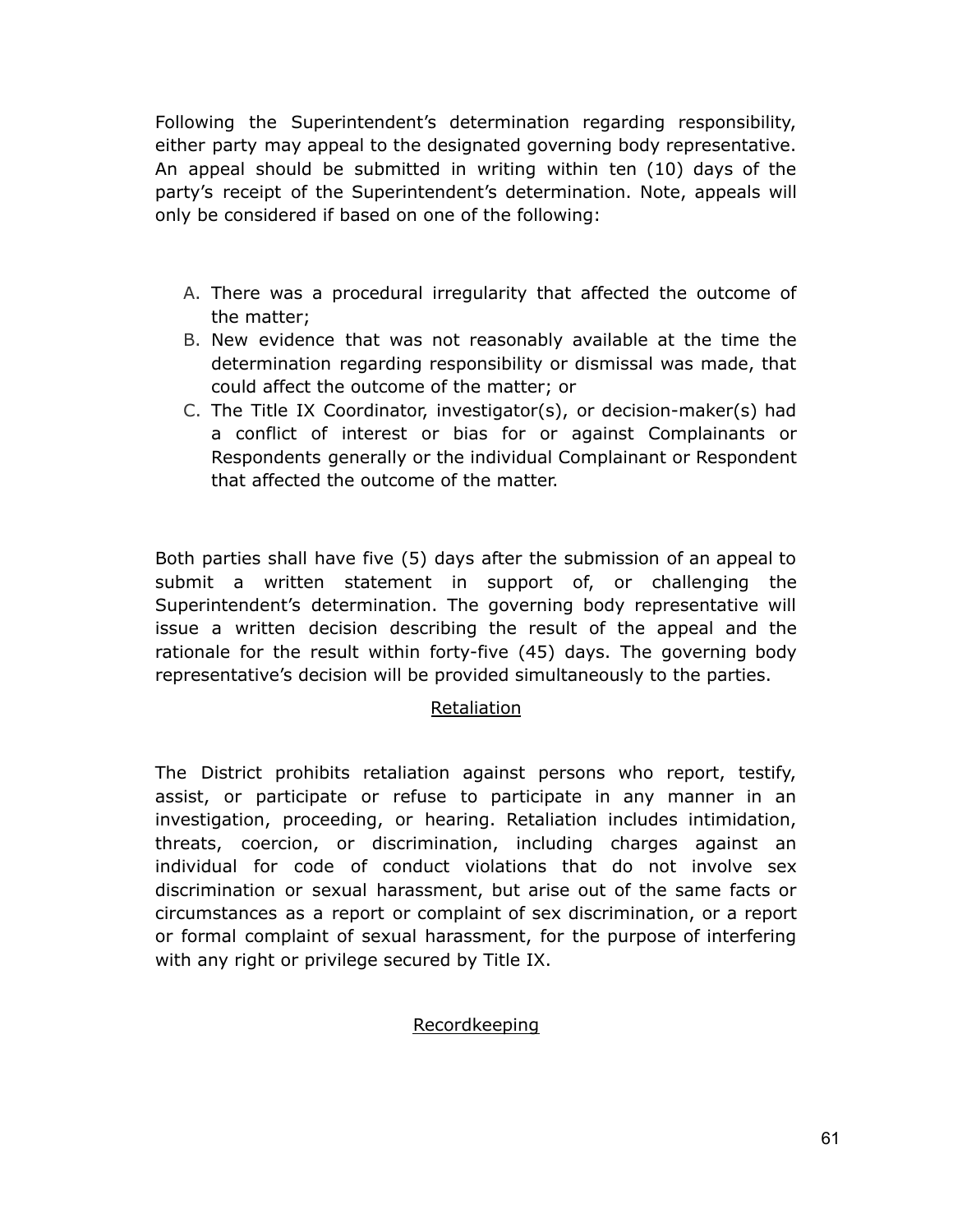Following the Superintendent's determination regarding responsibility, either party may appeal to the designated governing body representative. An appeal should be submitted in writing within ten (10) days of the party's receipt of the Superintendent's determination. Note, appeals will only be considered if based on one of the following:

A. There was a procedural irregularity that affected the outcome of the matter;
B. New evidence that was not reasonably available at the time the determination regarding responsibility or dismissal was made, that could affect the outcome of the matter; or
C. The Title IX Coordinator, investigator(s), or decision-maker(s) had a conflict of interest or bias for or against Complainants or Respondents generally or the individual Complainant or Respondent that affected the outcome of the matter.

Both parties shall have five (5) days after the submission of an appeal to submit a written statement in support of, or challenging the Superintendent's determination. The governing body representative will issue a written decision describing the result of the appeal and the rationale for the result within forty-five (45) days. The governing body representative's decision will be provided simultaneously to the parties.

## Retaliation

The District prohibits retaliation against persons who report, testify, assist, or participate or refuse to participate in any manner in an investigation, proceeding, or hearing. Retaliation includes intimidation, threats, coercion, or discrimination, including charges against an individual for code of conduct violations that do not involve sex discrimination or sexual harassment, but arise out of the same facts or circumstances as a report or complaint of sex discrimination, or a report or formal complaint of sexual harassment, for the purpose of interfering with any right or privilege secured by Title IX.

## Recordkeeping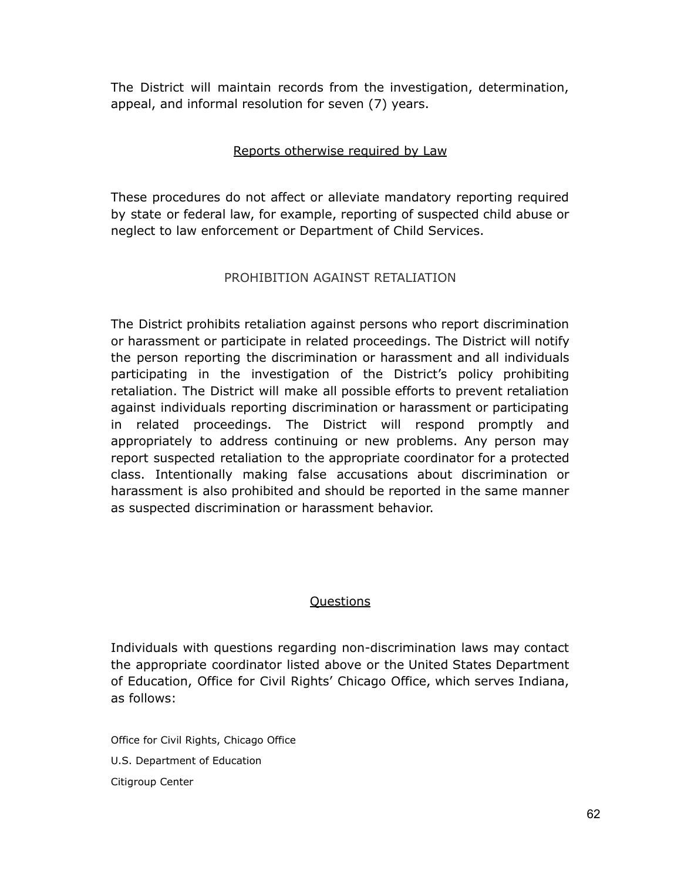The District will maintain records from the investigation, determination, appeal, and informal resolution for seven (7) years.

## Reports otherwise required by Law

These procedures do not affect or alleviate mandatory reporting required by state or federal law, for example, reporting of suspected child abuse or neglect to law enforcement or Department of Child Services.

## PROHIBITION AGAINST RETALIATION

The District prohibits retaliation against persons who report discrimination or harassment or participate in related proceedings. The District will notify the person reporting the discrimination or harassment and all individuals participating in the investigation of the District's policy prohibiting retaliation. The District will make all possible efforts to prevent retaliation against individuals reporting discrimination or harassment or participating in related proceedings. The District will respond promptly and appropriately to address continuing or new problems. Any person may report suspected retaliation to the appropriate coordinator for a protected class. Intentionally making false accusations about discrimination or harassment is also prohibited and should be reported in the same manner as suspected discrimination or harassment behavior.

## Questions

Individuals with questions regarding non-discrimination laws may contact the appropriate coordinator listed above or the United States Department of Education, Office for Civil Rights' Chicago Office, which serves Indiana, as follows:

Office for Civil Rights, Chicago Office

U.S. Department of Education

Citigroup Center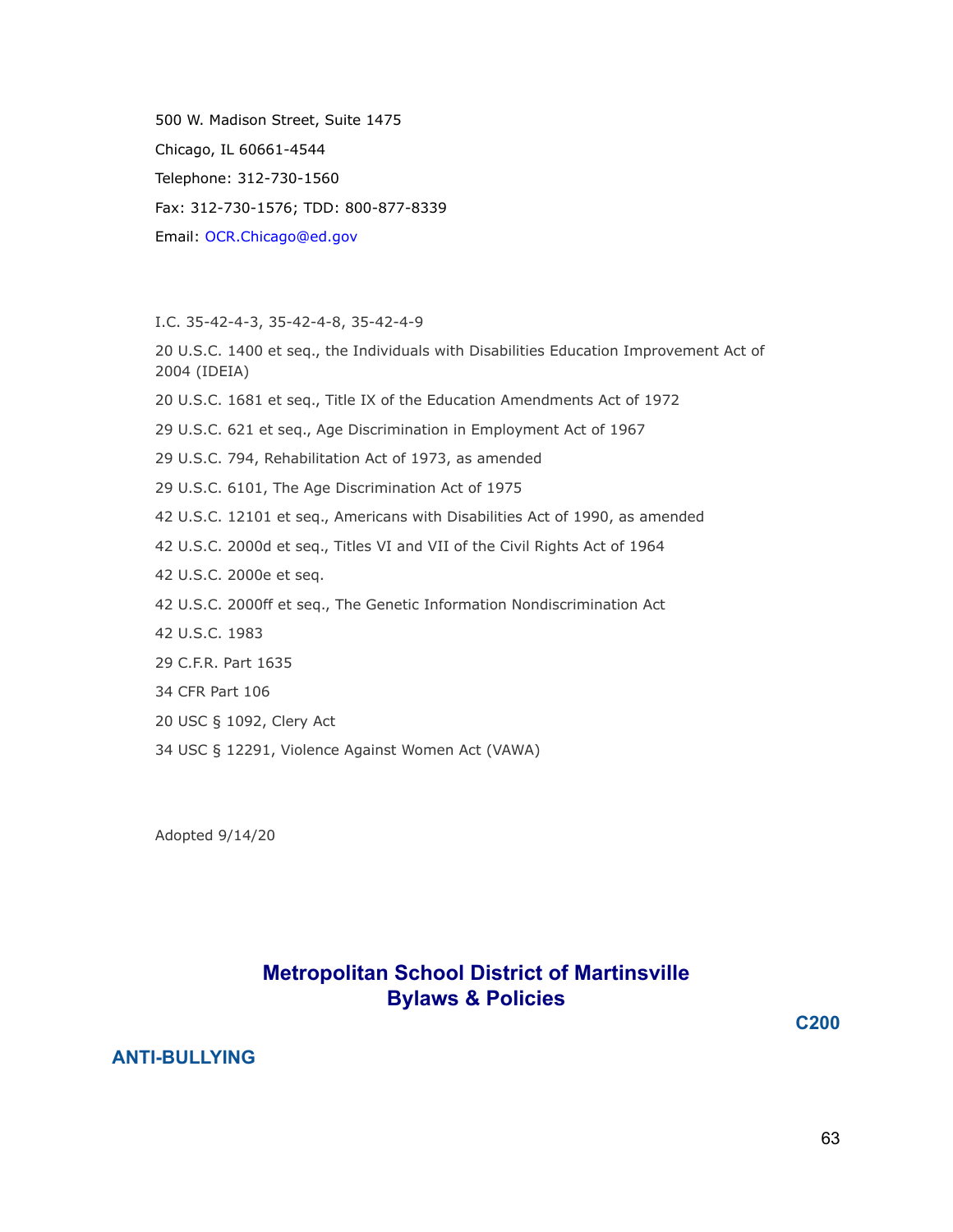500 W. Madison Street, Suite 1475

Chicago, IL 60661-4544

Telephone: 312-730-1560

Fax: 312-730-1576; TDD: 800-877-8339

Email: OCR.Chicago@ed.gov

I.C. 35-42-4-3, 35-42-4-8, 35-42-4-9

20 U.S.C. 1400 et seq., the Individuals with Disabilities Education Improvement Act of 2004 (IDEIA)

20 U.S.C. 1681 et seq., Title IX of the Education Amendments Act of 1972

29 U.S.C. 621 et seq., Age Discrimination in Employment Act of 1967

29 U.S.C. 794, Rehabilitation Act of 1973, as amended

29 U.S.C. 6101, The Age Discrimination Act of 1975

42 U.S.C. 12101 et seq., Americans with Disabilities Act of 1990, as amended

42 U.S.C. 2000d et seq., Titles VI and VII of the Civil Rights Act of 1964

42 U.S.C. 2000e et seq.

42 U.S.C. 2000ff et seq., The Genetic Information Nondiscrimination Act

42 U.S.C. 1983

29 C.F.R. Part 1635

34 CFR Part 106

20 USC § 1092, Clery Act

34 USC § 12291, Violence Against Women Act (VAWA)

Adopted 9/14/20

# Metropolitan School District of Martinsville Bylaws & Policies

**C200**

## ANTI-BULLYING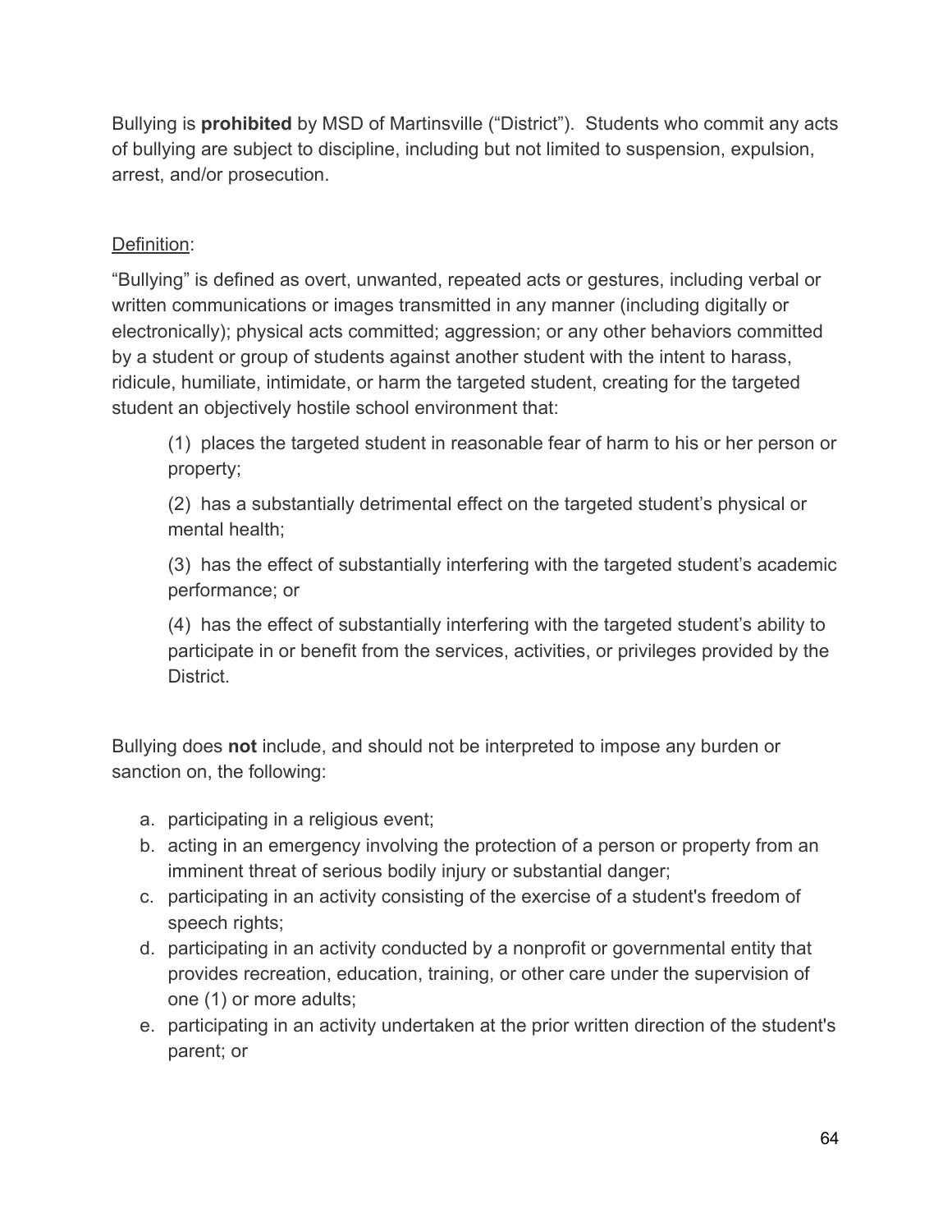Bullying is **prohibited** by MSD of Martinsville ("District"). Students who commit any acts of bullying are subject to discipline, including but not limited to suspension, expulsion, arrest, and/or prosecution.

<u>Definition</u>:

"Bullying" is defined as overt, unwanted, repeated acts or gestures, including verbal or written communications or images transmitted in any manner (including digitally or electronically); physical acts committed; aggression; or any other behaviors committed by a student or group of students against another student with the intent to harass, ridicule, humiliate, intimidate, or harm the targeted student, creating for the targeted student an objectively hostile school environment that:

> (1) places the targeted student in reasonable fear of harm to his or her person or property;
>
> (2) has a substantially detrimental effect on the targeted student's physical or mental health;
>
> (3) has the effect of substantially interfering with the targeted student's academic performance; or
>
> (4) has the effect of substantially interfering with the targeted student's ability to participate in or benefit from the services, activities, or privileges provided by the District.

Bullying does **not** include, and should not be interpreted to impose any burden or sanction on, the following:

a. participating in a religious event;
b. acting in an emergency involving the protection of a person or property from an imminent threat of serious bodily injury or substantial danger;
c. participating in an activity consisting of the exercise of a student's freedom of speech rights;
d. participating in an activity conducted by a nonprofit or governmental entity that provides recreation, education, training, or other care under the supervision of one (1) or more adults;
e. participating in an activity undertaken at the prior written direction of the student's parent; or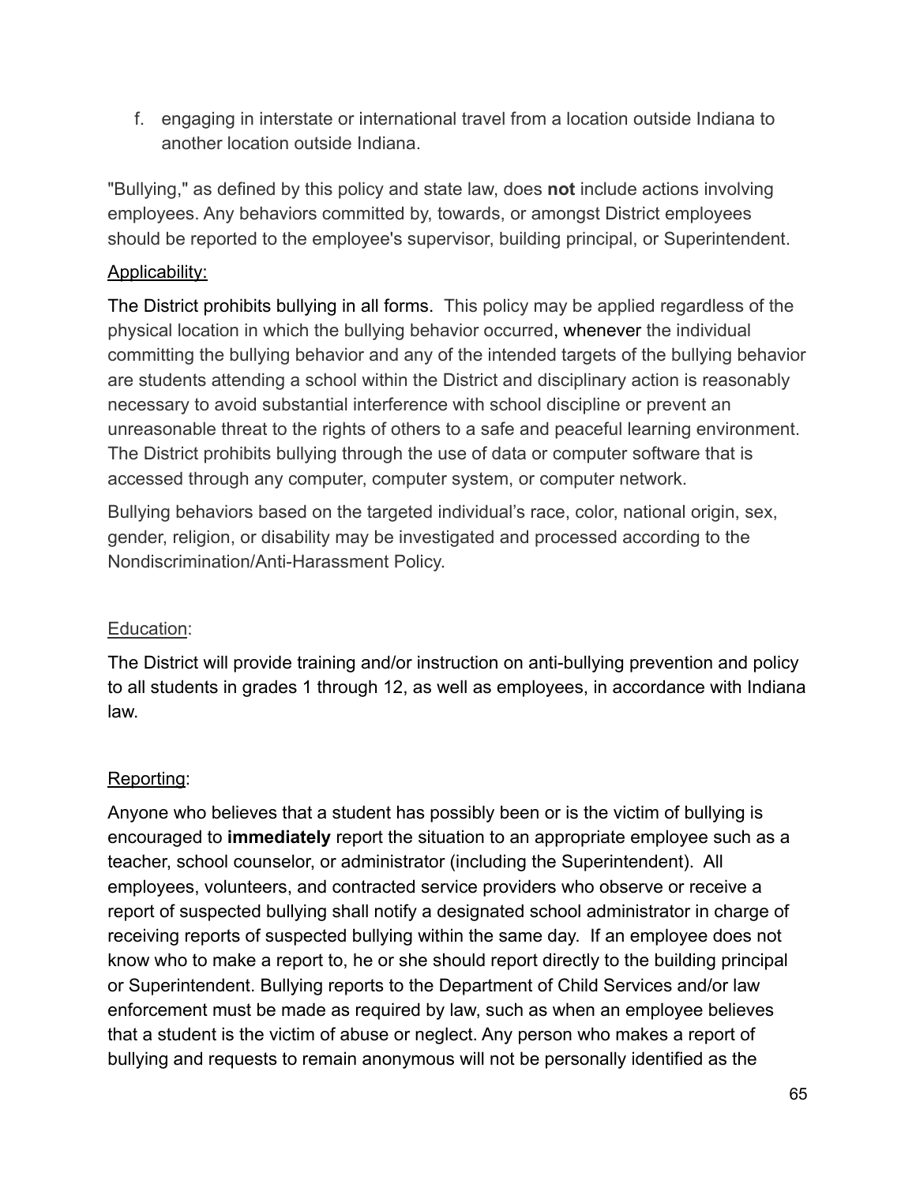f. engaging in interstate or international travel from a location outside Indiana to another location outside Indiana.

"Bullying," as defined by this policy and state law, does **not** include actions involving employees. Any behaviors committed by, towards, or amongst District employees should be reported to the employee's supervisor, building principal, or Superintendent.

Applicability:

The District prohibits bullying in all forms. This policy may be applied regardless of the physical location in which the bullying behavior occurred, whenever the individual committing the bullying behavior and any of the intended targets of the bullying behavior are students attending a school within the District and disciplinary action is reasonably necessary to avoid substantial interference with school discipline or prevent an unreasonable threat to the rights of others to a safe and peaceful learning environment. The District prohibits bullying through the use of data or computer software that is accessed through any computer, computer system, or computer network.

Bullying behaviors based on the targeted individual's race, color, national origin, sex, gender, religion, or disability may be investigated and processed according to the Nondiscrimination/Anti-Harassment Policy.

Education:

The District will provide training and/or instruction on anti-bullying prevention and policy to all students in grades 1 through 12, as well as employees, in accordance with Indiana law.

Reporting:

Anyone who believes that a student has possibly been or is the victim of bullying is encouraged to **immediately** report the situation to an appropriate employee such as a teacher, school counselor, or administrator (including the Superintendent). All employees, volunteers, and contracted service providers who observe or receive a report of suspected bullying shall notify a designated school administrator in charge of receiving reports of suspected bullying within the same day. If an employee does not know who to make a report to, he or she should report directly to the building principal or Superintendent. Bullying reports to the Department of Child Services and/or law enforcement must be made as required by law, such as when an employee believes that a student is the victim of abuse or neglect. Any person who makes a report of bullying and requests to remain anonymous will not be personally identified as the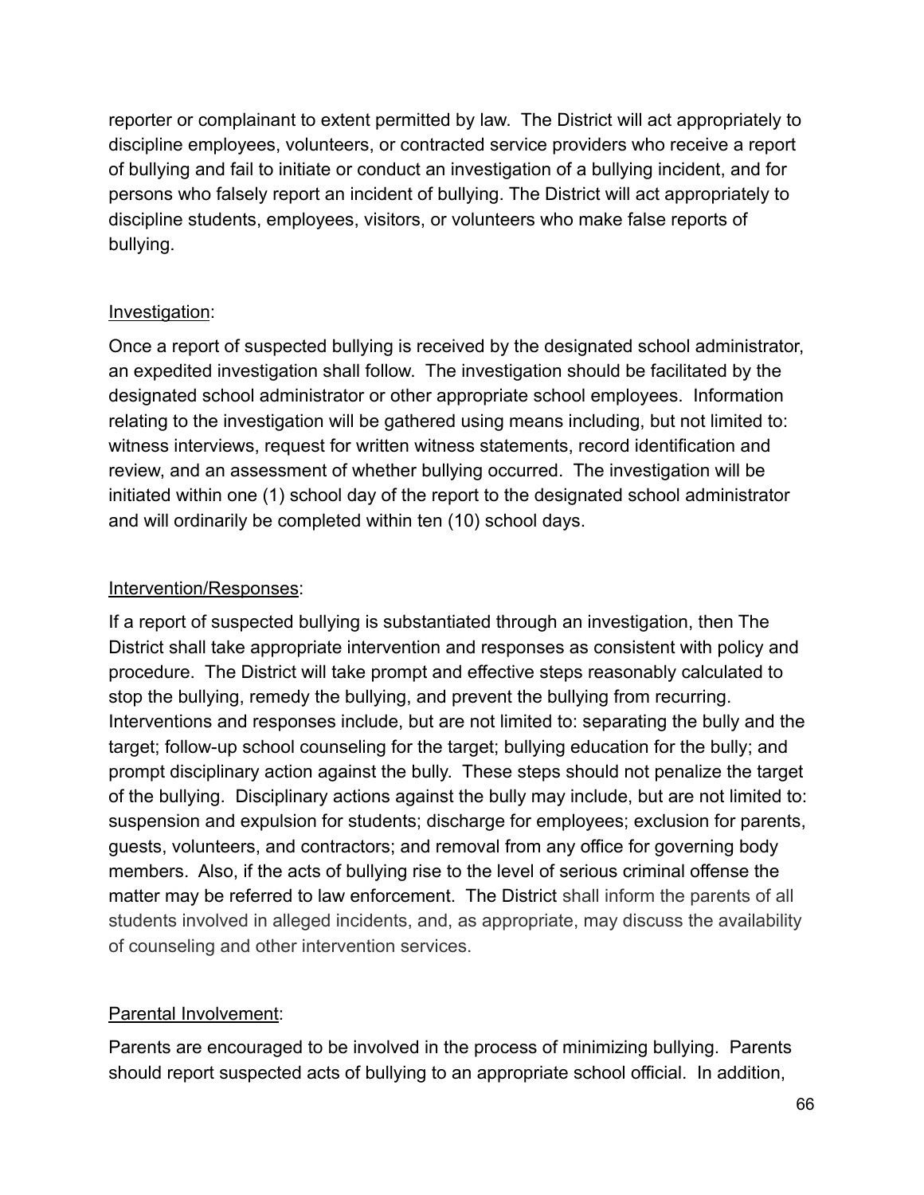reporter or complainant to extent permitted by law. The District will act appropriately to discipline employees, volunteers, or contracted service providers who receive a report of bullying and fail to initiate or conduct an investigation of a bullying incident, and for persons who falsely report an incident of bullying. The District will act appropriately to discipline students, employees, visitors, or volunteers who make false reports of bullying.

Investigation:

Once a report of suspected bullying is received by the designated school administrator, an expedited investigation shall follow. The investigation should be facilitated by the designated school administrator or other appropriate school employees. Information relating to the investigation will be gathered using means including, but not limited to: witness interviews, request for written witness statements, record identification and review, and an assessment of whether bullying occurred. The investigation will be initiated within one (1) school day of the report to the designated school administrator and will ordinarily be completed within ten (10) school days.

Intervention/Responses:

If a report of suspected bullying is substantiated through an investigation, then The District shall take appropriate intervention and responses as consistent with policy and procedure. The District will take prompt and effective steps reasonably calculated to stop the bullying, remedy the bullying, and prevent the bullying from recurring. Interventions and responses include, but are not limited to: separating the bully and the target; follow-up school counseling for the target; bullying education for the bully; and prompt disciplinary action against the bully. These steps should not penalize the target of the bullying. Disciplinary actions against the bully may include, but are not limited to: suspension and expulsion for students; discharge for employees; exclusion for parents, guests, volunteers, and contractors; and removal from any office for governing body members. Also, if the acts of bullying rise to the level of serious criminal offense the matter may be referred to law enforcement. The District shall inform the parents of all students involved in alleged incidents, and, as appropriate, may discuss the availability of counseling and other intervention services.

Parental Involvement:

Parents are encouraged to be involved in the process of minimizing bullying. Parents should report suspected acts of bullying to an appropriate school official. In addition,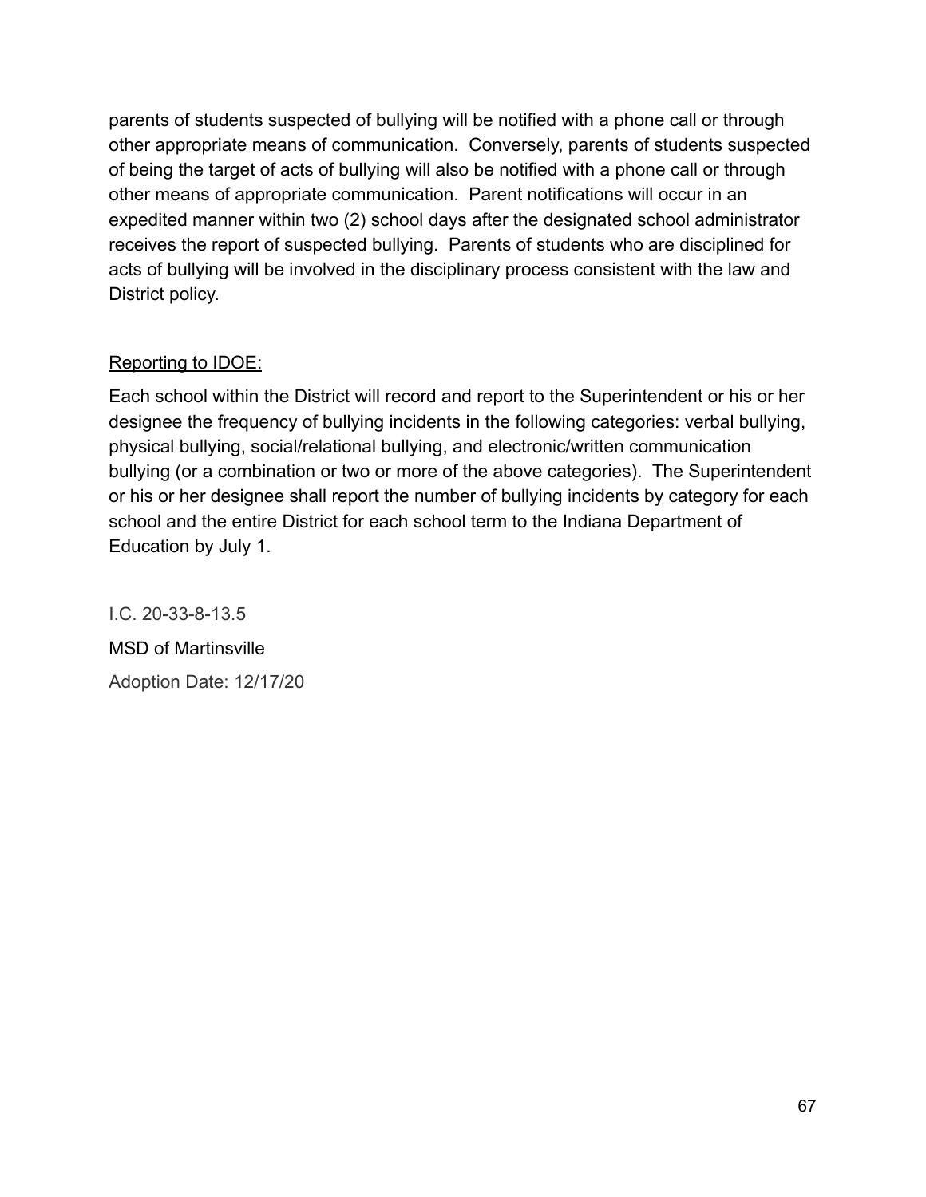parents of students suspected of bullying will be notified with a phone call or through other appropriate means of communication. Conversely, parents of students suspected of being the target of acts of bullying will also be notified with a phone call or through other means of appropriate communication. Parent notifications will occur in an expedited manner within two (2) school days after the designated school administrator receives the report of suspected bullying. Parents of students who are disciplined for acts of bullying will be involved in the disciplinary process consistent with the law and District policy.

<u>Reporting to IDOE:</u>

Each school within the District will record and report to the Superintendent or his or her designee the frequency of bullying incidents in the following categories: verbal bullying, physical bullying, social/relational bullying, and electronic/written communication bullying (or a combination or two or more of the above categories). The Superintendent or his or her designee shall report the number of bullying incidents by category for each school and the entire District for each school term to the Indiana Department of Education by July 1.

I.C. 20-33-8-13.5

MSD of Martinsville

Adoption Date: 12/17/20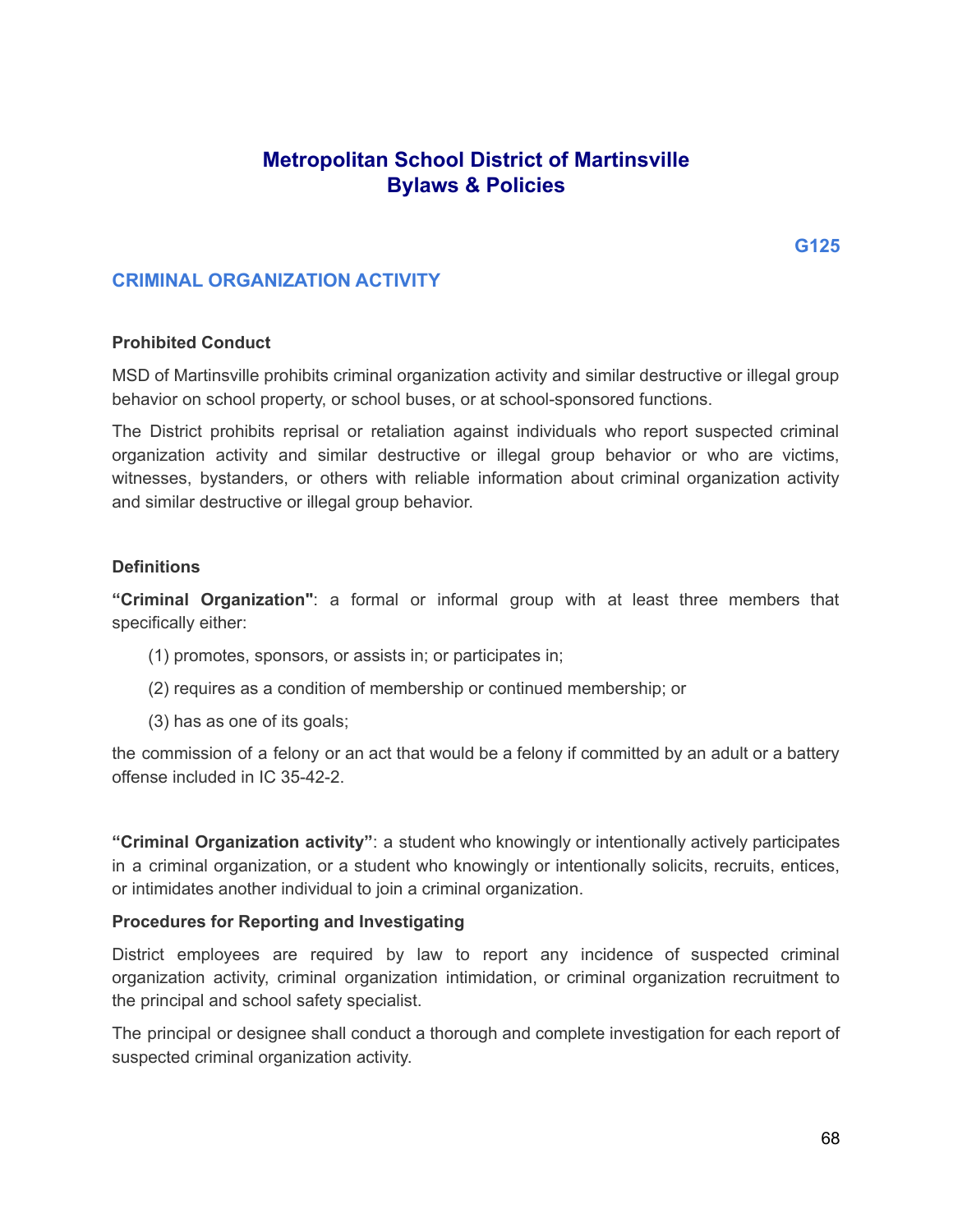# Metropolitan School District of Martinsville
# Bylaws & Policies

**G125**

## CRIMINAL ORGANIZATION ACTIVITY

### Prohibited Conduct

MSD of Martinsville prohibits criminal organization activity and similar destructive or illegal group behavior on school property, or school buses, or at school-sponsored functions.

The District prohibits reprisal or retaliation against individuals who report suspected criminal organization activity and similar destructive or illegal group behavior or who are victims, witnesses, bystanders, or others with reliable information about criminal organization activity and similar destructive or illegal group behavior.

### Definitions

**"Criminal Organization"**: a formal or informal group with at least three members that specifically either:

(1) promotes, sponsors, or assists in; or participates in;

(2) requires as a condition of membership or continued membership; or

(3) has as one of its goals;

the commission of a felony or an act that would be a felony if committed by an adult or a battery offense included in IC 35-42-2.

**"Criminal Organization activity"**: a student who knowingly or intentionally actively participates in a criminal organization, or a student who knowingly or intentionally solicits, recruits, entices, or intimidates another individual to join a criminal organization.

### Procedures for Reporting and Investigating

District employees are required by law to report any incidence of suspected criminal organization activity, criminal organization intimidation, or criminal organization recruitment to the principal and school safety specialist.

The principal or designee shall conduct a thorough and complete investigation for each report of suspected criminal organization activity.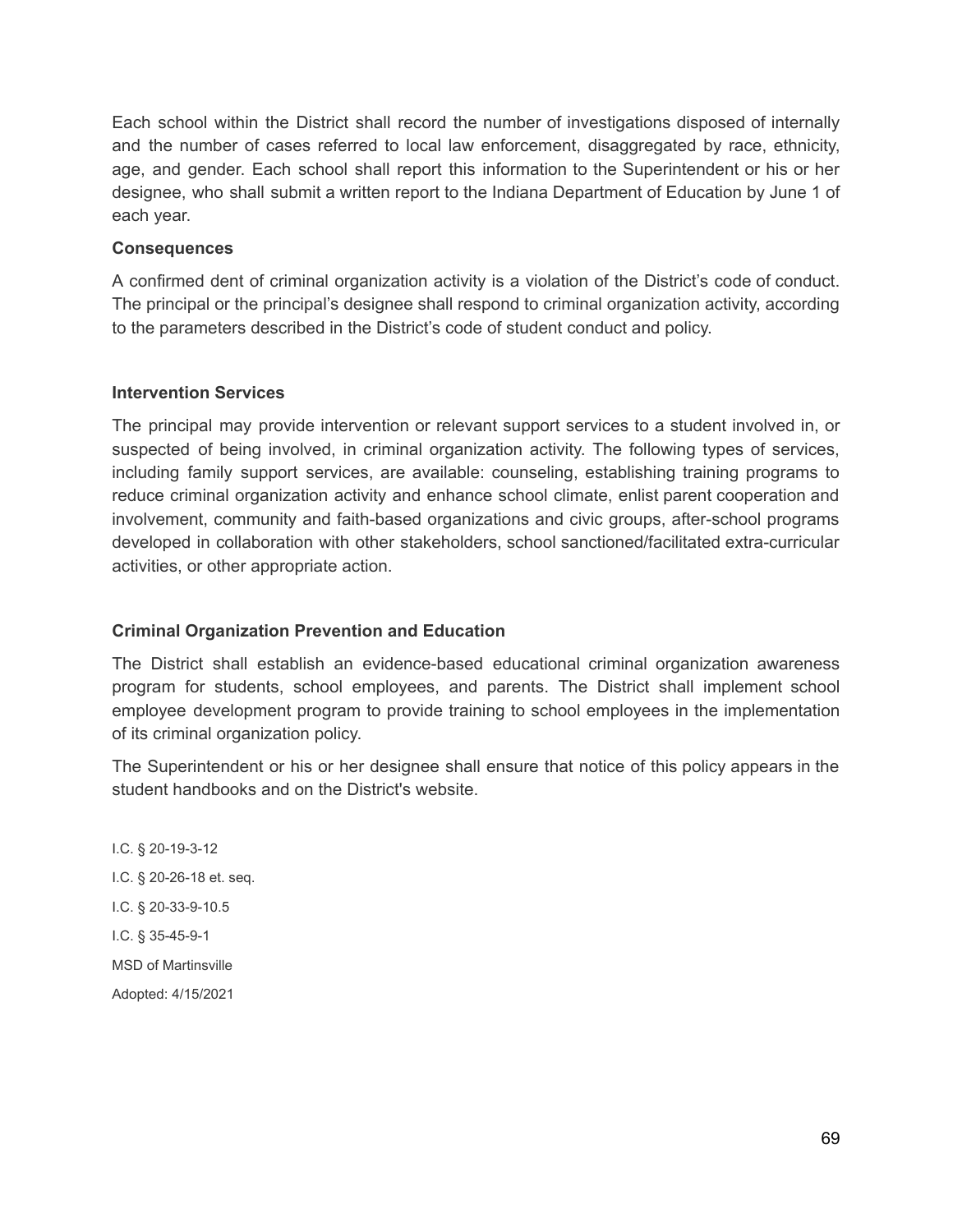Each school within the District shall record the number of investigations disposed of internally and the number of cases referred to local law enforcement, disaggregated by race, ethnicity, age, and gender. Each school shall report this information to the Superintendent or his or her designee, who shall submit a written report to the Indiana Department of Education by June 1 of each year.

**Consequences**

A confirmed dent of criminal organization activity is a violation of the District's code of conduct. The principal or the principal's designee shall respond to criminal organization activity, according to the parameters described in the District's code of student conduct and policy.

**Intervention Services**

The principal may provide intervention or relevant support services to a student involved in, or suspected of being involved, in criminal organization activity. The following types of services, including family support services, are available: counseling, establishing training programs to reduce criminal organization activity and enhance school climate, enlist parent cooperation and involvement, community and faith-based organizations and civic groups, after-school programs developed in collaboration with other stakeholders, school sanctioned/facilitated extra-curricular activities, or other appropriate action.

**Criminal Organization Prevention and Education**

The District shall establish an evidence-based educational criminal organization awareness program for students, school employees, and parents. The District shall implement school employee development program to provide training to school employees in the implementation of its criminal organization policy.

The Superintendent or his or her designee shall ensure that notice of this policy appears in the student handbooks and on the District's website.

I.C. § 20-19-3-12

I.C. § 20-26-18 et. seq.

I.C. § 20-33-9-10.5

I.C. § 35-45-9-1

MSD of Martinsville

Adopted: 4/15/2021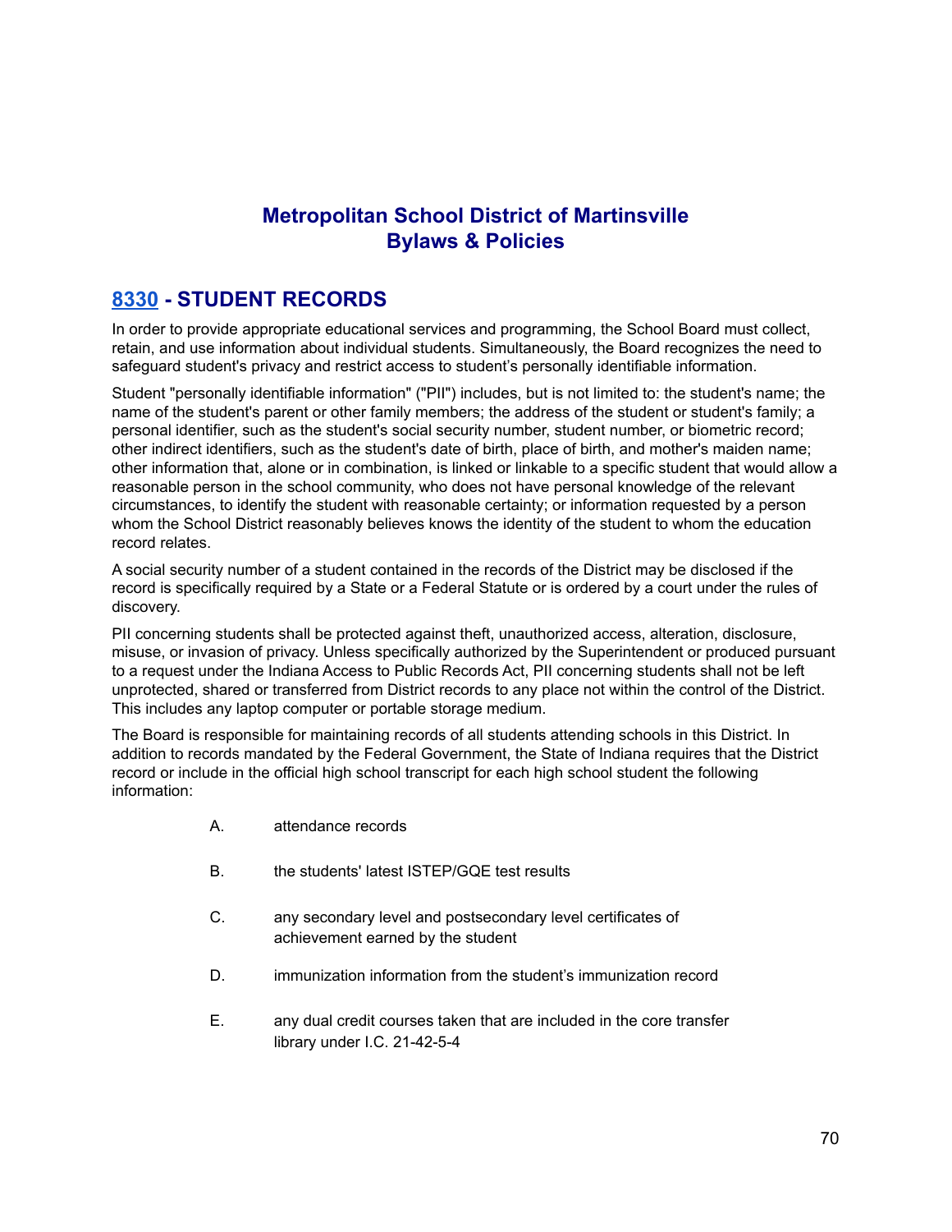# Metropolitan School District of Martinsville
# Bylaws & Policies

## 8330 - STUDENT RECORDS

In order to provide appropriate educational services and programming, the School Board must collect, retain, and use information about individual students. Simultaneously, the Board recognizes the need to safeguard student's privacy and restrict access to student's personally identifiable information.

Student "personally identifiable information" ("PII") includes, but is not limited to: the student's name; the name of the student's parent or other family members; the address of the student or student's family; a personal identifier, such as the student's social security number, student number, or biometric record; other indirect identifiers, such as the student's date of birth, place of birth, and mother's maiden name; other information that, alone or in combination, is linked or linkable to a specific student that would allow a reasonable person in the school community, who does not have personal knowledge of the relevant circumstances, to identify the student with reasonable certainty; or information requested by a person whom the School District reasonably believes knows the identity of the student to whom the education record relates.

A social security number of a student contained in the records of the District may be disclosed if the record is specifically required by a State or a Federal Statute or is ordered by a court under the rules of discovery.

PII concerning students shall be protected against theft, unauthorized access, alteration, disclosure, misuse, or invasion of privacy. Unless specifically authorized by the Superintendent or produced pursuant to a request under the Indiana Access to Public Records Act, PII concerning students shall not be left unprotected, shared or transferred from District records to any place not within the control of the District. This includes any laptop computer or portable storage medium.

The Board is responsible for maintaining records of all students attending schools in this District. In addition to records mandated by the Federal Government, the State of Indiana requires that the District record or include in the official high school transcript for each high school student the following information:

A. attendance records

B. the students' latest ISTEP/GQE test results

C. any secondary level and postsecondary level certificates of achievement earned by the student

D. immunization information from the student's immunization record

E. any dual credit courses taken that are included in the core transfer library under I.C. 21-42-5-4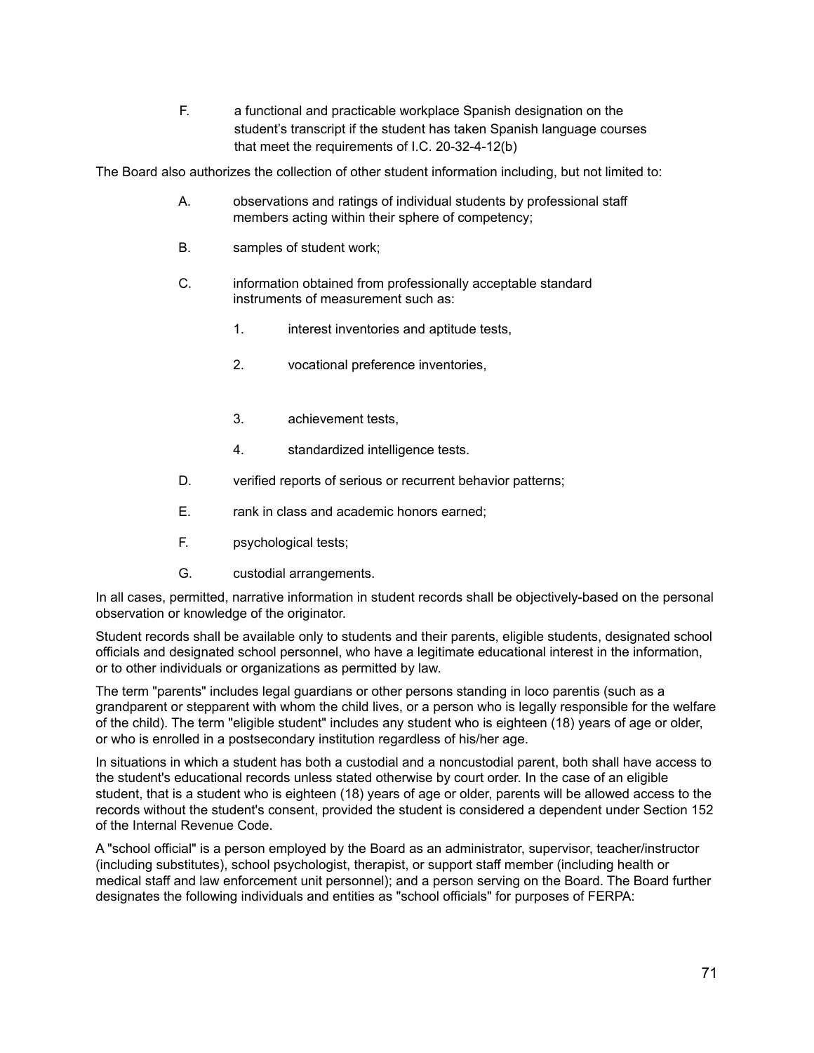F. a functional and practicable workplace Spanish designation on the student's transcript if the student has taken Spanish language courses that meet the requirements of I.C. 20-32-4-12(b)

The Board also authorizes the collection of other student information including, but not limited to:

A. observations and ratings of individual students by professional staff members acting within their sphere of competency;

B. samples of student work;

C. information obtained from professionally acceptable standard instruments of measurement such as:

   1. interest inventories and aptitude tests,

   2. vocational preference inventories,

   3. achievement tests,

   4. standardized intelligence tests.

D. verified reports of serious or recurrent behavior patterns;

E. rank in class and academic honors earned;

F. psychological tests;

G. custodial arrangements.

In all cases, permitted, narrative information in student records shall be objectively-based on the personal observation or knowledge of the originator.

Student records shall be available only to students and their parents, eligible students, designated school officials and designated school personnel, who have a legitimate educational interest in the information, or to other individuals or organizations as permitted by law.

The term "parents" includes legal guardians or other persons standing in loco parentis (such as a grandparent or stepparent with whom the child lives, or a person who is legally responsible for the welfare of the child). The term "eligible student" includes any student who is eighteen (18) years of age or older, or who is enrolled in a postsecondary institution regardless of his/her age.

In situations in which a student has both a custodial and a noncustodial parent, both shall have access to the student's educational records unless stated otherwise by court order. In the case of an eligible student, that is a student who is eighteen (18) years of age or older, parents will be allowed access to the records without the student's consent, provided the student is considered a dependent under Section 152 of the Internal Revenue Code.

A "school official" is a person employed by the Board as an administrator, supervisor, teacher/instructor (including substitutes), school psychologist, therapist, or support staff member (including health or medical staff and law enforcement unit personnel); and a person serving on the Board. The Board further designates the following individuals and entities as "school officials" for purposes of FERPA: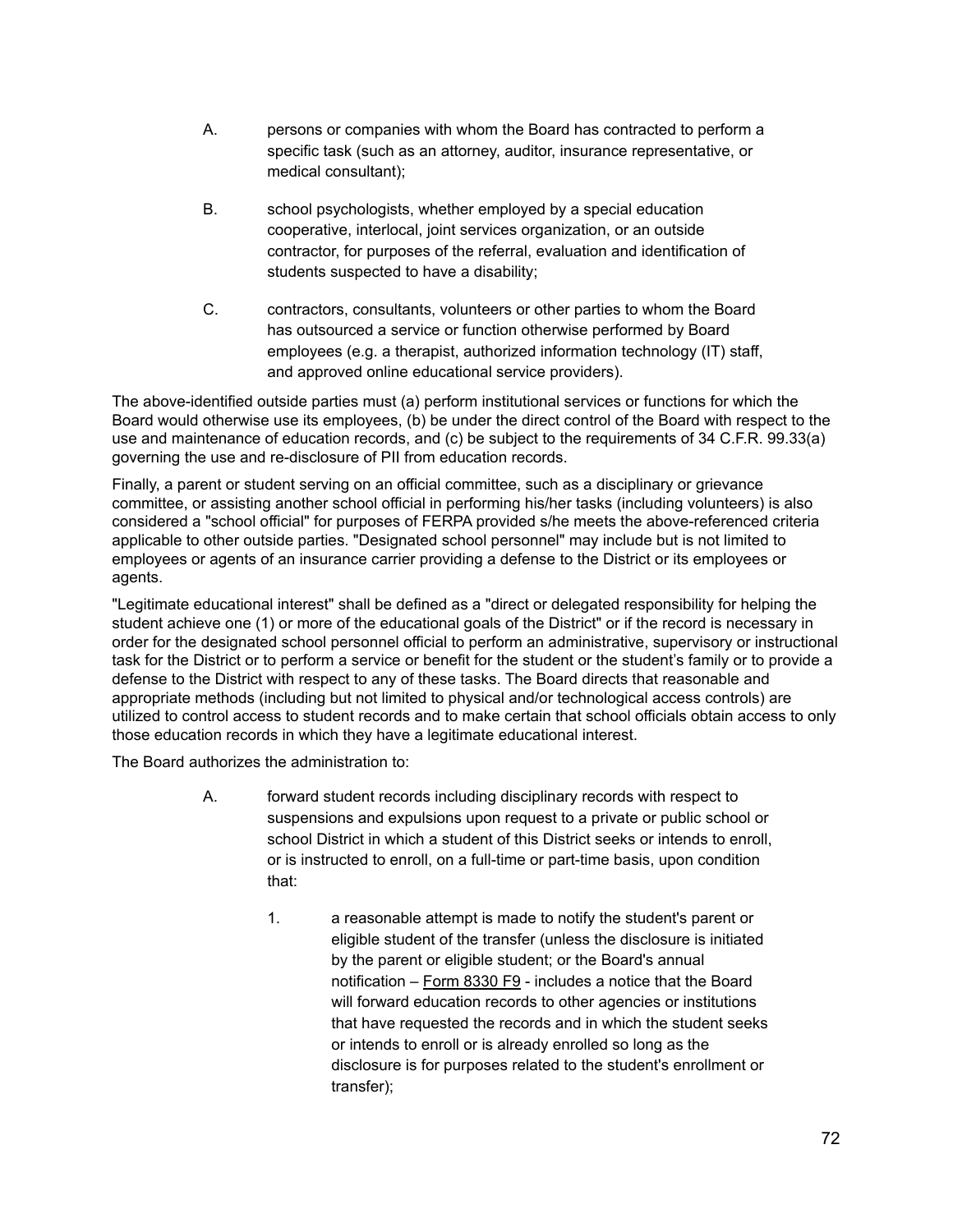A. persons or companies with whom the Board has contracted to perform a specific task (such as an attorney, auditor, insurance representative, or medical consultant);

B. school psychologists, whether employed by a special education cooperative, interlocal, joint services organization, or an outside contractor, for purposes of the referral, evaluation and identification of students suspected to have a disability;

C. contractors, consultants, volunteers or other parties to whom the Board has outsourced a service or function otherwise performed by Board employees (e.g. a therapist, authorized information technology (IT) staff, and approved online educational service providers).

The above-identified outside parties must (a) perform institutional services or functions for which the Board would otherwise use its employees, (b) be under the direct control of the Board with respect to the use and maintenance of education records, and (c) be subject to the requirements of 34 C.F.R. 99.33(a) governing the use and re-disclosure of PII from education records.

Finally, a parent or student serving on an official committee, such as a disciplinary or grievance committee, or assisting another school official in performing his/her tasks (including volunteers) is also considered a "school official" for purposes of FERPA provided s/he meets the above-referenced criteria applicable to other outside parties. "Designated school personnel" may include but is not limited to employees or agents of an insurance carrier providing a defense to the District or its employees or agents.

"Legitimate educational interest" shall be defined as a "direct or delegated responsibility for helping the student achieve one (1) or more of the educational goals of the District" or if the record is necessary in order for the designated school personnel official to perform an administrative, supervisory or instructional task for the District or to perform a service or benefit for the student or the student's family or to provide a defense to the District with respect to any of these tasks. The Board directs that reasonable and appropriate methods (including but not limited to physical and/or technological access controls) are utilized to control access to student records and to make certain that school officials obtain access to only those education records in which they have a legitimate educational interest.

The Board authorizes the administration to:

A. forward student records including disciplinary records with respect to suspensions and expulsions upon request to a private or public school or school District in which a student of this District seeks or intends to enroll, or is instructed to enroll, on a full-time or part-time basis, upon condition that:

    1. a reasonable attempt is made to notify the student's parent or eligible student of the transfer (unless the disclosure is initiated by the parent or eligible student; or the Board's annual notification – Form 8330 F9 - includes a notice that the Board will forward education records to other agencies or institutions that have requested the records and in which the student seeks or intends to enroll or is already enrolled so long as the disclosure is for purposes related to the student's enrollment or transfer);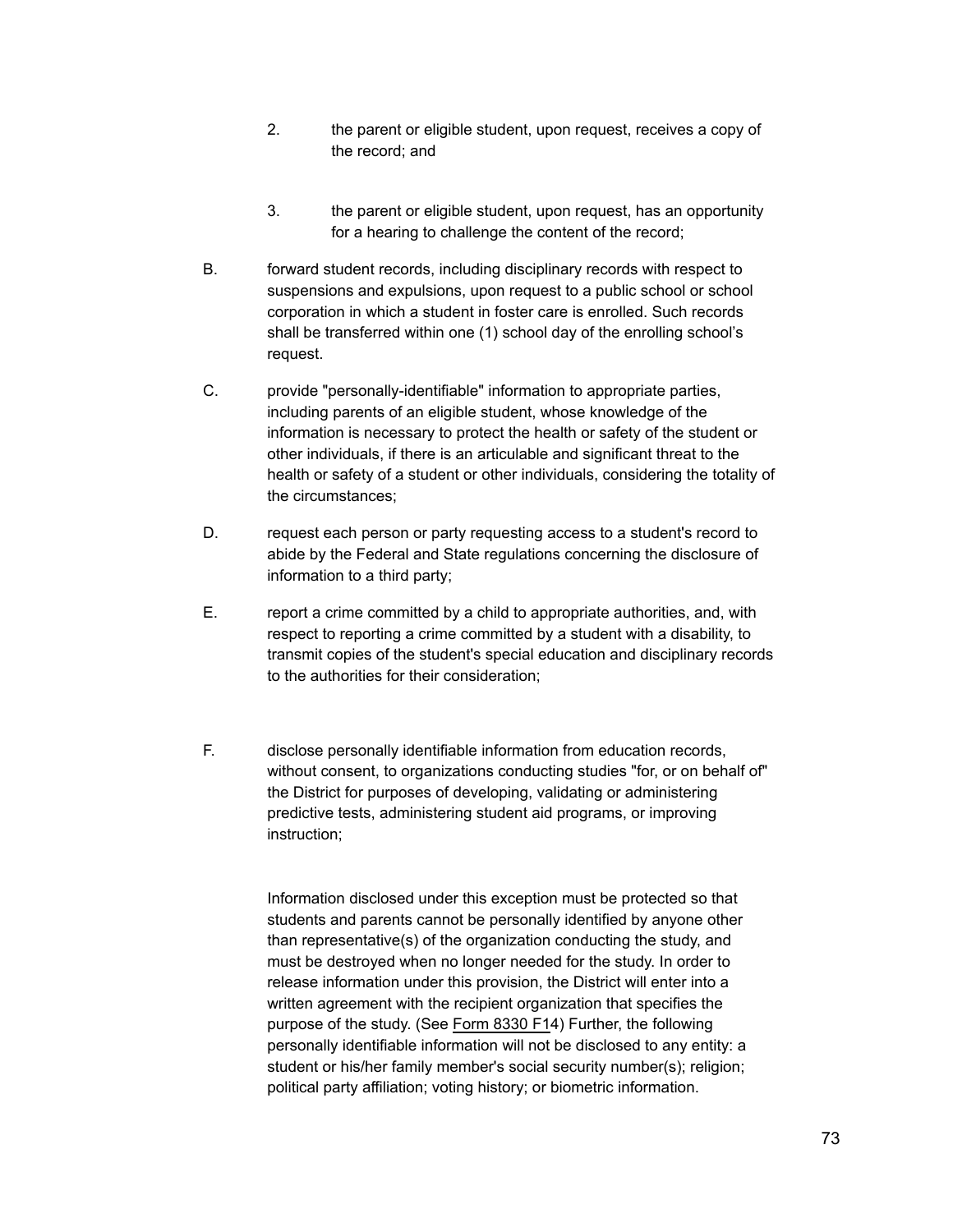2. the parent or eligible student, upon request, receives a copy of the record; and

3. the parent or eligible student, upon request, has an opportunity for a hearing to challenge the content of the record;

B. forward student records, including disciplinary records with respect to suspensions and expulsions, upon request to a public school or school corporation in which a student in foster care is enrolled. Such records shall be transferred within one (1) school day of the enrolling school's request.

C. provide "personally-identifiable" information to appropriate parties, including parents of an eligible student, whose knowledge of the information is necessary to protect the health or safety of the student or other individuals, if there is an articulable and significant threat to the health or safety of a student or other individuals, considering the totality of the circumstances;

D. request each person or party requesting access to a student's record to abide by the Federal and State regulations concerning the disclosure of information to a third party;

E. report a crime committed by a child to appropriate authorities, and, with respect to reporting a crime committed by a student with a disability, to transmit copies of the student's special education and disciplinary records to the authorities for their consideration;

F. disclose personally identifiable information from education records, without consent, to organizations conducting studies "for, or on behalf of" the District for purposes of developing, validating or administering predictive tests, administering student aid programs, or improving instruction;

Information disclosed under this exception must be protected so that students and parents cannot be personally identified by anyone other than representative(s) of the organization conducting the study, and must be destroyed when no longer needed for the study. In order to release information under this provision, the District will enter into a written agreement with the recipient organization that specifies the purpose of the study. (See Form 8330 F14) Further, the following personally identifiable information will not be disclosed to any entity: a student or his/her family member's social security number(s); religion; political party affiliation; voting history; or biometric information.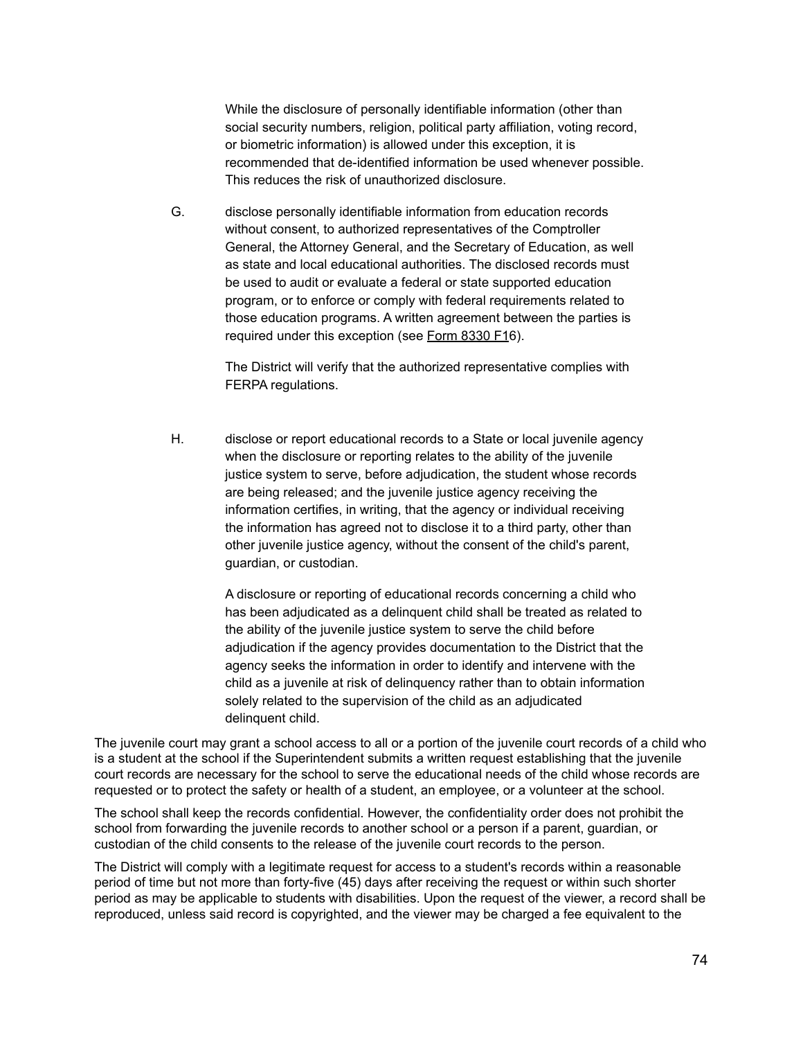While the disclosure of personally identifiable information (other than social security numbers, religion, political party affiliation, voting record, or biometric information) is allowed under this exception, it is recommended that de-identified information be used whenever possible. This reduces the risk of unauthorized disclosure.

G. disclose personally identifiable information from education records without consent, to authorized representatives of the Comptroller General, the Attorney General, and the Secretary of Education, as well as state and local educational authorities. The disclosed records must be used to audit or evaluate a federal or state supported education program, or to enforce or comply with federal requirements related to those education programs. A written agreement between the parties is required under this exception (see Form 8330 F16).

   The District will verify that the authorized representative complies with FERPA regulations.

H. disclose or report educational records to a State or local juvenile agency when the disclosure or reporting relates to the ability of the juvenile justice system to serve, before adjudication, the student whose records are being released; and the juvenile justice agency receiving the information certifies, in writing, that the agency or individual receiving the information has agreed not to disclose it to a third party, other than other juvenile justice agency, without the consent of the child's parent, guardian, or custodian.

   A disclosure or reporting of educational records concerning a child who has been adjudicated as a delinquent child shall be treated as related to the ability of the juvenile justice system to serve the child before adjudication if the agency provides documentation to the District that the agency seeks the information in order to identify and intervene with the child as a juvenile at risk of delinquency rather than to obtain information solely related to the supervision of the child as an adjudicated delinquent child.

The juvenile court may grant a school access to all or a portion of the juvenile court records of a child who is a student at the school if the Superintendent submits a written request establishing that the juvenile court records are necessary for the school to serve the educational needs of the child whose records are requested or to protect the safety or health of a student, an employee, or a volunteer at the school.

The school shall keep the records confidential. However, the confidentiality order does not prohibit the school from forwarding the juvenile records to another school or a person if a parent, guardian, or custodian of the child consents to the release of the juvenile court records to the person.

The District will comply with a legitimate request for access to a student's records within a reasonable period of time but not more than forty-five (45) days after receiving the request or within such shorter period as may be applicable to students with disabilities. Upon the request of the viewer, a record shall be reproduced, unless said record is copyrighted, and the viewer may be charged a fee equivalent to the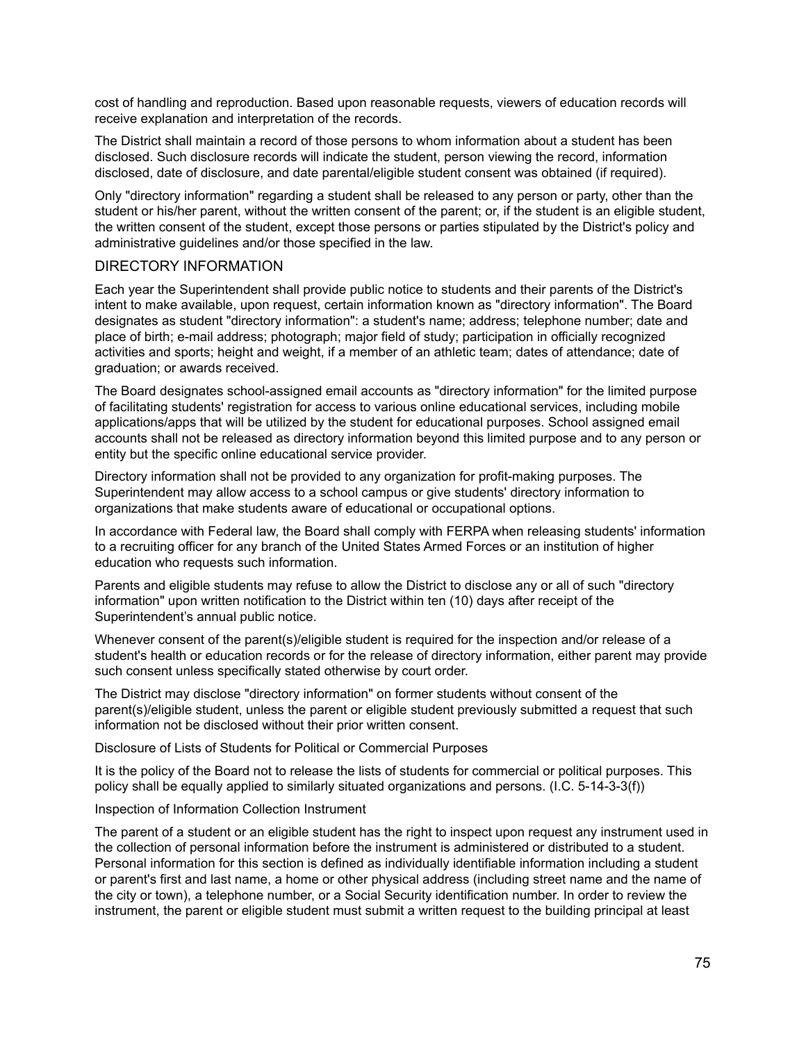cost of handling and reproduction. Based upon reasonable requests, viewers of education records will receive explanation and interpretation of the records.

The District shall maintain a record of those persons to whom information about a student has been disclosed. Such disclosure records will indicate the student, person viewing the record, information disclosed, date of disclosure, and date parental/eligible student consent was obtained (if required).

Only "directory information" regarding a student shall be released to any person or party, other than the student or his/her parent, without the written consent of the parent; or, if the student is an eligible student, the written consent of the student, except those persons or parties stipulated by the District's policy and administrative guidelines and/or those specified in the law.

## DIRECTORY INFORMATION

Each year the Superintendent shall provide public notice to students and their parents of the District's intent to make available, upon request, certain information known as "directory information". The Board designates as student "directory information": a student's name; address; telephone number; date and place of birth; e-mail address; photograph; major field of study; participation in officially recognized activities and sports; height and weight, if a member of an athletic team; dates of attendance; date of graduation; or awards received.

The Board designates school-assigned email accounts as "directory information" for the limited purpose of facilitating students' registration for access to various online educational services, including mobile applications/apps that will be utilized by the student for educational purposes. School assigned email accounts shall not be released as directory information beyond this limited purpose and to any person or entity but the specific online educational service provider.

Directory information shall not be provided to any organization for profit-making purposes. The Superintendent may allow access to a school campus or give students' directory information to organizations that make students aware of educational or occupational options.

In accordance with Federal law, the Board shall comply with FERPA when releasing students' information to a recruiting officer for any branch of the United States Armed Forces or an institution of higher education who requests such information.

Parents and eligible students may refuse to allow the District to disclose any or all of such "directory information" upon written notification to the District within ten (10) days after receipt of the Superintendent's annual public notice.

Whenever consent of the parent(s)/eligible student is required for the inspection and/or release of a student's health or education records or for the release of directory information, either parent may provide such consent unless specifically stated otherwise by court order.

The District may disclose "directory information" on former students without consent of the parent(s)/eligible student, unless the parent or eligible student previously submitted a request that such information not be disclosed without their prior written consent.

### Disclosure of Lists of Students for Political or Commercial Purposes

It is the policy of the Board not to release the lists of students for commercial or political purposes. This policy shall be equally applied to similarly situated organizations and persons. (I.C. 5-14-3-3(f))

### Inspection of Information Collection Instrument

The parent of a student or an eligible student has the right to inspect upon request any instrument used in the collection of personal information before the instrument is administered or distributed to a student. Personal information for this section is defined as individually identifiable information including a student or parent's first and last name, a home or other physical address (including street name and the name of the city or town), a telephone number, or a Social Security identification number. In order to review the instrument, the parent or eligible student must submit a written request to the building principal at least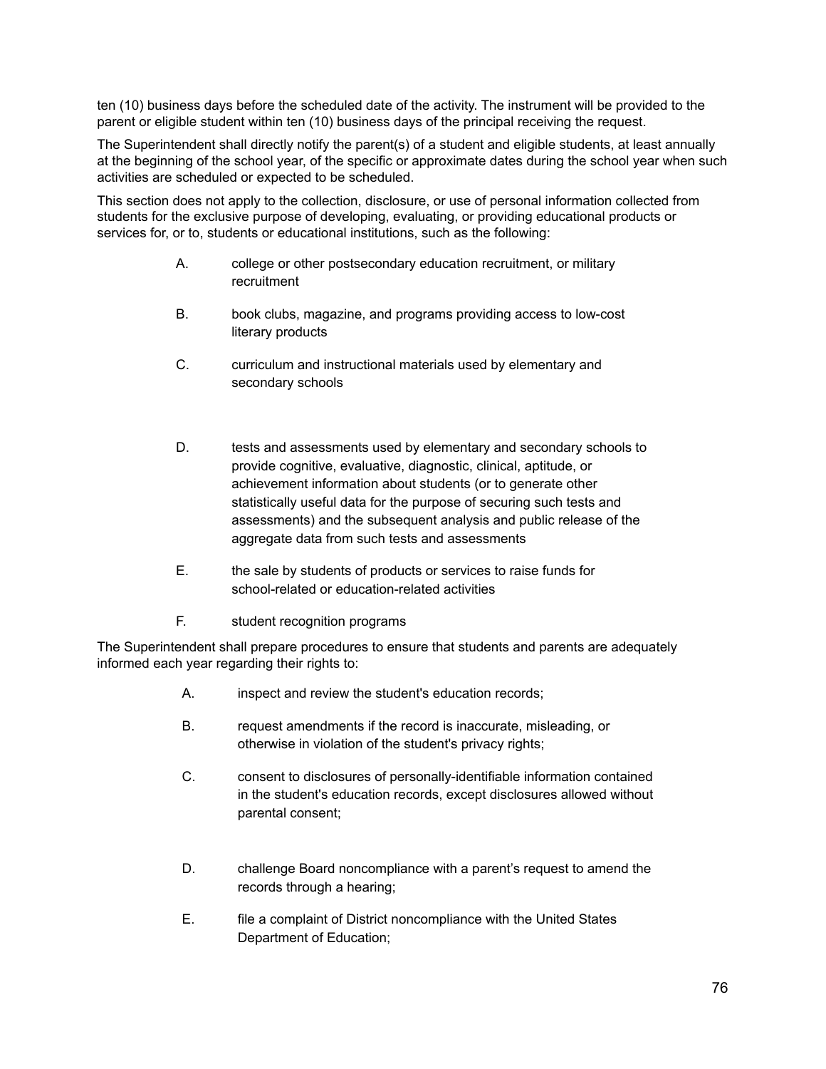ten (10) business days before the scheduled date of the activity. The instrument will be provided to the parent or eligible student within ten (10) business days of the principal receiving the request.

The Superintendent shall directly notify the parent(s) of a student and eligible students, at least annually at the beginning of the school year, of the specific or approximate dates during the school year when such activities are scheduled or expected to be scheduled.

This section does not apply to the collection, disclosure, or use of personal information collected from students for the exclusive purpose of developing, evaluating, or providing educational products or services for, or to, students or educational institutions, such as the following:

A. college or other postsecondary education recruitment, or military recruitment

B. book clubs, magazine, and programs providing access to low-cost literary products

C. curriculum and instructional materials used by elementary and secondary schools

D. tests and assessments used by elementary and secondary schools to provide cognitive, evaluative, diagnostic, clinical, aptitude, or achievement information about students (or to generate other statistically useful data for the purpose of securing such tests and assessments) and the subsequent analysis and public release of the aggregate data from such tests and assessments

E. the sale by students of products or services to raise funds for school-related or education-related activities

F. student recognition programs

The Superintendent shall prepare procedures to ensure that students and parents are adequately informed each year regarding their rights to:

A. inspect and review the student's education records;

B. request amendments if the record is inaccurate, misleading, or otherwise in violation of the student's privacy rights;

C. consent to disclosures of personally-identifiable information contained in the student's education records, except disclosures allowed without parental consent;

D. challenge Board noncompliance with a parent's request to amend the records through a hearing;

E. file a complaint of District noncompliance with the United States Department of Education;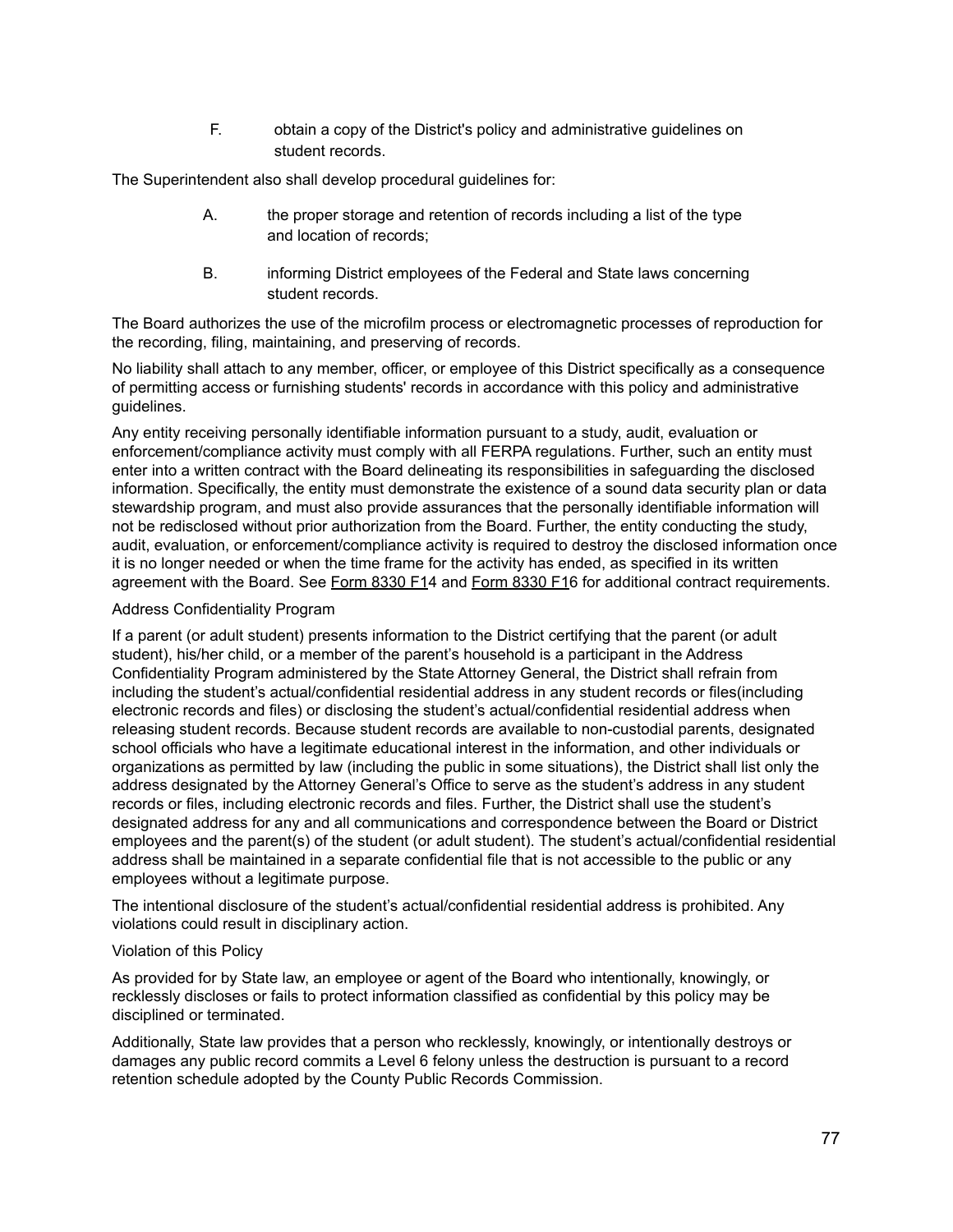F. obtain a copy of the District's policy and administrative guidelines on student records.

The Superintendent also shall develop procedural guidelines for:

A. the proper storage and retention of records including a list of the type and location of records;

B. informing District employees of the Federal and State laws concerning student records.

The Board authorizes the use of the microfilm process or electromagnetic processes of reproduction for the recording, filing, maintaining, and preserving of records.

No liability shall attach to any member, officer, or employee of this District specifically as a consequence of permitting access or furnishing students' records in accordance with this policy and administrative guidelines.

Any entity receiving personally identifiable information pursuant to a study, audit, evaluation or enforcement/compliance activity must comply with all FERPA regulations. Further, such an entity must enter into a written contract with the Board delineating its responsibilities in safeguarding the disclosed information. Specifically, the entity must demonstrate the existence of a sound data security plan or data stewardship program, and must also provide assurances that the personally identifiable information will not be redisclosed without prior authorization from the Board. Further, the entity conducting the study, audit, evaluation, or enforcement/compliance activity is required to destroy the disclosed information once it is no longer needed or when the time frame for the activity has ended, as specified in its written agreement with the Board. See Form 8330 F14 and Form 8330 F16 for additional contract requirements.

Address Confidentiality Program

If a parent (or adult student) presents information to the District certifying that the parent (or adult student), his/her child, or a member of the parent's household is a participant in the Address Confidentiality Program administered by the State Attorney General, the District shall refrain from including the student's actual/confidential residential address in any student records or files(including electronic records and files) or disclosing the student's actual/confidential residential address when releasing student records. Because student records are available to non-custodial parents, designated school officials who have a legitimate educational interest in the information, and other individuals or organizations as permitted by law (including the public in some situations), the District shall list only the address designated by the Attorney General's Office to serve as the student's address in any student records or files, including electronic records and files. Further, the District shall use the student's designated address for any and all communications and correspondence between the Board or District employees and the parent(s) of the student (or adult student). The student's actual/confidential residential address shall be maintained in a separate confidential file that is not accessible to the public or any employees without a legitimate purpose.

The intentional disclosure of the student's actual/confidential residential address is prohibited. Any violations could result in disciplinary action.

Violation of this Policy

As provided for by State law, an employee or agent of the Board who intentionally, knowingly, or recklessly discloses or fails to protect information classified as confidential by this policy may be disciplined or terminated.

Additionally, State law provides that a person who recklessly, knowingly, or intentionally destroys or damages any public record commits a Level 6 felony unless the destruction is pursuant to a record retention schedule adopted by the County Public Records Commission.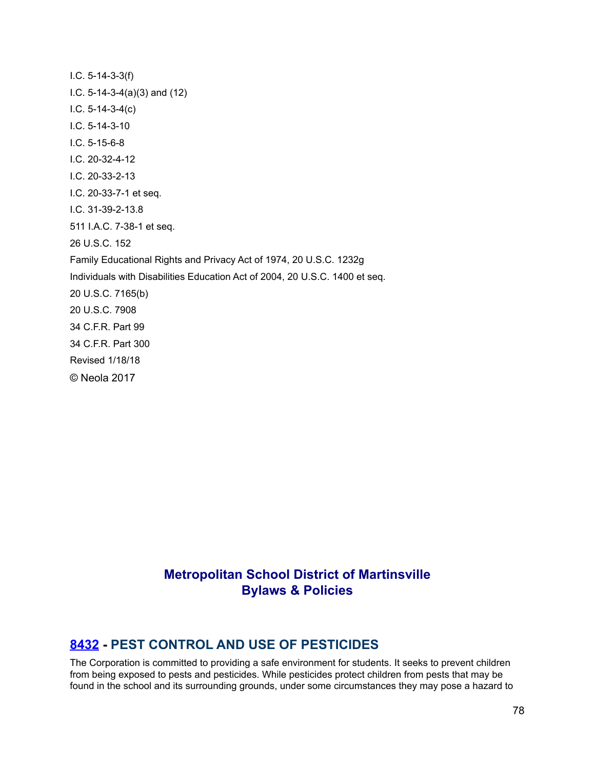I.C. 5-14-3-3(f)

I.C. 5-14-3-4(a)(3) and (12)

I.C. 5-14-3-4(c)

I.C. 5-14-3-10

I.C. 5-15-6-8

I.C. 20-32-4-12

I.C. 20-33-2-13

I.C. 20-33-7-1 et seq.

I.C. 31-39-2-13.8

511 I.A.C. 7-38-1 et seq.

26 U.S.C. 152

Family Educational Rights and Privacy Act of 1974, 20 U.S.C. 1232g

Individuals with Disabilities Education Act of 2004, 20 U.S.C. 1400 et seq.

20 U.S.C. 7165(b)

20 U.S.C. 7908

34 C.F.R. Part 99

34 C.F.R. Part 300

Revised 1/18/18

© Neola 2017

**Metropolitan School District of Martinsville**
**Bylaws & Policies**

## 8432 - PEST CONTROL AND USE OF PESTICIDES

The Corporation is committed to providing a safe environment for students. It seeks to prevent children from being exposed to pests and pesticides. While pesticides protect children from pests that may be found in the school and its surrounding grounds, under some circumstances they may pose a hazard to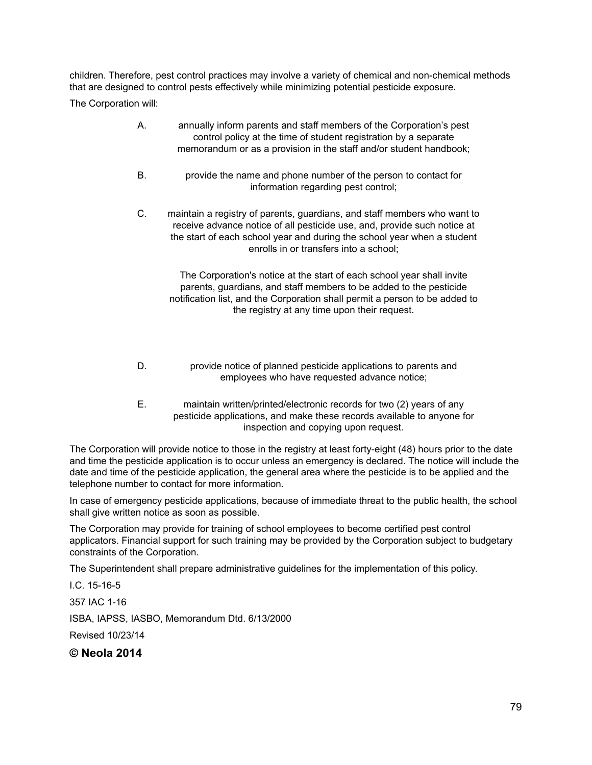children. Therefore, pest control practices may involve a variety of chemical and non-chemical methods that are designed to control pests effectively while minimizing potential pesticide exposure.

The Corporation will:

A. annually inform parents and staff members of the Corporation's pest control policy at the time of student registration by a separate memorandum or as a provision in the staff and/or student handbook;

B. provide the name and phone number of the person to contact for information regarding pest control;

C. maintain a registry of parents, guardians, and staff members who want to receive advance notice of all pesticide use, and, provide such notice at the start of each school year and during the school year when a student enrolls in or transfers into a school;

   The Corporation's notice at the start of each school year shall invite parents, guardians, and staff members to be added to the pesticide notification list, and the Corporation shall permit a person to be added to the registry at any time upon their request.

D. provide notice of planned pesticide applications to parents and employees who have requested advance notice;

E. maintain written/printed/electronic records for two (2) years of any pesticide applications, and make these records available to anyone for inspection and copying upon request.

The Corporation will provide notice to those in the registry at least forty-eight (48) hours prior to the date and time the pesticide application is to occur unless an emergency is declared. The notice will include the date and time of the pesticide application, the general area where the pesticide is to be applied and the telephone number to contact for more information.

In case of emergency pesticide applications, because of immediate threat to the public health, the school shall give written notice as soon as possible.

The Corporation may provide for training of school employees to become certified pest control applicators. Financial support for such training may be provided by the Corporation subject to budgetary constraints of the Corporation.

The Superintendent shall prepare administrative guidelines for the implementation of this policy.

I.C. 15-16-5

357 IAC 1-16

ISBA, IAPSS, IASBO, Memorandum Dtd. 6/13/2000

Revised 10/23/14

**© Neola 2014**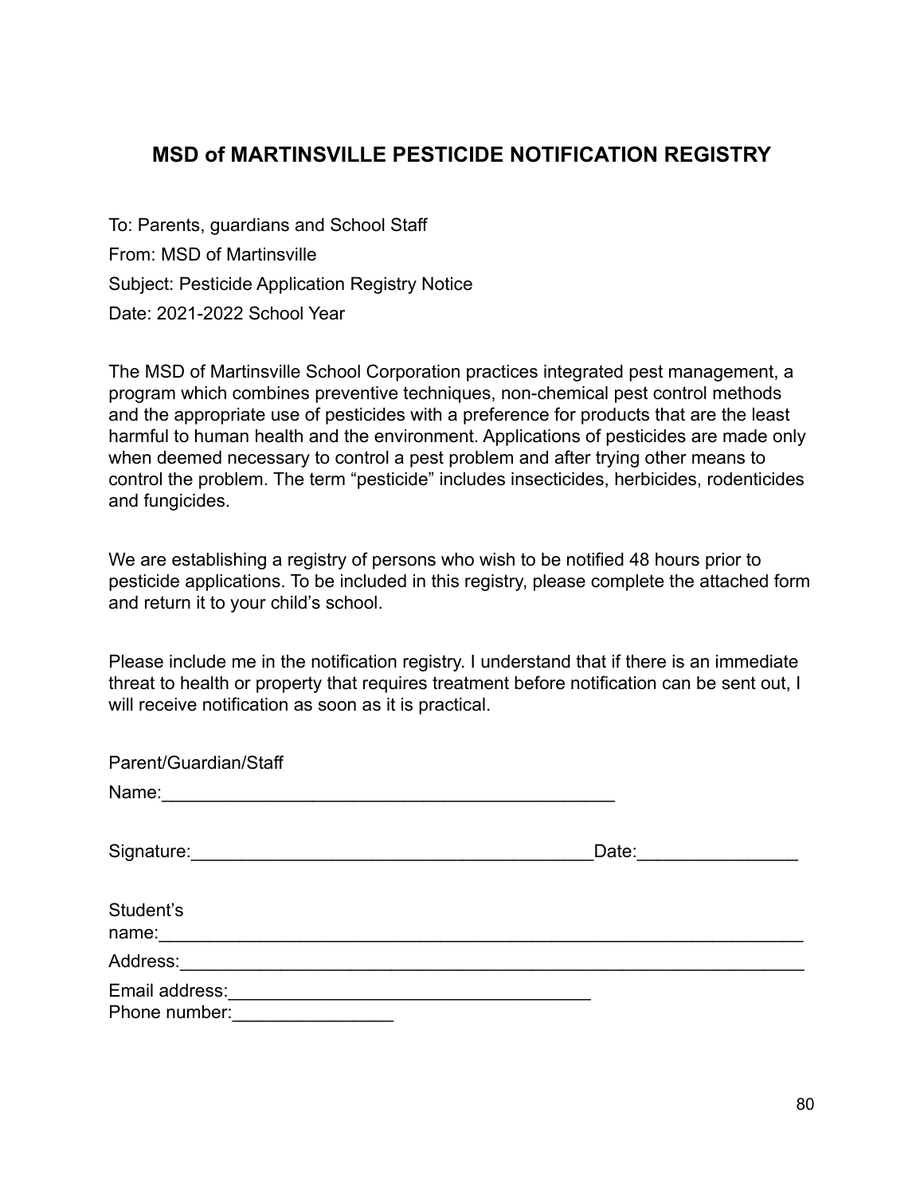## MSD of MARTINSVILLE PESTICIDE NOTIFICATION REGISTRY

To: Parents, guardians and School Staff

From: MSD of Martinsville

Subject: Pesticide Application Registry Notice

Date: 2021-2022 School Year

The MSD of Martinsville School Corporation practices integrated pest management, a program which combines preventive techniques, non-chemical pest control methods and the appropriate use of pesticides with a preference for products that are the least harmful to human health and the environment. Applications of pesticides are made only when deemed necessary to control a pest problem and after trying other means to control the problem. The term "pesticide" includes insecticides, herbicides, rodenticides and fungicides.

We are establishing a registry of persons who wish to be notified 48 hours prior to pesticide applications. To be included in this registry, please complete the attached form and return it to your child's school.

Please include me in the notification registry. I understand that if there is an immediate threat to health or property that requires treatment before notification can be sent out, I will receive notification as soon as it is practical.

Parent/Guardian/Staff

Name:_______________________________________________

Signature:________________________________________Date:________________

Student's name:__________________________________________________________________

Address:_________________________________________________________________

Email address:_____________________________________

Phone number:________________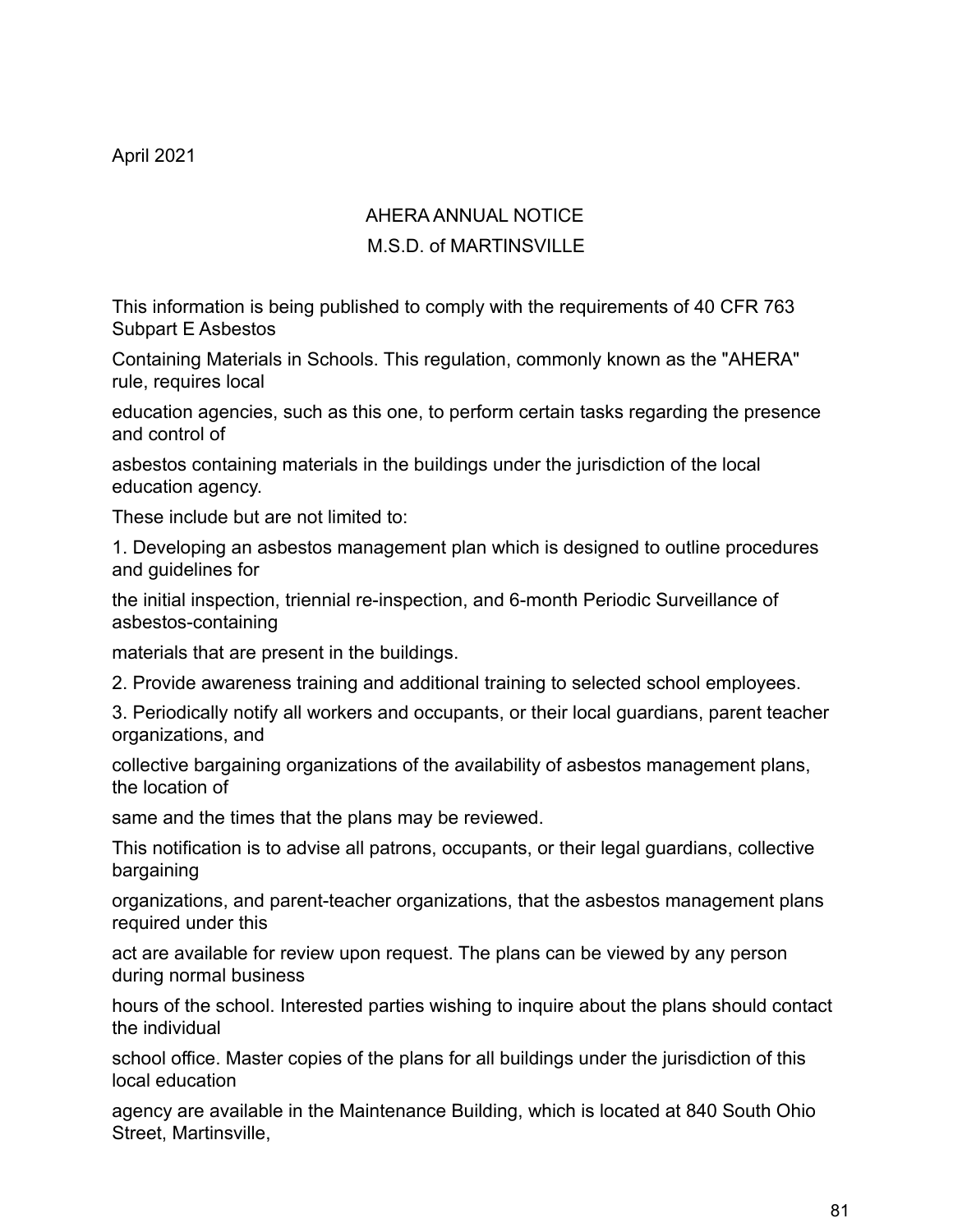April 2021

AHERA ANNUAL NOTICE

M.S.D. of MARTINSVILLE

This information is being published to comply with the requirements of 40 CFR 763 Subpart E Asbestos Containing Materials in Schools. This regulation, commonly known as the "AHERA" rule, requires local education agencies, such as this one, to perform certain tasks regarding the presence and control of asbestos containing materials in the buildings under the jurisdiction of the local education agency.

These include but are not limited to:

1. Developing an asbestos management plan which is designed to outline procedures and guidelines for the initial inspection, triennial re-inspection, and 6-month Periodic Surveillance of asbestos-containing materials that are present in the buildings.
2. Provide awareness training and additional training to selected school employees.
3. Periodically notify all workers and occupants, or their local guardians, parent teacher organizations, and collective bargaining organizations of the availability of asbestos management plans, the location of same and the times that the plans may be reviewed.

This notification is to advise all patrons, occupants, or their legal guardians, collective bargaining organizations, and parent-teacher organizations, that the asbestos management plans required under this act are available for review upon request. The plans can be viewed by any person during normal business hours of the school. Interested parties wishing to inquire about the plans should contact the individual school office. Master copies of the plans for all buildings under the jurisdiction of this local education agency are available in the Maintenance Building, which is located at 840 South Ohio Street, Martinsville,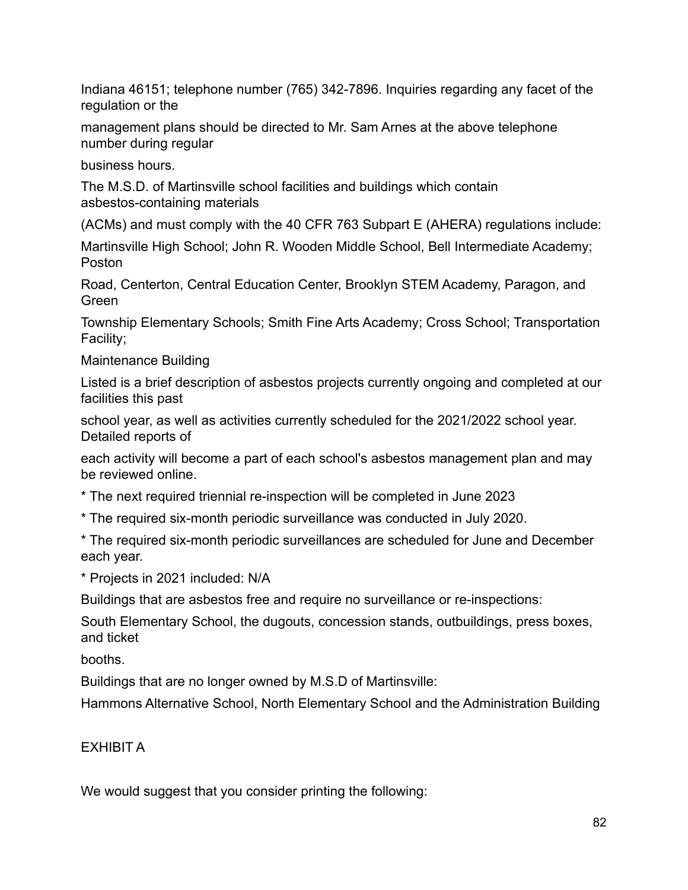Indiana 46151; telephone number (765) 342-7896. Inquiries regarding any facet of the regulation or the management plans should be directed to Mr. Sam Arnes at the above telephone number during regular business hours.

The M.S.D. of Martinsville school facilities and buildings which contain asbestos-containing materials (ACMs) and must comply with the 40 CFR 763 Subpart E (AHERA) regulations include:

Martinsville High School; John R. Wooden Middle School, Bell Intermediate Academy; Poston Road, Centerton, Central Education Center, Brooklyn STEM Academy, Paragon, and Green Township Elementary Schools; Smith Fine Arts Academy; Cross School; Transportation Facility; Maintenance Building

Listed is a brief description of asbestos projects currently ongoing and completed at our facilities this past school year, as well as activities currently scheduled for the 2021/2022 school year. Detailed reports of each activity will become a part of each school's asbestos management plan and may be reviewed online.

* The next required triennial re-inspection will be completed in June 2023
* The required six-month periodic surveillance was conducted in July 2020.
* The required six-month periodic surveillances are scheduled for June and December each year.
* Projects in 2021 included: N/A

Buildings that are asbestos free and require no surveillance or re-inspections:

South Elementary School, the dugouts, concession stands, outbuildings, press boxes, and ticket booths.

Buildings that are no longer owned by M.S.D of Martinsville:

Hammons Alternative School, North Elementary School and the Administration Building

EXHIBIT A

We would suggest that you consider printing the following: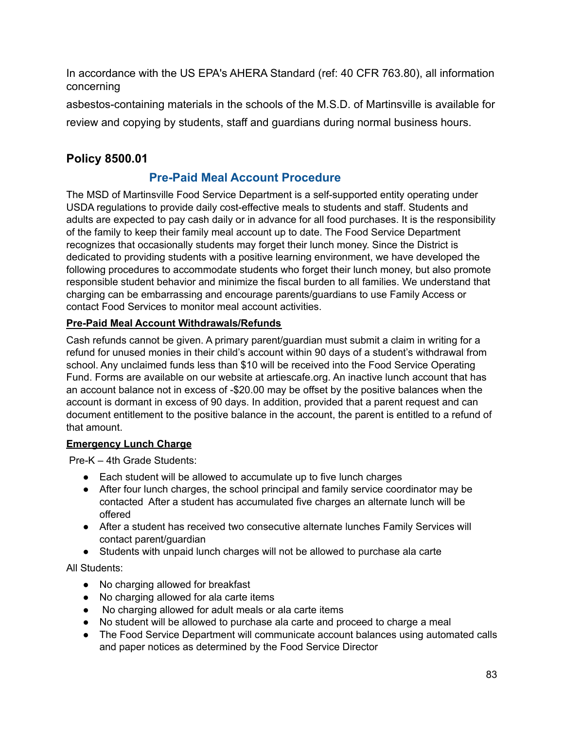In accordance with the US EPA's AHERA Standard (ref: 40 CFR 763.80), all information concerning

asbestos-containing materials in the schools of the M.S.D. of Martinsville is available for review and copying by students, staff and guardians during normal business hours.

## Policy 8500.01

### Pre-Paid Meal Account Procedure

The MSD of Martinsville Food Service Department is a self-supported entity operating under USDA regulations to provide daily cost-effective meals to students and staff. Students and adults are expected to pay cash daily or in advance for all food purchases. It is the responsibility of the family to keep their family meal account up to date. The Food Service Department recognizes that occasionally students may forget their lunch money. Since the District is dedicated to providing students with a positive learning environment, we have developed the following procedures to accommodate students who forget their lunch money, but also promote responsible student behavior and minimize the fiscal burden to all families. We understand that charging can be embarrassing and encourage parents/guardians to use Family Access or contact Food Services to monitor meal account activities.

**Pre-Paid Meal Account Withdrawals/Refunds**

Cash refunds cannot be given. A primary parent/guardian must submit a claim in writing for a refund for unused monies in their child's account within 90 days of a student's withdrawal from school. Any unclaimed funds less than $10 will be received into the Food Service Operating Fund. Forms are available on our website at artiescafe.org. An inactive lunch account that has an account balance not in excess of -$20.00 may be offset by the positive balances when the account is dormant in excess of 90 days. In addition, provided that a parent request and can document entitlement to the positive balance in the account, the parent is entitled to a refund of that amount.

**Emergency Lunch Charge**

Pre-K – 4th Grade Students:

- Each student will be allowed to accumulate up to five lunch charges
- After four lunch charges, the school principal and family service coordinator may be contacted After a student has accumulated five charges an alternate lunch will be offered
- After a student has received two consecutive alternate lunches Family Services will contact parent/guardian
- Students with unpaid lunch charges will not be allowed to purchase ala carte

All Students:

- No charging allowed for breakfast
- No charging allowed for ala carte items
- No charging allowed for adult meals or ala carte items
- No student will be allowed to purchase ala carte and proceed to charge a meal
- The Food Service Department will communicate account balances using automated calls and paper notices as determined by the Food Service Director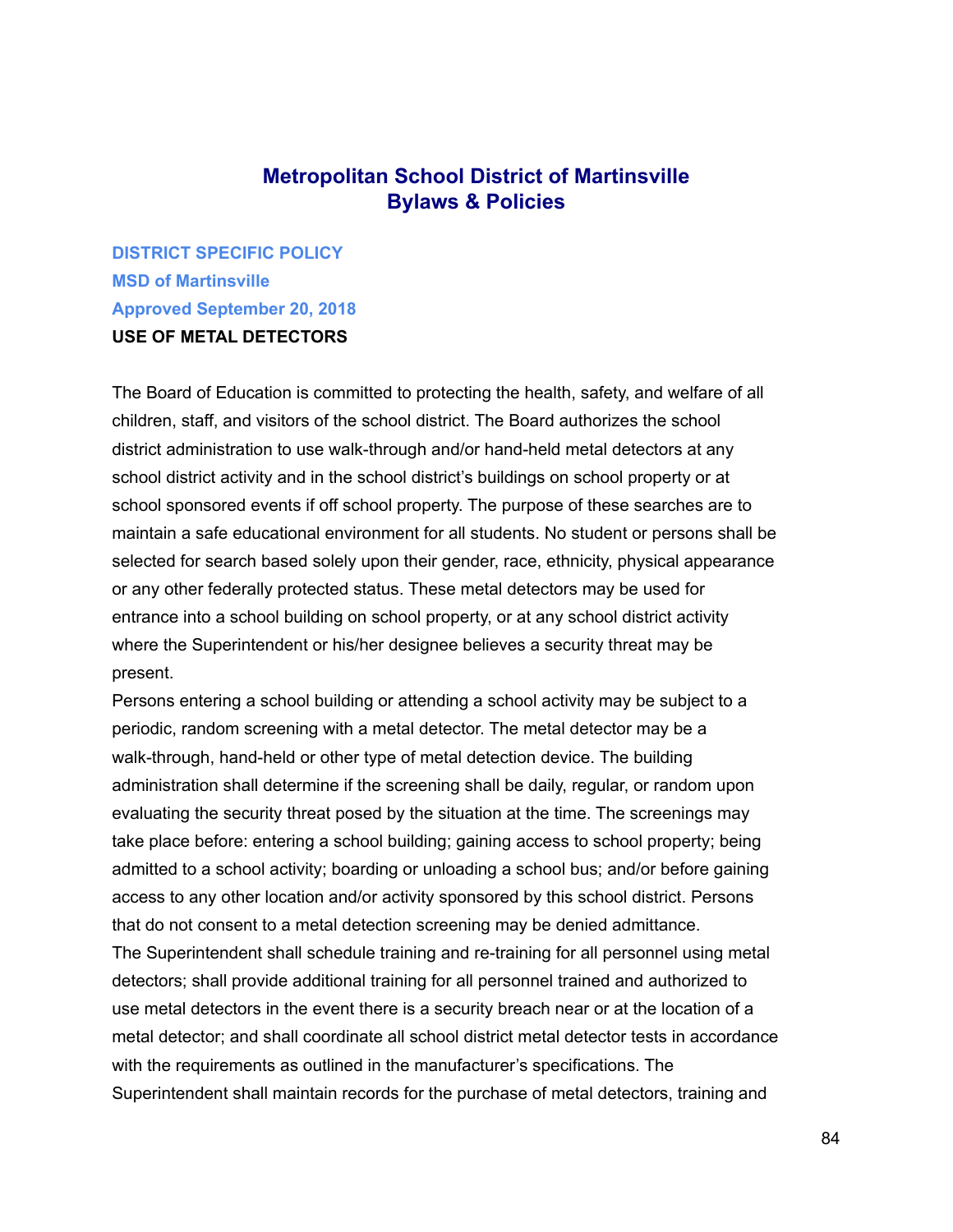# Metropolitan School District of Martinsville
# Bylaws & Policies

**DISTRICT SPECIFIC POLICY**
**MSD of Martinsville**
**Approved September 20, 2018**
**USE OF METAL DETECTORS**

The Board of Education is committed to protecting the health, safety, and welfare of all children, staff, and visitors of the school district. The Board authorizes the school district administration to use walk-through and/or hand-held metal detectors at any school district activity and in the school district's buildings on school property or at school sponsored events if off school property. The purpose of these searches are to maintain a safe educational environment for all students. No student or persons shall be selected for search based solely upon their gender, race, ethnicity, physical appearance or any other federally protected status. These metal detectors may be used for entrance into a school building on school property, or at any school district activity where the Superintendent or his/her designee believes a security threat may be present.

Persons entering a school building or attending a school activity may be subject to a periodic, random screening with a metal detector. The metal detector may be a walk-through, hand-held or other type of metal detection device. The building administration shall determine if the screening shall be daily, regular, or random upon evaluating the security threat posed by the situation at the time. The screenings may take place before: entering a school building; gaining access to school property; being admitted to a school activity; boarding or unloading a school bus; and/or before gaining access to any other location and/or activity sponsored by this school district. Persons that do not consent to a metal detection screening may be denied admittance.

The Superintendent shall schedule training and re-training for all personnel using metal detectors; shall provide additional training for all personnel trained and authorized to use metal detectors in the event there is a security breach near or at the location of a metal detector; and shall coordinate all school district metal detector tests in accordance with the requirements as outlined in the manufacturer's specifications. The Superintendent shall maintain records for the purchase of metal detectors, training and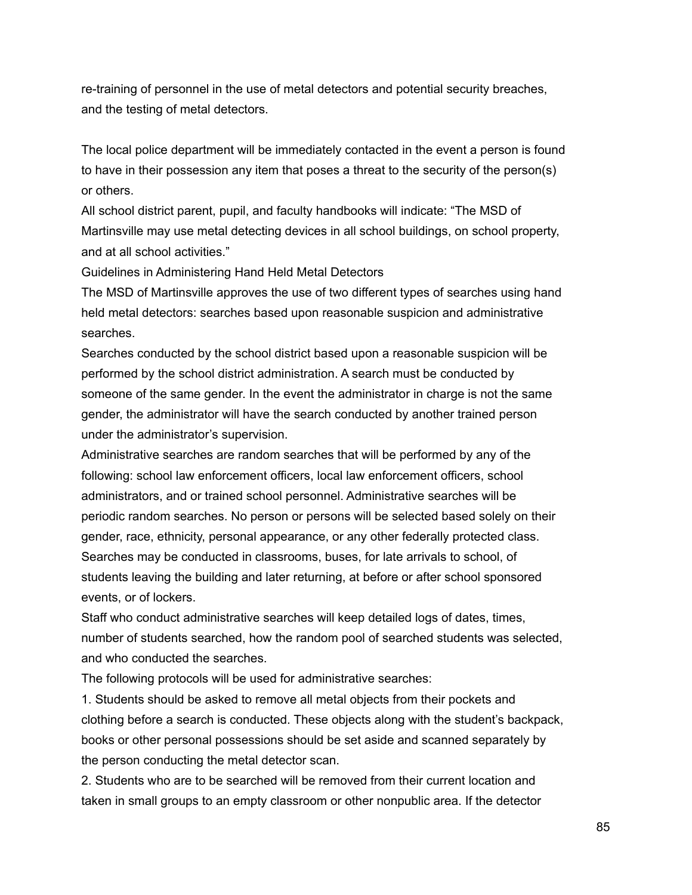re-training of personnel in the use of metal detectors and potential security breaches, and the testing of metal detectors.

The local police department will be immediately contacted in the event a person is found to have in their possession any item that poses a threat to the security of the person(s) or others.

All school district parent, pupil, and faculty handbooks will indicate: "The MSD of Martinsville may use metal detecting devices in all school buildings, on school property, and at all school activities."

Guidelines in Administering Hand Held Metal Detectors

The MSD of Martinsville approves the use of two different types of searches using hand held metal detectors: searches based upon reasonable suspicion and administrative searches.

Searches conducted by the school district based upon a reasonable suspicion will be performed by the school district administration. A search must be conducted by someone of the same gender. In the event the administrator in charge is not the same gender, the administrator will have the search conducted by another trained person under the administrator's supervision.

Administrative searches are random searches that will be performed by any of the following: school law enforcement officers, local law enforcement officers, school administrators, and or trained school personnel. Administrative searches will be periodic random searches. No person or persons will be selected based solely on their gender, race, ethnicity, personal appearance, or any other federally protected class. Searches may be conducted in classrooms, buses, for late arrivals to school, of students leaving the building and later returning, at before or after school sponsored events, or of lockers.

Staff who conduct administrative searches will keep detailed logs of dates, times, number of students searched, how the random pool of searched students was selected, and who conducted the searches.

The following protocols will be used for administrative searches:

1. Students should be asked to remove all metal objects from their pockets and clothing before a search is conducted. These objects along with the student's backpack, books or other personal possessions should be set aside and scanned separately by the person conducting the metal detector scan.
2. Students who are to be searched will be removed from their current location and taken in small groups to an empty classroom or other nonpublic area. If the detector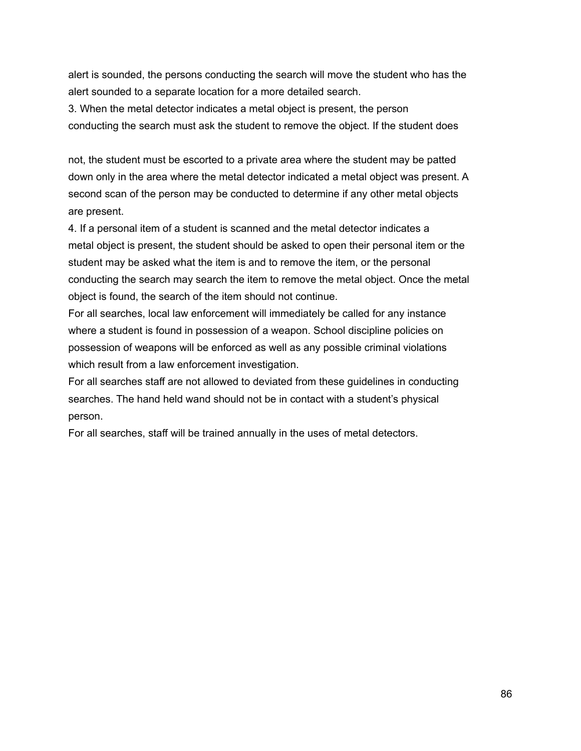alert is sounded, the persons conducting the search will move the student who has the alert sounded to a separate location for a more detailed search.

3. When the metal detector indicates a metal object is present, the person conducting the search must ask the student to remove the object. If the student does not, the student must be escorted to a private area where the student may be patted down only in the area where the metal detector indicated a metal object was present. A second scan of the person may be conducted to determine if any other metal objects are present.

4. If a personal item of a student is scanned and the metal detector indicates a metal object is present, the student should be asked to open their personal item or the student may be asked what the item is and to remove the item, or the personal conducting the search may search the item to remove the metal object. Once the metal object is found, the search of the item should not continue.

For all searches, local law enforcement will immediately be called for any instance where a student is found in possession of a weapon. School discipline policies on possession of weapons will be enforced as well as any possible criminal violations which result from a law enforcement investigation.

For all searches staff are not allowed to deviated from these guidelines in conducting searches. The hand held wand should not be in contact with a student's physical person.

For all searches, staff will be trained annually in the uses of metal detectors.